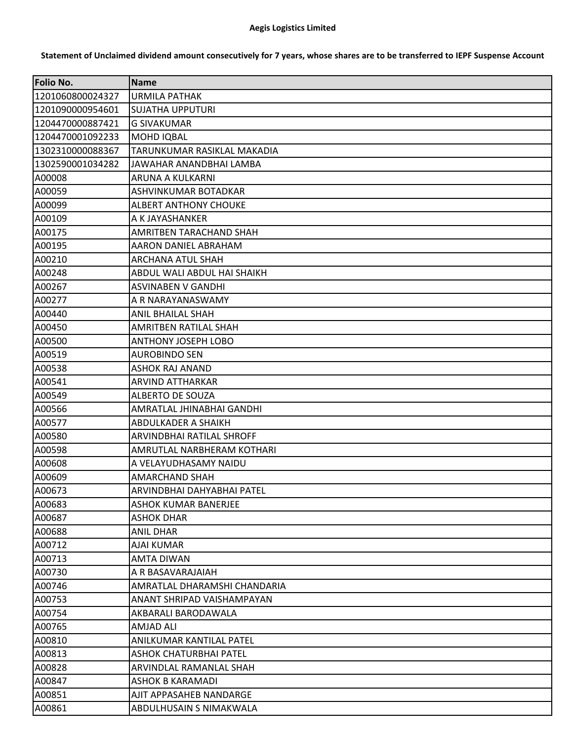**Aegis Logistics Limited**

**Statement of Unclaimed dividend amount consecutively for 7 years, whose shares are to be transferred to IEPF Suspense Account**

| Folio No. | Name |
|---|---|
| 1201060800024327 | URMILA PATHAK |
| 1201090000954601 | SUJATHA UPPUTURI |
| 1204470000887421 | G SIVAKUMAR |
| 1204470001092233 | MOHD IQBAL |
| 1302310000088367 | TARUNKUMAR RASIKLAL MAKADIA |
| 1302590001034282 | JAWAHAR ANANDBHAI LAMBA |
| A00008 | ARUNA A KULKARNI |
| A00059 | ASHVINKUMAR BOTADKAR |
| A00099 | ALBERT ANTHONY CHOUKE |
| A00109 | A K JAYASHANKER |
| A00175 | AMRITBEN TARACHAND SHAH |
| A00195 | AARON DANIEL ABRAHAM |
| A00210 | ARCHANA ATUL SHAH |
| A00248 | ABDUL WALI ABDUL HAI SHAIKH |
| A00267 | ASVINABEN V GANDHI |
| A00277 | A R NARAYANASWAMY |
| A00440 | ANIL BHAILAL SHAH |
| A00450 | AMRITBEN RATILAL SHAH |
| A00500 | ANTHONY JOSEPH LOBO |
| A00519 | AUROBINDO SEN |
| A00538 | ASHOK RAJ ANAND |
| A00541 | ARVIND ATTHARKAR |
| A00549 | ALBERTO DE SOUZA |
| A00566 | AMRATLAL JHINABHAI GANDHI |
| A00577 | ABDULKADER A SHAIKH |
| A00580 | ARVINDBHAI RATILAL SHROFF |
| A00598 | AMRUTLAL NARBHERAM KOTHARI |
| A00608 | A VELAYUDHASAMY NAIDU |
| A00609 | AMARCHAND SHAH |
| A00673 | ARVINDBHAI DAHYABHAI PATEL |
| A00683 | ASHOK KUMAR BANERJEE |
| A00687 | ASHOK DHAR |
| A00688 | ANIL DHAR |
| A00712 | AJAI KUMAR |
| A00713 | AMTA DIWAN |
| A00730 | A R BASAVARAJAIAH |
| A00746 | AMRATLAL DHARAMSHI CHANDARIA |
| A00753 | ANANT SHRIPAD VAISHAMPAYAN |
| A00754 | AKBARALI BARODAWALA |
| A00765 | AMJAD ALI |
| A00810 | ANILKUMAR KANTILAL PATEL |
| A00813 | ASHOK CHATURBHAI PATEL |
| A00828 | ARVINDLAL RAMANLAL SHAH |
| A00847 | ASHOK B KARAMADI |
| A00851 | AJIT APPASAHEB NANDARGE |
| A00861 | ABDULHUSAIN S NIMAKWALA |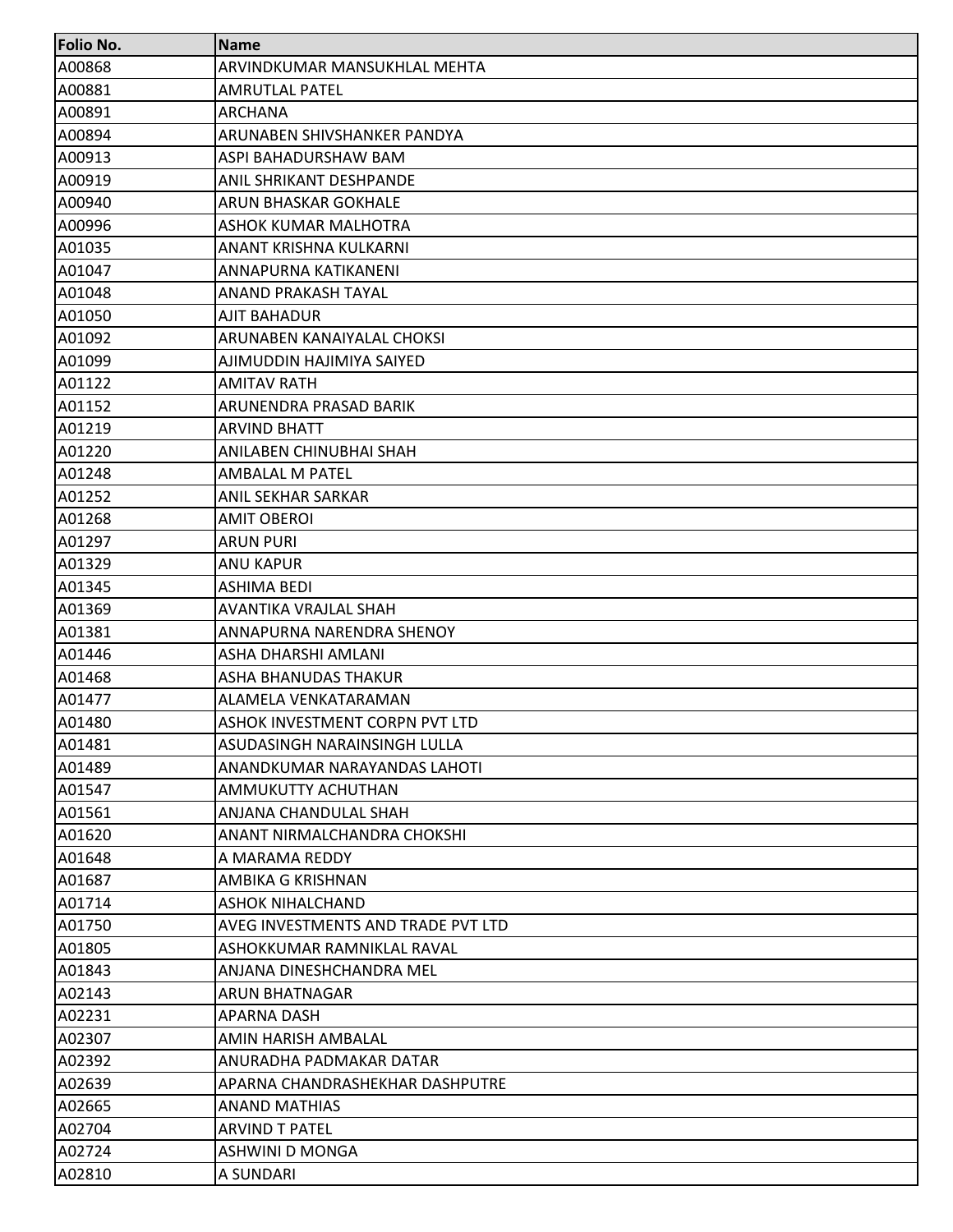| Folio No. | Name |
|---|---|
| A00868 | ARVINDKUMAR MANSUKHLAL MEHTA |
| A00881 | AMRUTLAL PATEL |
| A00891 | ARCHANA |
| A00894 | ARUNABEN SHIVSHANKER PANDYA |
| A00913 | ASPI BAHADURSHAW BAM |
| A00919 | ANIL SHRIKANT DESHPANDE |
| A00940 | ARUN BHASKAR GOKHALE |
| A00996 | ASHOK KUMAR MALHOTRA |
| A01035 | ANANT KRISHNA KULKARNI |
| A01047 | ANNAPURNA KATIKANENI |
| A01048 | ANAND PRAKASH TAYAL |
| A01050 | AJIT BAHADUR |
| A01092 | ARUNABEN KANAIYALAL CHOKSI |
| A01099 | AJIMUDDIN HAJIMIYA SAIYED |
| A01122 | AMITAV RATH |
| A01152 | ARUNENDRA PRASAD BARIK |
| A01219 | ARVIND BHATT |
| A01220 | ANILABEN CHINUBHAI SHAH |
| A01248 | AMBALAL M PATEL |
| A01252 | ANIL SEKHAR SARKAR |
| A01268 | AMIT OBEROI |
| A01297 | ARUN PURI |
| A01329 | ANU KAPUR |
| A01345 | ASHIMA BEDI |
| A01369 | AVANTIKA VRAJLAL SHAH |
| A01381 | ANNAPURNA NARENDRA SHENOY |
| A01446 | ASHA DHARSHI AMLANI |
| A01468 | ASHA BHANUDAS THAKUR |
| A01477 | ALAMELA VENKATARAMAN |
| A01480 | ASHOK INVESTMENT CORPN PVT LTD |
| A01481 | ASUDASINGH NARAINSINGH LULLA |
| A01489 | ANANDKUMAR NARAYANDAS LAHOTI |
| A01547 | AMMUKUTTY ACHUTHAN |
| A01561 | ANJANA CHANDULAL SHAH |
| A01620 | ANANT NIRMALCHANDRA CHOKSHI |
| A01648 | A MARAMA REDDY |
| A01687 | AMBIKA G KRISHNAN |
| A01714 | ASHOK NIHALCHAND |
| A01750 | AVEG INVESTMENTS AND TRADE PVT LTD |
| A01805 | ASHOKKUMAR RAMNIKLAL RAVAL |
| A01843 | ANJANA DINESHCHANDRA MEL |
| A02143 | ARUN BHATNAGAR |
| A02231 | APARNA DASH |
| A02307 | AMIN HARISH AMBALAL |
| A02392 | ANURADHA PADMAKAR DATAR |
| A02639 | APARNA CHANDRASHEKHAR DASHPUTRE |
| A02665 | ANAND MATHIAS |
| A02704 | ARVIND T PATEL |
| A02724 | ASHWINI D MONGA |
| A02810 | A SUNDARI |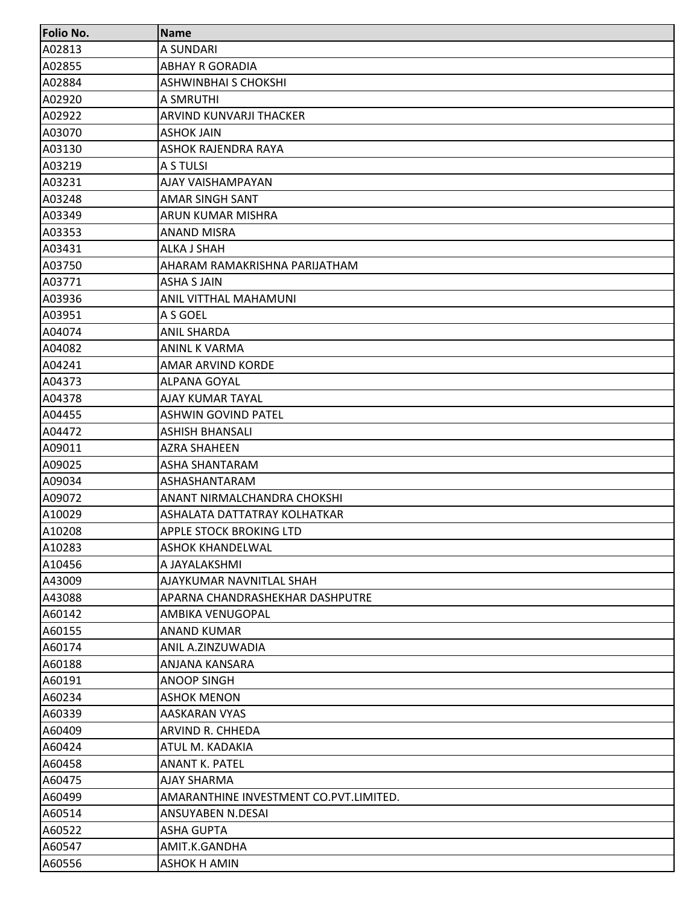| Folio No. | Name |
|---|---|
| A02813 | A SUNDARI |
| A02855 | ABHAY R GORADIA |
| A02884 | ASHWINBHAI S CHOKSHI |
| A02920 | A SMRUTHI |
| A02922 | ARVIND KUNVARJI THACKER |
| A03070 | ASHOK JAIN |
| A03130 | ASHOK RAJENDRA RAYA |
| A03219 | A S TULSI |
| A03231 | AJAY VAISHAMPAYAN |
| A03248 | AMAR SINGH SANT |
| A03349 | ARUN KUMAR MISHRA |
| A03353 | ANAND MISRA |
| A03431 | ALKA J SHAH |
| A03750 | AHARAM RAMAKRISHNA PARIJATHAM |
| A03771 | ASHA S JAIN |
| A03936 | ANIL VITTHAL MAHAMUNI |
| A03951 | A S GOEL |
| A04074 | ANIL SHARDA |
| A04082 | ANINL K VARMA |
| A04241 | AMAR ARVIND KORDE |
| A04373 | ALPANA GOYAL |
| A04378 | AJAY KUMAR TAYAL |
| A04455 | ASHWIN GOVIND PATEL |
| A04472 | ASHISH BHANSALI |
| A09011 | AZRA SHAHEEN |
| A09025 | ASHA SHANTARAM |
| A09034 | ASHASHANTARAM |
| A09072 | ANANT NIRMALCHANDRA CHOKSHI |
| A10029 | ASHALATA DATTATRAY KOLHATKAR |
| A10208 | APPLE STOCK BROKING LTD |
| A10283 | ASHOK KHANDELWAL |
| A10456 | A JAYALAKSHMI |
| A43009 | AJAYKUMAR NAVNITLAL SHAH |
| A43088 | APARNA CHANDRASHEKHAR DASHPUTRE |
| A60142 | AMBIKA VENUGOPAL |
| A60155 | ANAND KUMAR |
| A60174 | ANIL A.ZINZUWADIA |
| A60188 | ANJANA KANSARA |
| A60191 | ANOOP SINGH |
| A60234 | ASHOK MENON |
| A60339 | AASKARAN VYAS |
| A60409 | ARVIND R. CHHEDA |
| A60424 | ATUL M. KADAKIA |
| A60458 | ANANT K. PATEL |
| A60475 | AJAY SHARMA |
| A60499 | AMARANTHINE INVESTMENT CO.PVT.LIMITED. |
| A60514 | ANSUYABEN N.DESAI |
| A60522 | ASHA GUPTA |
| A60547 | AMIT.K.GANDHA |
| A60556 | ASHOK H AMIN |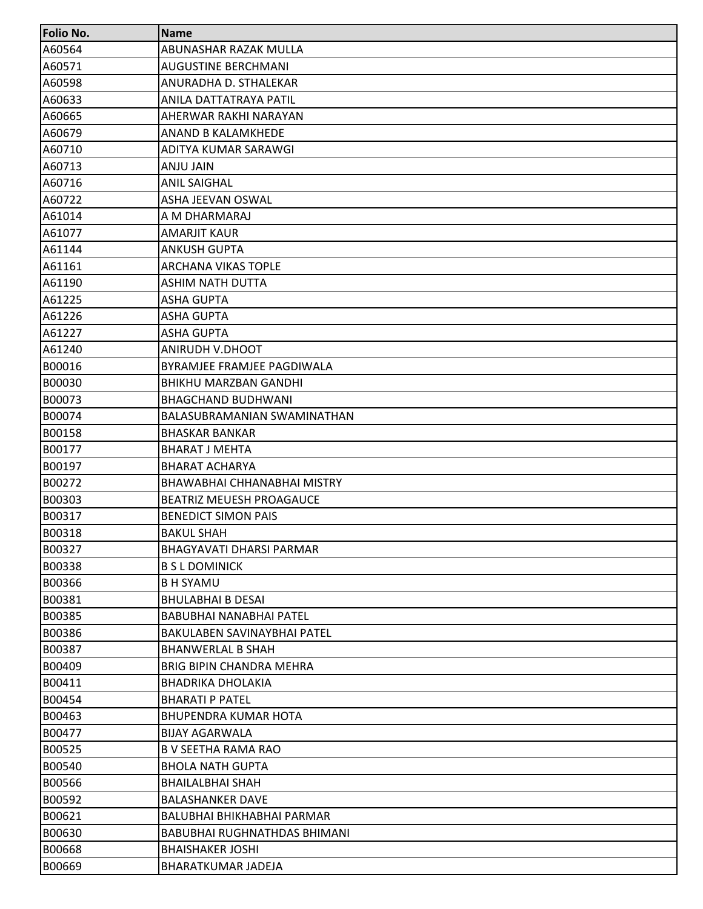| Folio No. | Name |
| --- | --- |
| A60564 | ABUNASHAR RAZAK MULLA |
| A60571 | AUGUSTINE BERCHMANI |
| A60598 | ANURADHA D. STHALEKAR |
| A60633 | ANILA DATTATRAYA PATIL |
| A60665 | AHERWAR RAKHI NARAYAN |
| A60679 | ANAND B KALAMKHEDE |
| A60710 | ADITYA KUMAR SARAWGI |
| A60713 | ANJU JAIN |
| A60716 | ANIL SAIGHAL |
| A60722 | ASHA JEEVAN OSWAL |
| A61014 | A M DHARMARAJ |
| A61077 | AMARJIT KAUR |
| A61144 | ANKUSH GUPTA |
| A61161 | ARCHANA VIKAS TOPLE |
| A61190 | ASHIM NATH DUTTA |
| A61225 | ASHA GUPTA |
| A61226 | ASHA GUPTA |
| A61227 | ASHA GUPTA |
| A61240 | ANIRUDH V.DHOOT |
| B00016 | BYRAMJEE FRAMJEE PAGDIWALA |
| B00030 | BHIKHU MARZBAN GANDHI |
| B00073 | BHAGCHAND BUDHWANI |
| B00074 | BALASUBRAMANIAN SWAMINATHAN |
| B00158 | BHASKAR BANKAR |
| B00177 | BHARAT J MEHTA |
| B00197 | BHARAT ACHARYA |
| B00272 | BHAWABHAI CHHANABHAI MISTRY |
| B00303 | BEATRIZ MEUESH PROAGAUCE |
| B00317 | BENEDICT SIMON PAIS |
| B00318 | BAKUL SHAH |
| B00327 | BHAGYAVATI DHARSI PARMAR |
| B00338 | B S L DOMINICK |
| B00366 | B H SYAMU |
| B00381 | BHULABHAI B DESAI |
| B00385 | BABUBHAI NANABHAI PATEL |
| B00386 | BAKULABEN SAVINAYBHAI PATEL |
| B00387 | BHANWERLAL B SHAH |
| B00409 | BRIG BIPIN CHANDRA MEHRA |
| B00411 | BHADRIKA DHOLAKIA |
| B00454 | BHARATI P PATEL |
| B00463 | BHUPENDRA KUMAR HOTA |
| B00477 | BIJAY AGARWALA |
| B00525 | B V SEETHA RAMA RAO |
| B00540 | BHOLA NATH GUPTA |
| B00566 | BHAILALBHAI SHAH |
| B00592 | BALASHANKER DAVE |
| B00621 | BALUBHAI BHIKHABHAI PARMAR |
| B00630 | BABUBHAI RUGHNATHDAS BHIMANI |
| B00668 | BHAISHAKER JOSHI |
| B00669 | BHARATKUMAR JADEJA |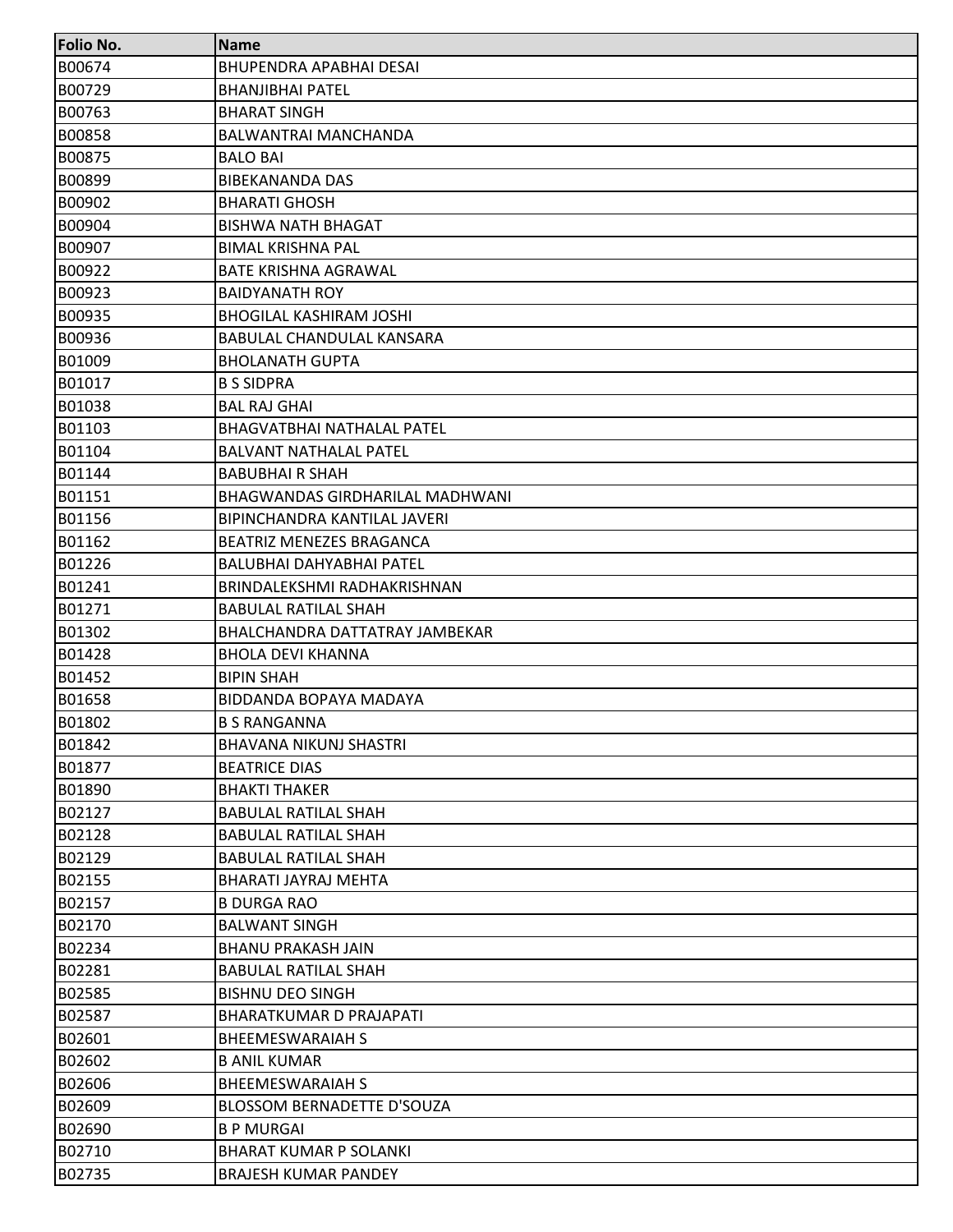| Folio No. | Name |
|---|---|
| B00674 | BHUPENDRA APABHAI DESAI |
| B00729 | BHANJIBHAI PATEL |
| B00763 | BHARAT SINGH |
| B00858 | BALWANTRAI MANCHANDA |
| B00875 | BALO BAI |
| B00899 | BIBEKANANDA DAS |
| B00902 | BHARATI GHOSH |
| B00904 | BISHWA NATH BHAGAT |
| B00907 | BIMAL KRISHNA PAL |
| B00922 | BATE KRISHNA AGRAWAL |
| B00923 | BAIDYANATH ROY |
| B00935 | BHOGILAL KASHIRAM JOSHI |
| B00936 | BABULAL CHANDULAL KANSARA |
| B01009 | BHOLANATH GUPTA |
| B01017 | B S SIDPRA |
| B01038 | BAL RAJ GHAI |
| B01103 | BHAGVATBHAI NATHALAL PATEL |
| B01104 | BALVANT NATHALAL PATEL |
| B01144 | BABUBHAI R SHAH |
| B01151 | BHAGWANDAS GIRDHARILAL MADHWANI |
| B01156 | BIPINCHANDRA KANTILAL JAVERI |
| B01162 | BEATRIZ MENEZES BRAGANCA |
| B01226 | BALUBHAI DAHYABHAI PATEL |
| B01241 | BRINDALEKSHMI RADHAKRISHNAN |
| B01271 | BABULAL RATILAL SHAH |
| B01302 | BHALCHANDRA DATTATRAY JAMBEKAR |
| B01428 | BHOLA DEVI KHANNA |
| B01452 | BIPIN SHAH |
| B01658 | BIDDANDA BOPAYA MADAYA |
| B01802 | B S RANGANNA |
| B01842 | BHAVANA NIKUNJ SHASTRI |
| B01877 | BEATRICE DIAS |
| B01890 | BHAKTI THAKER |
| B02127 | BABULAL RATILAL SHAH |
| B02128 | BABULAL RATILAL SHAH |
| B02129 | BABULAL RATILAL SHAH |
| B02155 | BHARATI JAYRAJ MEHTA |
| B02157 | B DURGA RAO |
| B02170 | BALWANT SINGH |
| B02234 | BHANU PRAKASH JAIN |
| B02281 | BABULAL RATILAL SHAH |
| B02585 | BISHNU DEO SINGH |
| B02587 | BHARATKUMAR D PRAJAPATI |
| B02601 | BHEEMESWARAIAH S |
| B02602 | B ANIL KUMAR |
| B02606 | BHEEMESWARAIAH S |
| B02609 | BLOSSOM BERNADETTE D'SOUZA |
| B02690 | B P MURGAI |
| B02710 | BHARAT KUMAR P SOLANKI |
| B02735 | BRAJESH KUMAR PANDEY |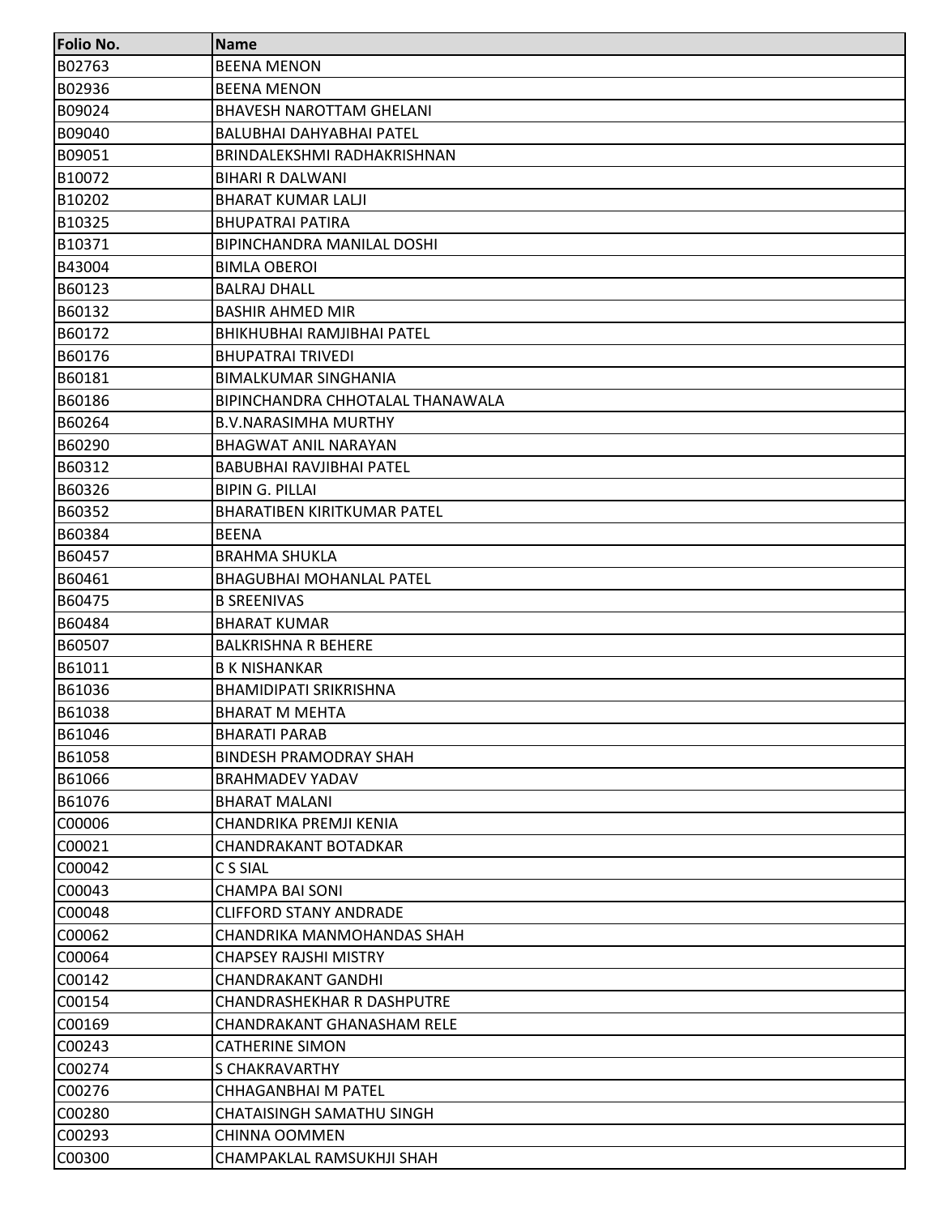| Folio No. | Name |
|---|---|
| B02763 | BEENA MENON |
| B02936 | BEENA MENON |
| B09024 | BHAVESH NAROTTAM GHELANI |
| B09040 | BALUBHAI DAHYABHAI PATEL |
| B09051 | BRINDALEKSHMI RADHAKRISHNAN |
| B10072 | BIHARI R DALWANI |
| B10202 | BHARAT KUMAR LALJI |
| B10325 | BHUPATRAI PATIRA |
| B10371 | BIPINCHANDRA MANILAL DOSHI |
| B43004 | BIMLA OBEROI |
| B60123 | BALRAJ DHALL |
| B60132 | BASHIR AHMED MIR |
| B60172 | BHIKHUBHAI RAMJIBHAI PATEL |
| B60176 | BHUPATRAI TRIVEDI |
| B60181 | BIMALKUMAR SINGHANIA |
| B60186 | BIPINCHANDRA CHHOTALAL THANAWALA |
| B60264 | B.V.NARASIMHA MURTHY |
| B60290 | BHAGWAT ANIL NARAYAN |
| B60312 | BABUBHAI RAVJIBHAI PATEL |
| B60326 | BIPIN G. PILLAI |
| B60352 | BHARATIBEN KIRITKUMAR PATEL |
| B60384 | BEENA |
| B60457 | BRAHMA SHUKLA |
| B60461 | BHAGUBHAI MOHANLAL PATEL |
| B60475 | B SREENIVAS |
| B60484 | BHARAT KUMAR |
| B60507 | BALKRISHNA R BEHERE |
| B61011 | B K NISHANKAR |
| B61036 | BHAMIDIPATI SRIKRISHNA |
| B61038 | BHARAT M MEHTA |
| B61046 | BHARATI PARAB |
| B61058 | BINDESH PRAMODRAY SHAH |
| B61066 | BRAHMADEV YADAV |
| B61076 | BHARAT MALANI |
| C00006 | CHANDRIKA PREMJI KENIA |
| C00021 | CHANDRAKANT BOTADKAR |
| C00042 | C S SIAL |
| C00043 | CHAMPA BAI SONI |
| C00048 | CLIFFORD STANY ANDRADE |
| C00062 | CHANDRIKA MANMOHANDAS SHAH |
| C00064 | CHAPSEY RAJSHI MISTRY |
| C00142 | CHANDRAKANT GANDHI |
| C00154 | CHANDRASHEKHAR R DASHPUTRE |
| C00169 | CHANDRAKANT GHANASHAM RELE |
| C00243 | CATHERINE SIMON |
| C00274 | S CHAKRAVARTHY |
| C00276 | CHHAGANBHAI M PATEL |
| C00280 | CHATAISINGH SAMATHU SINGH |
| C00293 | CHINNA OOMMEN |
| C00300 | CHAMPAKLAL RAMSUKHJI SHAH |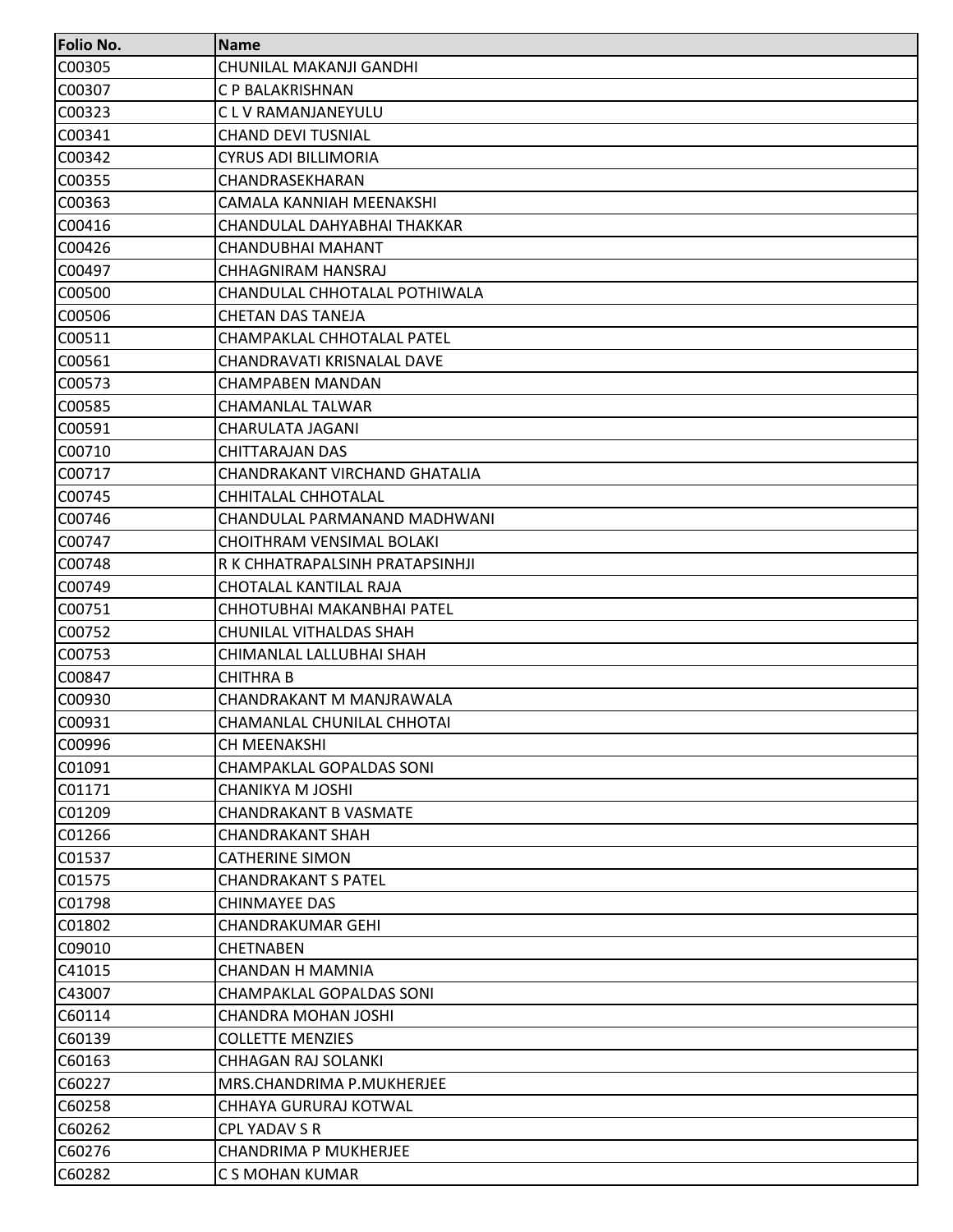| Folio No. | Name |
| --- | --- |
| C00305 | CHUNILAL MAKANJI GANDHI |
| C00307 | C P BALAKRISHNAN |
| C00323 | C L V RAMANJANEYULU |
| C00341 | CHAND DEVI TUSNIAL |
| C00342 | CYRUS ADI BILLIMORIA |
| C00355 | CHANDRASEKHARAN |
| C00363 | CAMALA KANNIAH MEENAKSHI |
| C00416 | CHANDULAL DAHYABHAI THAKKAR |
| C00426 | CHANDUBHAI MAHANT |
| C00497 | CHHAGNIRAM HANSRAJ |
| C00500 | CHANDULAL CHHOTALAL POTHIWALA |
| C00506 | CHETAN DAS TANEJA |
| C00511 | CHAMPAKLAL CHHOTALAL PATEL |
| C00561 | CHANDRAVATI KRISNALAL DAVE |
| C00573 | CHAMPABEN MANDAN |
| C00585 | CHAMANLAL TALWAR |
| C00591 | CHARULATA JAGANI |
| C00710 | CHITTARAJAN DAS |
| C00717 | CHANDRAKANT VIRCHAND GHATALIA |
| C00745 | CHHITALAL CHHOTALAL |
| C00746 | CHANDULAL PARMANAND MADHWANI |
| C00747 | CHOITHRAM VENSIMAL BOLAKI |
| C00748 | R K CHHATRAPALSINH PRATAPSINHJI |
| C00749 | CHOTALAL KANTILAL RAJA |
| C00751 | CHHOTUBHAI MAKANBHAI PATEL |
| C00752 | CHUNILAL VITHALDAS SHAH |
| C00753 | CHIMANLAL LALLUBHAI SHAH |
| C00847 | CHITHRA B |
| C00930 | CHANDRAKANT M MANJRAWALA |
| C00931 | CHAMANLAL CHUNILAL CHHOTAI |
| C00996 | CH MEENAKSHI |
| C01091 | CHAMPAKLAL GOPALDAS SONI |
| C01171 | CHANIKYA M JOSHI |
| C01209 | CHANDRAKANT B VASMATE |
| C01266 | CHANDRAKANT SHAH |
| C01537 | CATHERINE SIMON |
| C01575 | CHANDRAKANT S PATEL |
| C01798 | CHINMAYEE DAS |
| C01802 | CHANDRAKUMAR GEHI |
| C09010 | CHETNABEN |
| C41015 | CHANDAN H MAMNIA |
| C43007 | CHAMPAKLAL GOPALDAS SONI |
| C60114 | CHANDRA MOHAN JOSHI |
| C60139 | COLLETTE MENZIES |
| C60163 | CHHAGAN RAJ SOLANKI |
| C60227 | MRS.CHANDRIMA P.MUKHERJEE |
| C60258 | CHHAYA GURURAJ KOTWAL |
| C60262 | CPL YADAV S R |
| C60276 | CHANDRIMA P MUKHERJEE |
| C60282 | C S MOHAN KUMAR |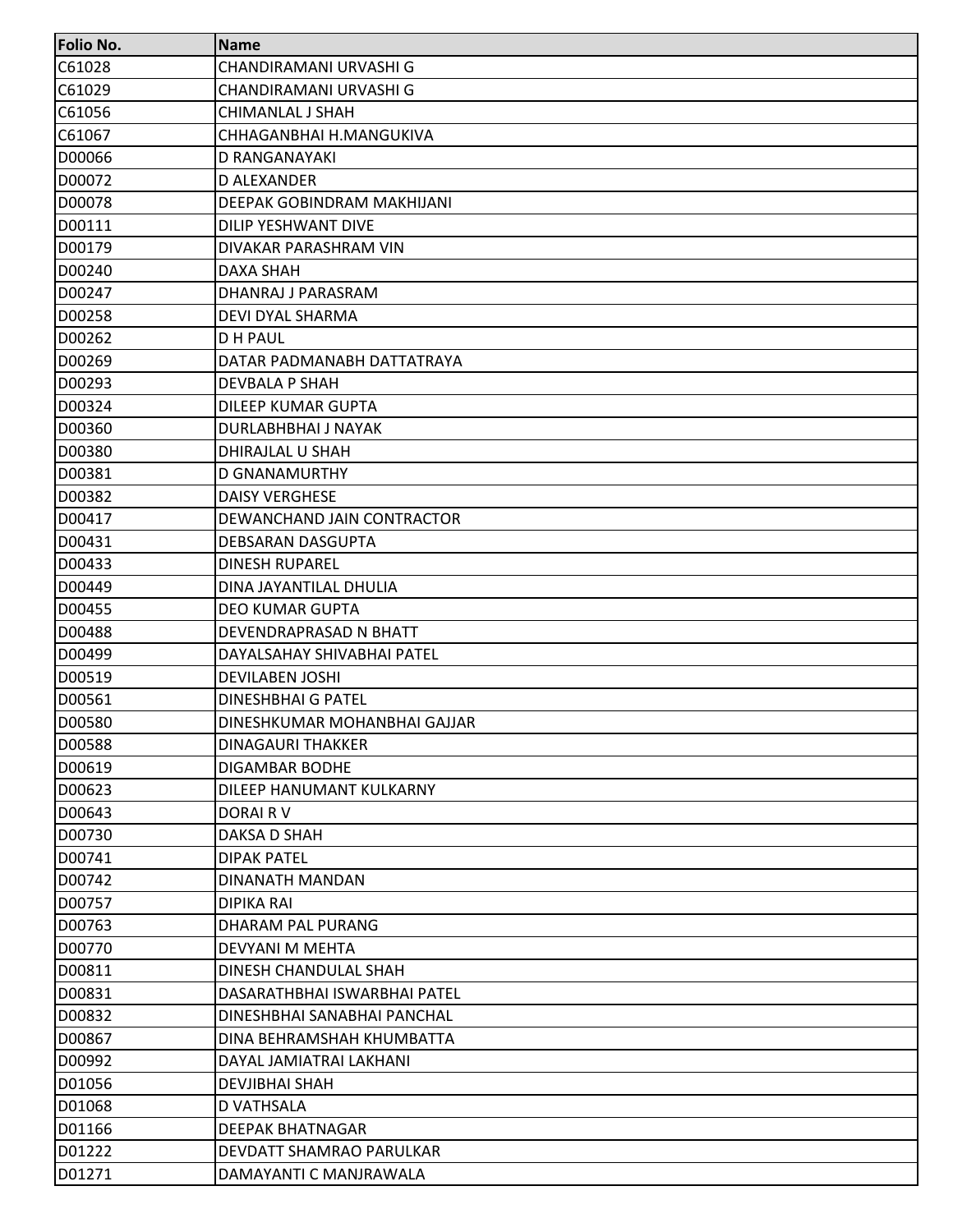| Folio No. | Name |
|---|---|
| C61028 | CHANDIRAMANI URVASHI G |
| C61029 | CHANDIRAMANI URVASHI G |
| C61056 | CHIMANLAL J SHAH |
| C61067 | CHHAGANBHAI H.MANGUKIVA |
| D00066 | D RANGANAYAKI |
| D00072 | D ALEXANDER |
| D00078 | DEEPAK GOBINDRAM MAKHIJANI |
| D00111 | DILIP YESHWANT DIVE |
| D00179 | DIVAKAR PARASHRAM VIN |
| D00240 | DAXA SHAH |
| D00247 | DHANRAJ J PARASRAM |
| D00258 | DEVI DYAL SHARMA |
| D00262 | D H PAUL |
| D00269 | DATAR PADMANABH DATTATRAYA |
| D00293 | DEVBALA P SHAH |
| D00324 | DILEEP KUMAR GUPTA |
| D00360 | DURLABHBHAI J NAYAK |
| D00380 | DHIRAJLAL U SHAH |
| D00381 | D GNANAMURTHY |
| D00382 | DAISY VERGHESE |
| D00417 | DEWANCHAND JAIN CONTRACTOR |
| D00431 | DEBSARAN DASGUPTA |
| D00433 | DINESH RUPAREL |
| D00449 | DINA JAYANTILAL DHULIA |
| D00455 | DEO KUMAR GUPTA |
| D00488 | DEVENDRAPRASAD N BHATT |
| D00499 | DAYALSAHAY SHIVABHAI PATEL |
| D00519 | DEVILABEN JOSHI |
| D00561 | DINESHBHAI G PATEL |
| D00580 | DINESHKUMAR MOHANBHAI GAJJAR |
| D00588 | DINAGAURI THAKKER |
| D00619 | DIGAMBAR BODHE |
| D00623 | DILEEP HANUMANT KULKARNY |
| D00643 | DORAI R V |
| D00730 | DAKSA D SHAH |
| D00741 | DIPAK PATEL |
| D00742 | DINANATH MANDAN |
| D00757 | DIPIKA RAI |
| D00763 | DHARAM PAL PURANG |
| D00770 | DEVYANI M MEHTA |
| D00811 | DINESH CHANDULAL SHAH |
| D00831 | DASARATHBHAI ISWARBHAI PATEL |
| D00832 | DINESHBHAI SANABHAI PANCHAL |
| D00867 | DINA BEHRAMSHAH KHUMBATTA |
| D00992 | DAYAL JAMIATRAI LAKHANI |
| D01056 | DEVJIBHAI SHAH |
| D01068 | D VATHSALA |
| D01166 | DEEPAK BHATNAGAR |
| D01222 | DEVDATT SHAMRAO PARULKAR |
| D01271 | DAMAYANTI C MANJRAWALA |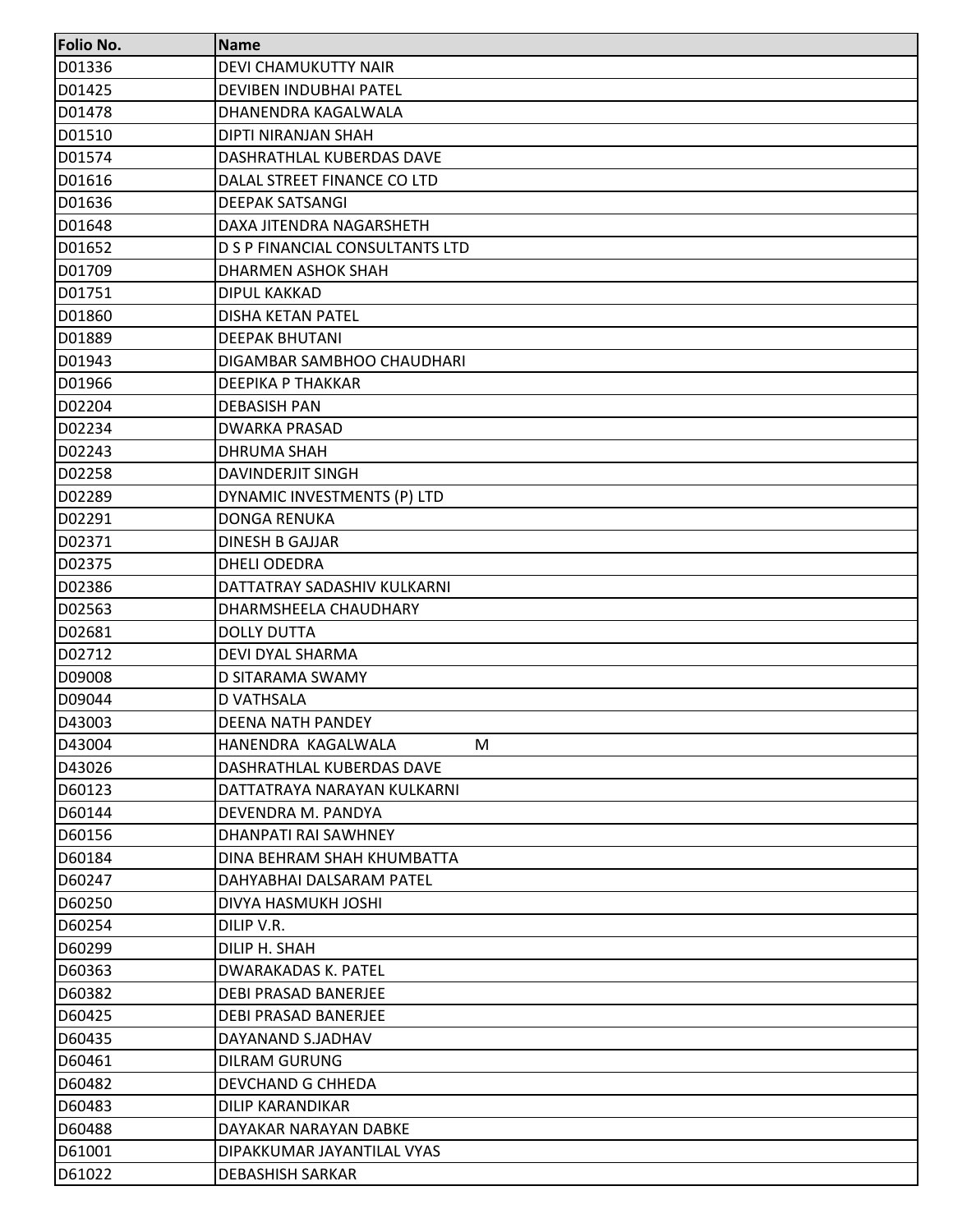| Folio No. | Name |
|---|---|
| D01336 | DEVI CHAMUKUTTY NAIR |
| D01425 | DEVIBEN INDUBHAI PATEL |
| D01478 | DHANENDRA KAGALWALA |
| D01510 | DIPTI NIRANJAN SHAH |
| D01574 | DASHRATHLAL KUBERDAS DAVE |
| D01616 | DALAL STREET FINANCE CO LTD |
| D01636 | DEEPAK SATSANGI |
| D01648 | DAXA JITENDRA NAGARSHETH |
| D01652 | D S P FINANCIAL CONSULTANTS LTD |
| D01709 | DHARMEN ASHOK SHAH |
| D01751 | DIPUL KAKKAD |
| D01860 | DISHA KETAN PATEL |
| D01889 | DEEPAK BHUTANI |
| D01943 | DIGAMBAR SAMBHOO CHAUDHARI |
| D01966 | DEEPIKA P THAKKAR |
| D02204 | DEBASISH PAN |
| D02234 | DWARKA PRASAD |
| D02243 | DHRUMA SHAH |
| D02258 | DAVINDERJIT SINGH |
| D02289 | DYNAMIC INVESTMENTS (P) LTD |
| D02291 | DONGA RENUKA |
| D02371 | DINESH B GAJJAR |
| D02375 | DHELI ODEDRA |
| D02386 | DATTATRAY SADASHIV KULKARNI |
| D02563 | DHARMSHEELA CHAUDHARY |
| D02681 | DOLLY DUTTA |
| D02712 | DEVI DYAL SHARMA |
| D09008 | D SITARAMA SWAMY |
| D09044 | D VATHSALA |
| D43003 | DEENA NATH PANDEY |
| D43004 | HANENDRA KAGALWALA M |
| D43026 | DASHRATHLAL KUBERDAS DAVE |
| D60123 | DATTATRAYA NARAYAN KULKARNI |
| D60144 | DEVENDRA M. PANDYA |
| D60156 | DHANPATI RAI SAWHNEY |
| D60184 | DINA BEHRAM SHAH KHUMBATTA |
| D60247 | DAHYABHAI DALSARAM PATEL |
| D60250 | DIVYA HASMUKH JOSHI |
| D60254 | DILIP V.R. |
| D60299 | DILIP H. SHAH |
| D60363 | DWARAKADAS K. PATEL |
| D60382 | DEBI PRASAD BANERJEE |
| D60425 | DEBI PRASAD BANERJEE |
| D60435 | DAYANAND S.JADHAV |
| D60461 | DILRAM GURUNG |
| D60482 | DEVCHAND G CHHEDA |
| D60483 | DILIP KARANDIKAR |
| D60488 | DAYAKAR NARAYAN DABKE |
| D61001 | DIPAKKUMAR JAYANTILAL VYAS |
| D61022 | DEBASHISH SARKAR |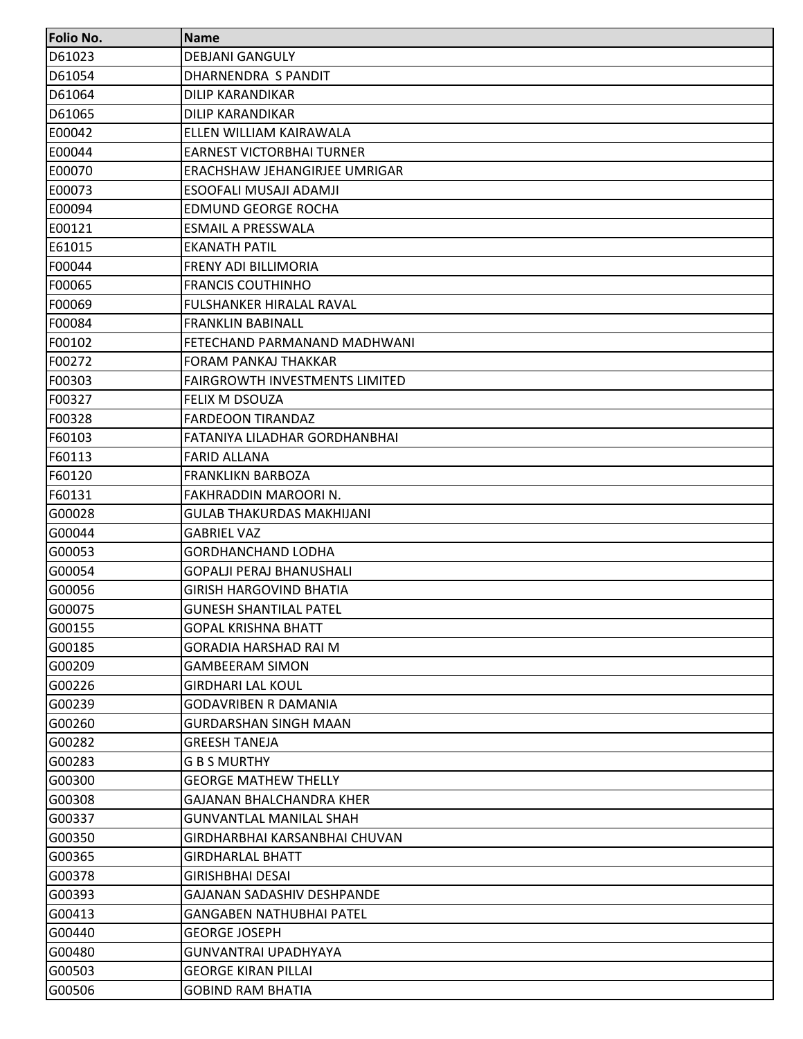| Folio No. | Name |
|---|---|
| D61023 | DEBJANI GANGULY |
| D61054 | DHARNENDRA S PANDIT |
| D61064 | DILIP KARANDIKAR |
| D61065 | DILIP KARANDIKAR |
| E00042 | ELLEN WILLIAM KAIRAWALA |
| E00044 | EARNEST VICTORBHAI TURNER |
| E00070 | ERACHSHAW JEHANGIRJEE UMRIGAR |
| E00073 | ESOOFALI MUSAJI ADAMJI |
| E00094 | EDMUND GEORGE ROCHA |
| E00121 | ESMAIL A PRESSWALA |
| E61015 | EKANATH PATIL |
| F00044 | FRENY ADI BILLIMORIA |
| F00065 | FRANCIS COUTHINHO |
| F00069 | FULSHANKER HIRALAL RAVAL |
| F00084 | FRANKLIN BABINALL |
| F00102 | FETECHAND PARMANAND MADHWANI |
| F00272 | FORAM PANKAJ THAKKAR |
| F00303 | FAIRGROWTH INVESTMENTS LIMITED |
| F00327 | FELIX M DSOUZA |
| F00328 | FARDEOON TIRANDAZ |
| F60103 | FATANIYA LILADHAR GORDHANBHAI |
| F60113 | FARID ALLANA |
| F60120 | FRANKLIKN BARBOZA |
| F60131 | FAKHRADDIN MAROORI N. |
| G00028 | GULAB THAKURDAS MAKHIJANI |
| G00044 | GABRIEL VAZ |
| G00053 | GORDHANCHAND LODHA |
| G00054 | GOPALJI PERAJ BHANUSHALI |
| G00056 | GIRISH HARGOVIND BHATIA |
| G00075 | GUNESH SHANTILAL PATEL |
| G00155 | GOPAL KRISHNA BHATT |
| G00185 | GORADIA HARSHAD RAI M |
| G00209 | GAMBEERAM SIMON |
| G00226 | GIRDHARI LAL KOUL |
| G00239 | GODAVRIBEN R DAMANIA |
| G00260 | GURDARSHAN SINGH MAAN |
| G00282 | GREESH TANEJA |
| G00283 | G B S MURTHY |
| G00300 | GEORGE MATHEW THELLY |
| G00308 | GAJANAN BHALCHANDRA KHER |
| G00337 | GUNVANTLAL MANILAL SHAH |
| G00350 | GIRDHARBHAI KARSANBHAI CHUVAN |
| G00365 | GIRDHARLAL BHATT |
| G00378 | GIRISHBHAI DESAI |
| G00393 | GAJANAN SADASHIV DESHPANDE |
| G00413 | GANGABEN NATHUBHAI PATEL |
| G00440 | GEORGE JOSEPH |
| G00480 | GUNVANTRAI UPADHYAYA |
| G00503 | GEORGE KIRAN PILLAI |
| G00506 | GOBIND RAM BHATIA |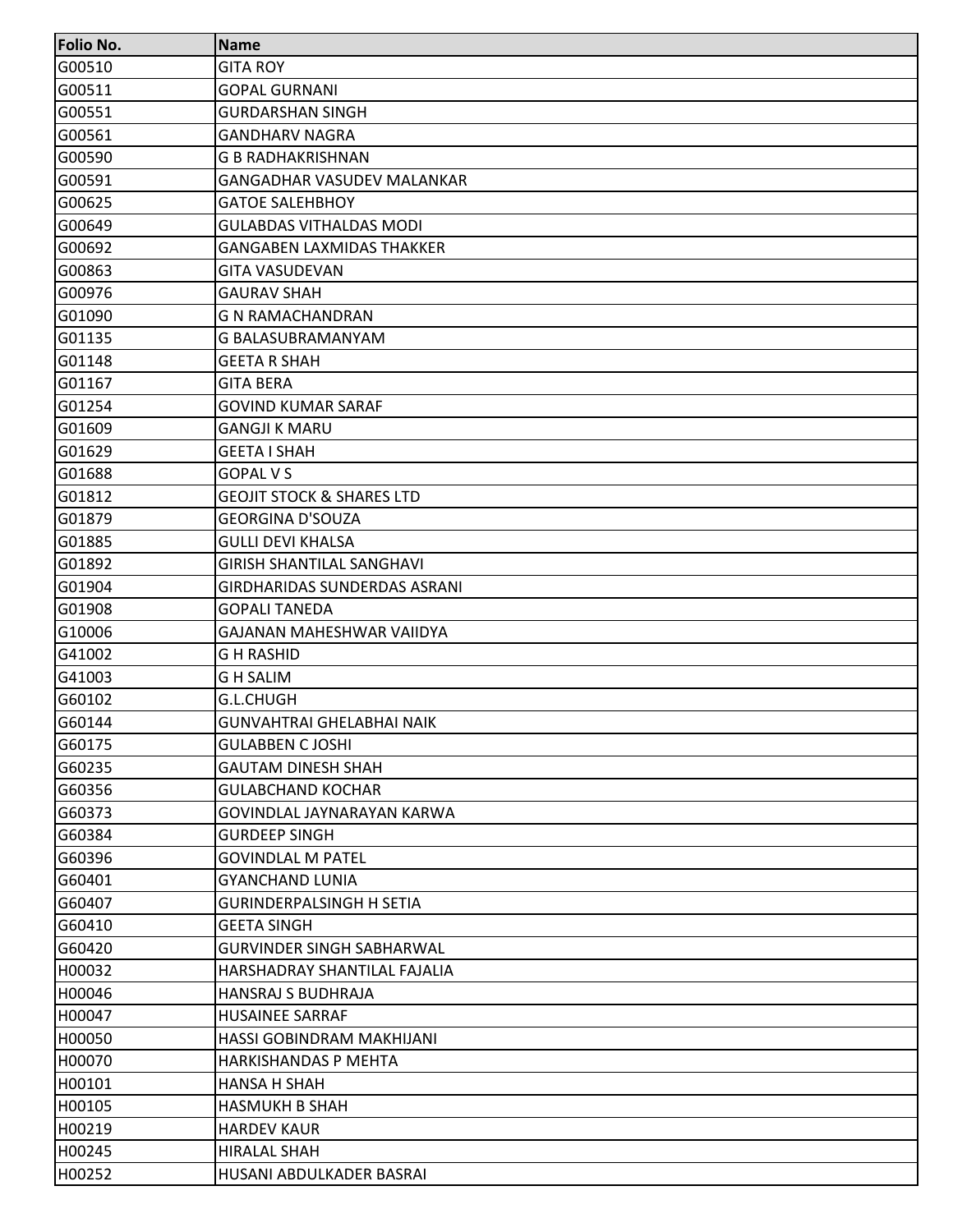| Folio No. | Name |
|---|---|
| G00510 | GITA ROY |
| G00511 | GOPAL GURNANI |
| G00551 | GURDARSHAN SINGH |
| G00561 | GANDHARV NAGRA |
| G00590 | G B RADHAKRISHNAN |
| G00591 | GANGADHAR VASUDEV MALANKAR |
| G00625 | GATOE SALEHBHOY |
| G00649 | GULABDAS VITHALDAS MODI |
| G00692 | GANGABEN LAXMIDAS THAKKER |
| G00863 | GITA VASUDEVAN |
| G00976 | GAURAV SHAH |
| G01090 | G N RAMACHANDRAN |
| G01135 | G BALASUBRAMANYAM |
| G01148 | GEETA R SHAH |
| G01167 | GITA BERA |
| G01254 | GOVIND KUMAR SARAF |
| G01609 | GANGJI K MARU |
| G01629 | GEETA I SHAH |
| G01688 | GOPAL V S |
| G01812 | GEOJIT STOCK & SHARES LTD |
| G01879 | GEORGINA D'SOUZA |
| G01885 | GULLI DEVI KHALSA |
| G01892 | GIRISH SHANTILAL SANGHAVI |
| G01904 | GIRDHARIDAS SUNDERDAS ASRANI |
| G01908 | GOPALI TANEDA |
| G10006 | GAJANAN MAHESHWAR VAIIDYA |
| G41002 | G H RASHID |
| G41003 | G H SALIM |
| G60102 | G.L.CHUGH |
| G60144 | GUNVAHTRAI GHELABHAI NAIK |
| G60175 | GULABBEN C JOSHI |
| G60235 | GAUTAM DINESH SHAH |
| G60356 | GULABCHAND KOCHAR |
| G60373 | GOVINDLAL JAYNARAYAN KARWA |
| G60384 | GURDEEP SINGH |
| G60396 | GOVINDLAL M PATEL |
| G60401 | GYANCHAND LUNIA |
| G60407 | GURINDERPALSINGH H SETIA |
| G60410 | GEETA SINGH |
| G60420 | GURVINDER SINGH SABHARWAL |
| H00032 | HARSHADRAY SHANTILAL FAJALIA |
| H00046 | HANSRAJ S BUDHRAJA |
| H00047 | HUSAINEE SARRAF |
| H00050 | HASSI GOBINDRAM MAKHIJANI |
| H00070 | HARKISHANDAS P MEHTA |
| H00101 | HANSA H SHAH |
| H00105 | HASMUKH B SHAH |
| H00219 | HARDEV KAUR |
| H00245 | HIRALAL SHAH |
| H00252 | HUSANI ABDULKADER BASRAI |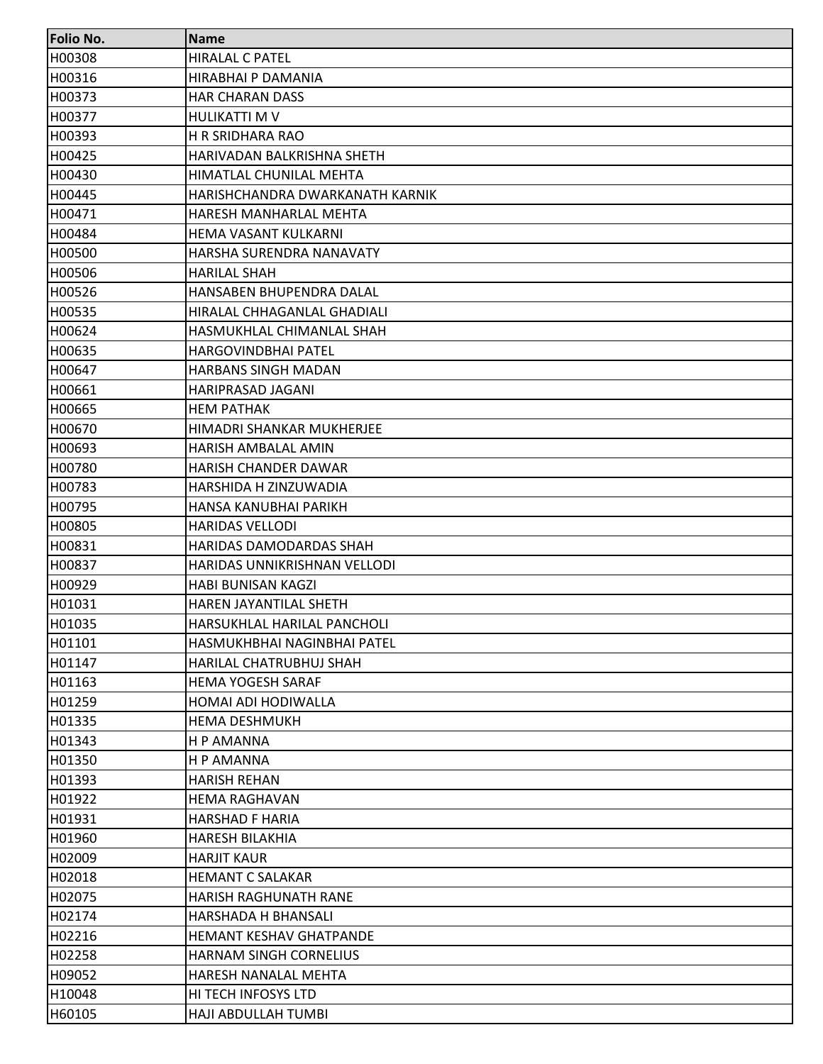| Folio No. | Name |
|---|---|
| H00308 | HIRALAL C PATEL |
| H00316 | HIRABHAI P DAMANIA |
| H00373 | HAR CHARAN DASS |
| H00377 | HULIKATTI M V |
| H00393 | H R SRIDHARA RAO |
| H00425 | HARIVADAN BALKRISHNA SHETH |
| H00430 | HIMATLAL CHUNILAL MEHTA |
| H00445 | HARISHCHANDRA DWARKANATH KARNIK |
| H00471 | HARESH MANHARLAL MEHTA |
| H00484 | HEMA VASANT KULKARNI |
| H00500 | HARSHA SURENDRA NANAVATY |
| H00506 | HARILAL SHAH |
| H00526 | HANSABEN BHUPENDRA DALAL |
| H00535 | HIRALAL CHHAGANLAL GHADIALI |
| H00624 | HASMUKHLAL CHIMANLAL SHAH |
| H00635 | HARGOVINDBHAI PATEL |
| H00647 | HARBANS SINGH MADAN |
| H00661 | HARIPRASAD JAGANI |
| H00665 | HEM PATHAK |
| H00670 | HIMADRI SHANKAR MUKHERJEE |
| H00693 | HARISH AMBALAL AMIN |
| H00780 | HARISH CHANDER DAWAR |
| H00783 | HARSHIDA H ZINZUWADIA |
| H00795 | HANSA KANUBHAI PARIKH |
| H00805 | HARIDAS VELLODI |
| H00831 | HARIDAS DAMODARDAS SHAH |
| H00837 | HARIDAS UNNIKRISHNAN VELLODI |
| H00929 | HABI BUNISAN KAGZI |
| H01031 | HAREN JAYANTILAL SHETH |
| H01035 | HARSUKHLAL HARILAL PANCHOLI |
| H01101 | HASMUKHBHAI NAGINBHAI PATEL |
| H01147 | HARILAL CHATRUBHUJ SHAH |
| H01163 | HEMA YOGESH SARAF |
| H01259 | HOMAI ADI HODIWALLA |
| H01335 | HEMA DESHMUKH |
| H01343 | H P AMANNA |
| H01350 | H P AMANNA |
| H01393 | HARISH REHAN |
| H01922 | HEMA RAGHAVAN |
| H01931 | HARSHAD F HARIA |
| H01960 | HARESH BILAKHIA |
| H02009 | HARJIT KAUR |
| H02018 | HEMANT C SALAKAR |
| H02075 | HARISH RAGHUNATH RANE |
| H02174 | HARSHADA H BHANSALI |
| H02216 | HEMANT KESHAV GHATPANDE |
| H02258 | HARNAM SINGH CORNELIUS |
| H09052 | HARESH NANALAL MEHTA |
| H10048 | HI TECH INFOSYS LTD |
| H60105 | HAJI ABDULLAH TUMBI |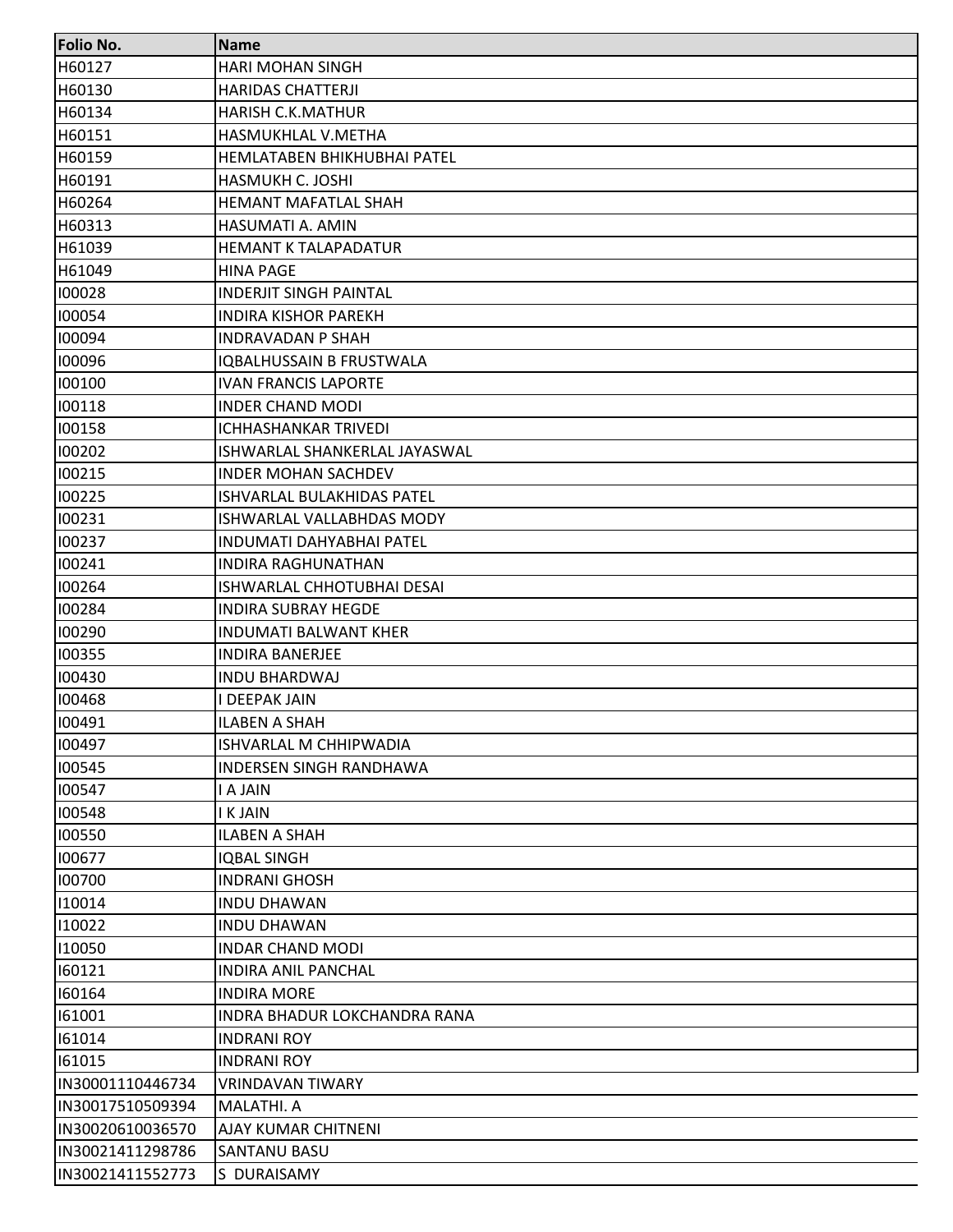| Folio No. | Name |
|---|---|
| H60127 | HARI MOHAN SINGH |
| H60130 | HARIDAS CHATTERJI |
| H60134 | HARISH C.K.MATHUR |
| H60151 | HASMUKHLAL V.METHA |
| H60159 | HEMLATABEN BHIKHUBHAI PATEL |
| H60191 | HASMUKH C. JOSHI |
| H60264 | HEMANT MAFATLAL SHAH |
| H60313 | HASUMATI A. AMIN |
| H61039 | HEMANT K TALAPADATUR |
| H61049 | HINA PAGE |
| I00028 | INDERJIT SINGH PAINTAL |
| I00054 | INDIRA KISHOR PAREKH |
| I00094 | INDRAVADAN P SHAH |
| I00096 | IQBALHUSSAIN B FRUSTWALA |
| I00100 | IVAN FRANCIS LAPORTE |
| I00118 | INDER CHAND MODI |
| I00158 | ICHHASHANKAR TRIVEDI |
| I00202 | ISHWARLAL SHANKERLAL JAYASWAL |
| I00215 | INDER MOHAN SACHDEV |
| I00225 | ISHVARLAL BULAKHIDAS PATEL |
| I00231 | ISHWARLAL VALLABHDAS MODY |
| I00237 | INDUMATI DAHYABHAI PATEL |
| I00241 | INDIRA RAGHUNATHAN |
| I00264 | ISHWARLAL CHHOTUBHAI DESAI |
| I00284 | INDIRA SUBRAY HEGDE |
| I00290 | INDUMATI BALWANT KHER |
| I00355 | INDIRA BANERJEE |
| I00430 | INDU BHARDWAJ |
| I00468 | I DEEPAK JAIN |
| I00491 | ILABEN A SHAH |
| I00497 | ISHVARLAL M CHHIPWADIA |
| I00545 | INDERSEN SINGH RANDHAWA |
| I00547 | I A JAIN |
| I00548 | I K JAIN |
| I00550 | ILABEN A SHAH |
| I00677 | IQBAL SINGH |
| I00700 | INDRANI GHOSH |
| I10014 | INDU DHAWAN |
| I10022 | INDU DHAWAN |
| I10050 | INDAR CHAND MODI |
| I60121 | INDIRA ANIL PANCHAL |
| I60164 | INDIRA MORE |
| I61001 | INDRA BHADUR LOKCHANDRA RANA |
| I61014 | INDRANI ROY |
| I61015 | INDRANI ROY |
| IN30001110446734 | VRINDAVAN TIWARY |
| IN30017510509394 | MALATHI. A |
| IN30020610036570 | AJAY KUMAR CHITNENI |
| IN30021411298786 | SANTANU BASU |
| IN30021411552773 | S DURAISAMY |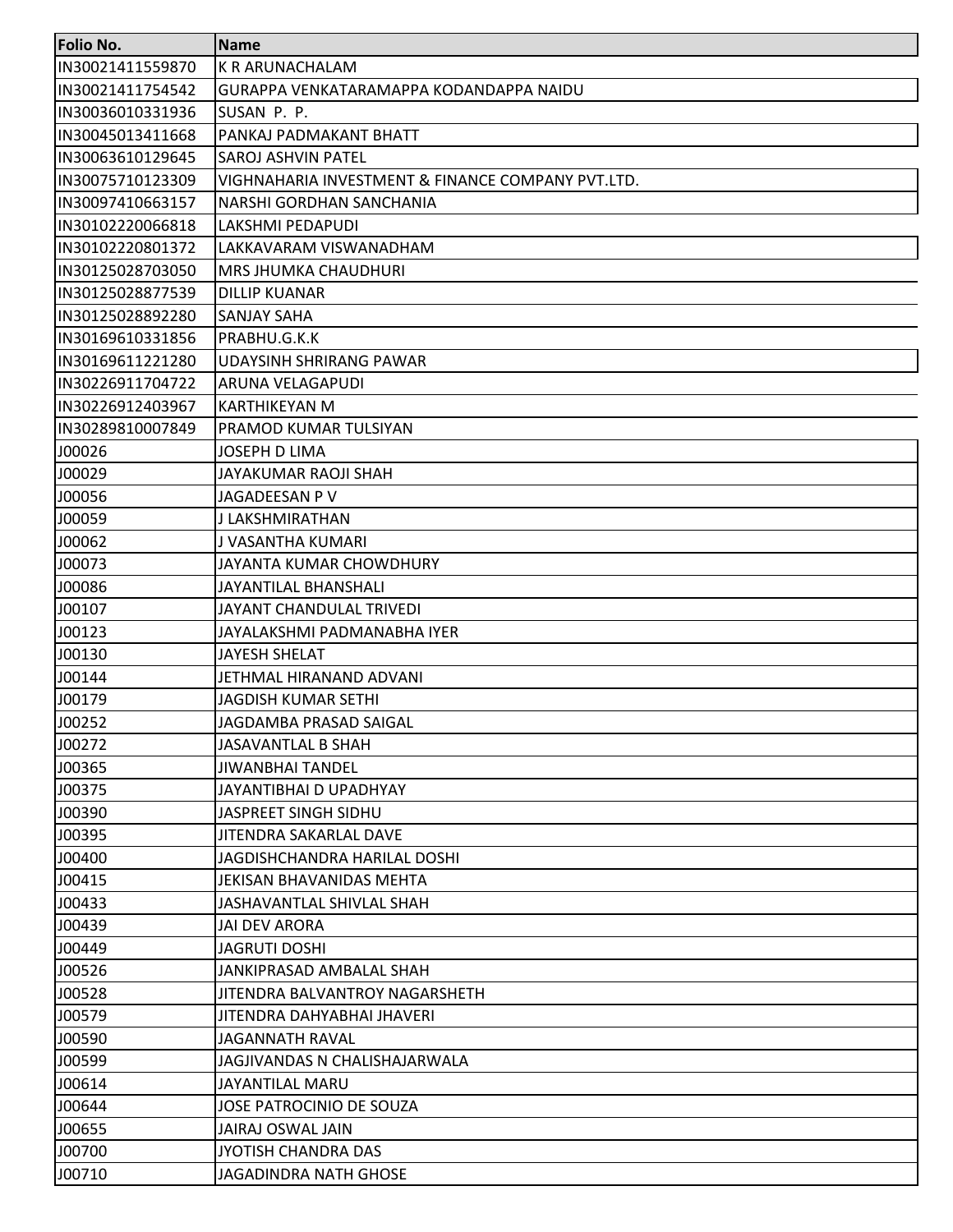| Folio No. | Name |
|---|---|
| IN30021411559870 | K R ARUNACHALAM |
| IN30021411754542 | GURAPPA VENKATARAMAPPA KODANDAPPA NAIDU |
| IN30036010331936 | SUSAN P. P. |
| IN30045013411668 | PANKAJ PADMAKANT BHATT |
| IN30063610129645 | SAROJ ASHVIN PATEL |
| IN30075710123309 | VIGHNAHARIA INVESTMENT & FINANCE COMPANY PVT.LTD. |
| IN30097410663157 | NARSHI GORDHAN SANCHANIA |
| IN30102220066818 | LAKSHMI PEDAPUDI |
| IN30102220801372 | LAKKAVARAM VISWANADHAM |
| IN30125028703050 | MRS JHUMKA CHAUDHURI |
| IN30125028877539 | DILLIP KUANAR |
| IN30125028892280 | SANJAY SAHA |
| IN30169610331856 | PRABHU.G.K.K |
| IN30169611221280 | UDAYSINH SHRIRANG PAWAR |
| IN30226911704722 | ARUNA VELAGAPUDI |
| IN30226912403967 | KARTHIKEYAN M |
| IN30289810007849 | PRAMOD KUMAR TULSIYAN |
| J00026 | JOSEPH D LIMA |
| J00029 | JAYAKUMAR RAOJI SHAH |
| J00056 | JAGADEESAN P V |
| J00059 | J LAKSHMIRATHAN |
| J00062 | J VASANTHA KUMARI |
| J00073 | JAYANTA KUMAR CHOWDHURY |
| J00086 | JAYANTILAL BHANSHALI |
| J00107 | JAYANT CHANDULAL TRIVEDI |
| J00123 | JAYALAKSHMI PADMANABHA IYER |
| J00130 | JAYESH SHELAT |
| J00144 | JETHMAL HIRANAND ADVANI |
| J00179 | JAGDISH KUMAR SETHI |
| J00252 | JAGDAMBA PRASAD SAIGAL |
| J00272 | JASAVANTLAL B SHAH |
| J00365 | JIWANBHAI TANDEL |
| J00375 | JAYANTIBHAI D UPADHYAY |
| J00390 | JASPREET SINGH SIDHU |
| J00395 | JITENDRA SAKARLAL DAVE |
| J00400 | JAGDISHCHANDRA HARILAL DOSHI |
| J00415 | JEKISAN BHAVANIDAS MEHTA |
| J00433 | JASHAVANTLAL SHIVLAL SHAH |
| J00439 | JAI DEV ARORA |
| J00449 | JAGRUTI DOSHI |
| J00526 | JANKIPRASAD AMBALAL SHAH |
| J00528 | JITENDRA BALVANTROY NAGARSHETH |
| J00579 | JITENDRA DAHYABHAI JHAVERI |
| J00590 | JAGANNATH RAVAL |
| J00599 | JAGJIVANDAS N CHALISHAJARWALA |
| J00614 | JAYANTILAL MARU |
| J00644 | JOSE PATROCINIO DE SOUZA |
| J00655 | JAIRAJ OSWAL JAIN |
| J00700 | JYOTISH CHANDRA DAS |
| J00710 | JAGADINDRA NATH GHOSE |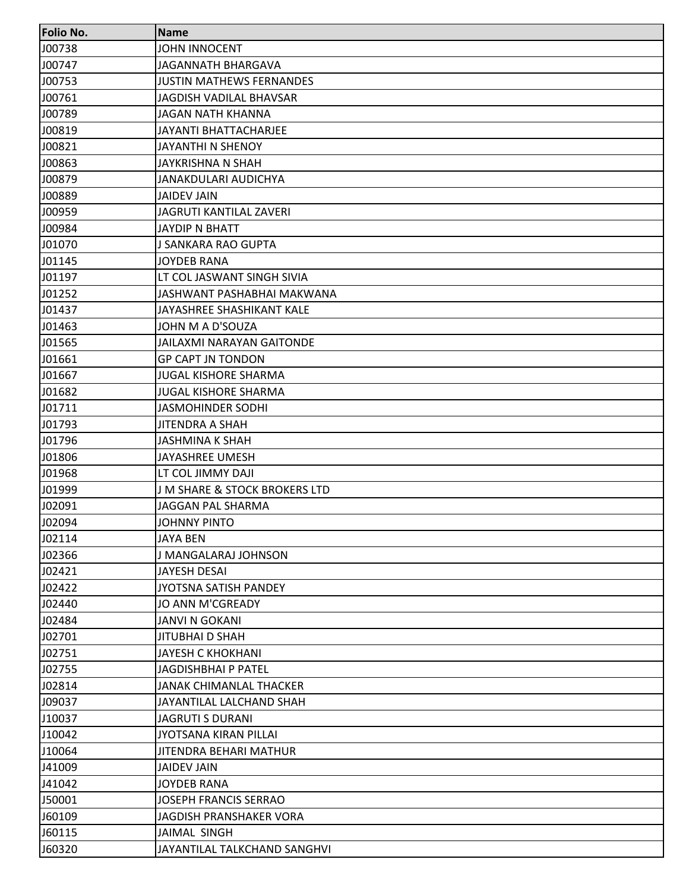| Folio No. | Name |
|---|---|
| J00738 | JOHN INNOCENT |
| J00747 | JAGANNATH BHARGAVA |
| J00753 | JUSTIN MATHEWS FERNANDES |
| J00761 | JAGDISH VADILAL BHAVSAR |
| J00789 | JAGAN NATH KHANNA |
| J00819 | JAYANTI BHATTACHARJEE |
| J00821 | JAYANTHI N SHENOY |
| J00863 | JAYKRISHNA N SHAH |
| J00879 | JANAKDULARI AUDICHYA |
| J00889 | JAIDEV JAIN |
| J00959 | JAGRUTI KANTILAL ZAVERI |
| J00984 | JAYDIP N BHATT |
| J01070 | J SANKARA RAO GUPTA |
| J01145 | JOYDEB RANA |
| J01197 | LT COL JASWANT SINGH SIVIA |
| J01252 | JASHWANT PASHABHAI MAKWANA |
| J01437 | JAYASHREE SHASHIKANT KALE |
| J01463 | JOHN M A D'SOUZA |
| J01565 | JAILAXMI NARAYAN GAITONDE |
| J01661 | GP CAPT JN TONDON |
| J01667 | JUGAL KISHORE SHARMA |
| J01682 | JUGAL KISHORE SHARMA |
| J01711 | JASMOHINDER SODHI |
| J01793 | JITENDRA A SHAH |
| J01796 | JASHMINA K SHAH |
| J01806 | JAYASHREE UMESH |
| J01968 | LT COL JIMMY DAJI |
| J01999 | J M SHARE & STOCK BROKERS LTD |
| J02091 | JAGGAN PAL SHARMA |
| J02094 | JOHNNY PINTO |
| J02114 | JAYA BEN |
| J02366 | J MANGALARAJ JOHNSON |
| J02421 | JAYESH DESAI |
| J02422 | JYOTSNA SATISH PANDEY |
| J02440 | JO ANN M'CGREADY |
| J02484 | JANVI N GOKANI |
| J02701 | JITUBHAI D SHAH |
| J02751 | JAYESH C KHOKHANI |
| J02755 | JAGDISHBHAI P PATEL |
| J02814 | JANAK CHIMANLAL THACKER |
| J09037 | JAYANTILAL LALCHAND SHAH |
| J10037 | JAGRUTI S DURANI |
| J10042 | JYOTSANA KIRAN PILLAI |
| J10064 | JITENDRA BEHARI MATHUR |
| J41009 | JAIDEV JAIN |
| J41042 | JOYDEB RANA |
| J50001 | JOSEPH FRANCIS SERRAO |
| J60109 | JAGDISH PRANSHAKER VORA |
| J60115 | JAIMAL SINGH |
| J60320 | JAYANTILAL TALKCHAND SANGHVI |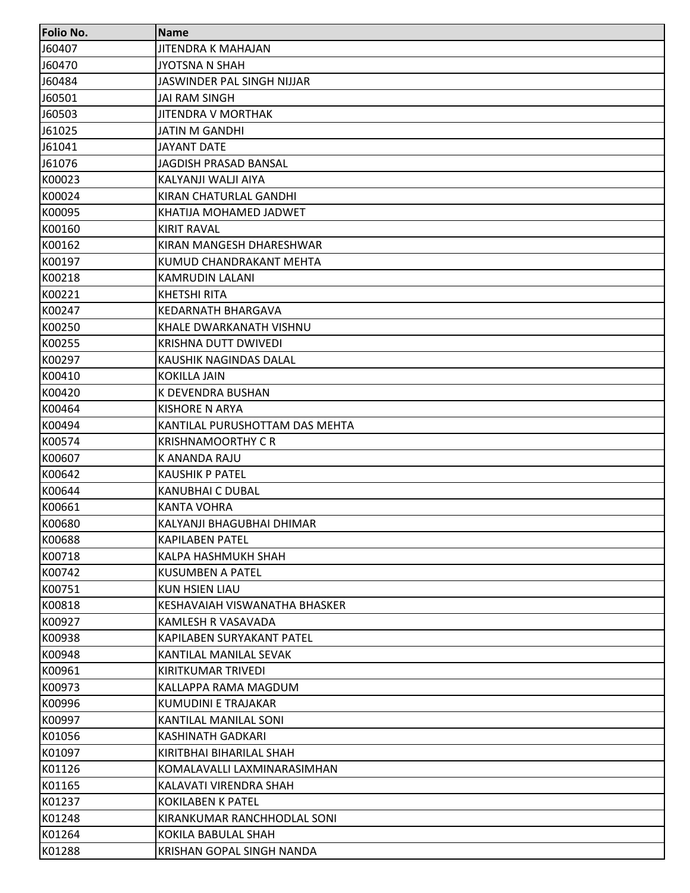| Folio No. | Name |
| --- | --- |
| J60407 | JITENDRA K MAHAJAN |
| J60470 | JYOTSNA N SHAH |
| J60484 | JASWINDER PAL SINGH NIJJAR |
| J60501 | JAI RAM SINGH |
| J60503 | JITENDRA V MORTHAK |
| J61025 | JATIN M GANDHI |
| J61041 | JAYANT DATE |
| J61076 | JAGDISH PRASAD BANSAL |
| K00023 | KALYANJI WALJI AIYA |
| K00024 | KIRAN CHATURLAL GANDHI |
| K00095 | KHATIJA MOHAMED JADWET |
| K00160 | KIRIT RAVAL |
| K00162 | KIRAN MANGESH DHARESHWAR |
| K00197 | KUMUD CHANDRAKANT MEHTA |
| K00218 | KAMRUDIN LALANI |
| K00221 | KHETSHI RITA |
| K00247 | KEDARNATH BHARGAVA |
| K00250 | KHALE DWARKANATH VISHNU |
| K00255 | KRISHNA DUTT DWIVEDI |
| K00297 | KAUSHIK NAGINDAS DALAL |
| K00410 | KOKILLA JAIN |
| K00420 | K DEVENDRA BUSHAN |
| K00464 | KISHORE N ARYA |
| K00494 | KANTILAL PURUSHOTTAM DAS MEHTA |
| K00574 | KRISHNAMOORTHY C R |
| K00607 | K ANANDA RAJU |
| K00642 | KAUSHIK P PATEL |
| K00644 | KANUBHAI C DUBAL |
| K00661 | KANTA VOHRA |
| K00680 | KALYANJI BHAGUBHAI DHIMAR |
| K00688 | KAPILABEN PATEL |
| K00718 | KALPA HASHMUKH SHAH |
| K00742 | KUSUMBEN A PATEL |
| K00751 | KUN HSIEN LIAU |
| K00818 | KESHAVAIAH VISWANATHA BHASKER |
| K00927 | KAMLESH R VASAVADA |
| K00938 | KAPILABEN SURYAKANT PATEL |
| K00948 | KANTILAL MANILAL SEVAK |
| K00961 | KIRITKUMAR TRIVEDI |
| K00973 | KALLAPPA RAMA MAGDUM |
| K00996 | KUMUDINI E TRAJAKAR |
| K00997 | KANTILAL MANILAL SONI |
| K01056 | KASHINATH GADKARI |
| K01097 | KIRITBHAI BIHARILAL SHAH |
| K01126 | KOMALAVALLI LAXMINARASIMHAN |
| K01165 | KALAVATI VIRENDRA SHAH |
| K01237 | KOKILABEN K PATEL |
| K01248 | KIRANKUMAR RANCHHODLAL SONI |
| K01264 | KOKILA BABULAL SHAH |
| K01288 | KRISHAN GOPAL SINGH NANDA |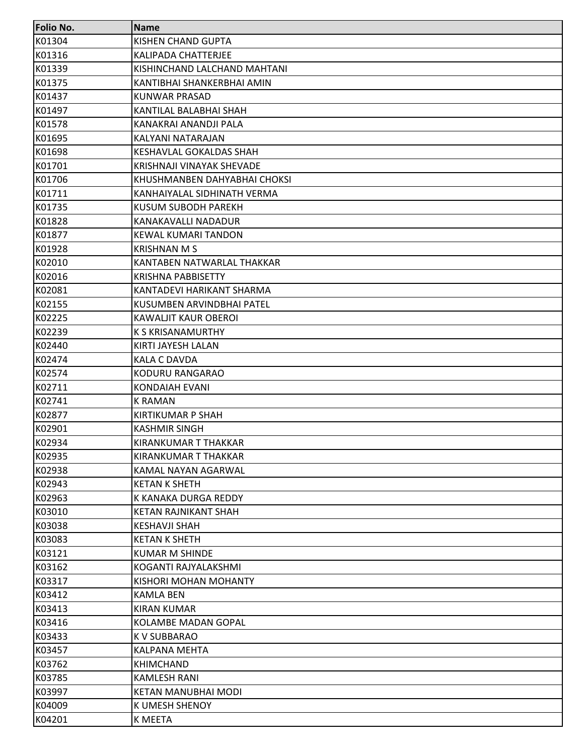| Folio No. | Name |
|---|---|
| K01304 | KISHEN CHAND GUPTA |
| K01316 | KALIPADA CHATTERJEE |
| K01339 | KISHINCHAND LALCHAND MAHTANI |
| K01375 | KANTIBHAI SHANKERBHAI AMIN |
| K01437 | KUNWAR PRASAD |
| K01497 | KANTILAL BALABHAI SHAH |
| K01578 | KANAKRAI ANANDJI PALA |
| K01695 | KALYANI NATARAJAN |
| K01698 | KESHAVLAL GOKALDAS SHAH |
| K01701 | KRISHNAJI VINAYAK SHEVADE |
| K01706 | KHUSHMANBEN DAHYABHAI CHOKSI |
| K01711 | KANHAIYALAL SIDHINATH VERMA |
| K01735 | KUSUM SUBODH PAREKH |
| K01828 | KANAKAVALLI NADADUR |
| K01877 | KEWAL KUMARI TANDON |
| K01928 | KRISHNAN M S |
| K02010 | KANTABEN NATWARLAL THAKKAR |
| K02016 | KRISHNA PABBISETTY |
| K02081 | KANTADEVI HARIKANT SHARMA |
| K02155 | KUSUMBEN ARVINDBHAI PATEL |
| K02225 | KAWALJIT KAUR OBEROI |
| K02239 | K S KRISANAMURTHY |
| K02440 | KIRTI JAYESH LALAN |
| K02474 | KALA C DAVDA |
| K02574 | KODURU RANGARAO |
| K02711 | KONDAIAH EVANI |
| K02741 | K RAMAN |
| K02877 | KIRTIKUMAR P SHAH |
| K02901 | KASHMIR SINGH |
| K02934 | KIRANKUMAR T THAKKAR |
| K02935 | KIRANKUMAR T THAKKAR |
| K02938 | KAMAL NAYAN AGARWAL |
| K02943 | KETAN K SHETH |
| K02963 | K KANAKA DURGA REDDY |
| K03010 | KETAN RAJNIKANT SHAH |
| K03038 | KESHAVJI SHAH |
| K03083 | KETAN K SHETH |
| K03121 | KUMAR M SHINDE |
| K03162 | KOGANTI RAJYALAKSHMI |
| K03317 | KISHORI MOHAN MOHANTY |
| K03412 | KAMLA BEN |
| K03413 | KIRAN KUMAR |
| K03416 | KOLAMBE MADAN GOPAL |
| K03433 | K V SUBBARAO |
| K03457 | KALPANA MEHTA |
| K03762 | KHIMCHAND |
| K03785 | KAMLESH RANI |
| K03997 | KETAN MANUBHAI MODI |
| K04009 | K UMESH SHENOY |
| K04201 | K MEETA |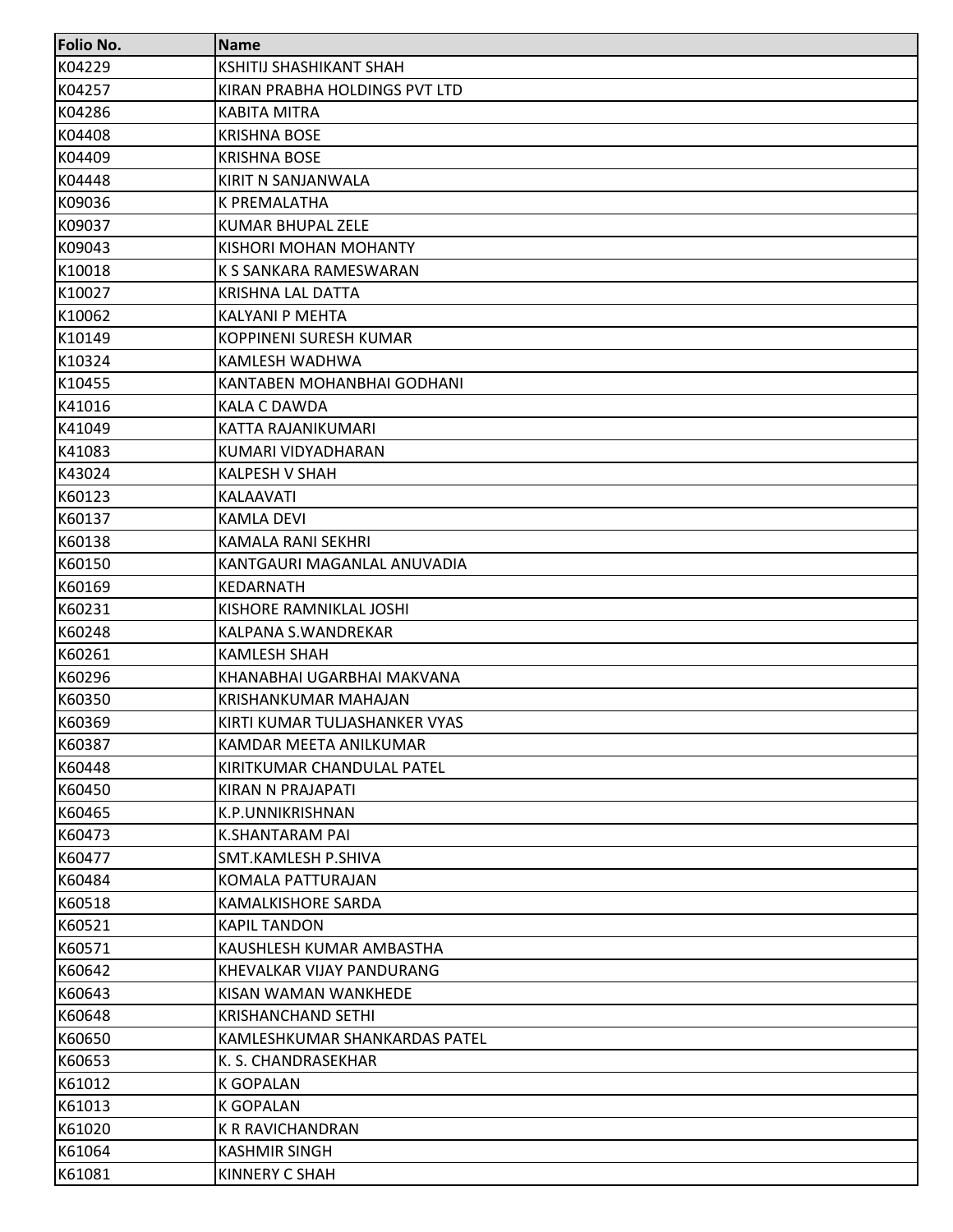| Folio No. | Name |
| --- | --- |
| K04229 | KSHITIJ SHASHIKANT SHAH |
| K04257 | KIRAN PRABHA HOLDINGS PVT LTD |
| K04286 | KABITA MITRA |
| K04408 | KRISHNA BOSE |
| K04409 | KRISHNA BOSE |
| K04448 | KIRIT N SANJANWALA |
| K09036 | K PREMALATHA |
| K09037 | KUMAR BHUPAL ZELE |
| K09043 | KISHORI MOHAN MOHANTY |
| K10018 | K S SANKARA RAMESWARAN |
| K10027 | KRISHNA LAL DATTA |
| K10062 | KALYANI P MEHTA |
| K10149 | KOPPINENI SURESH KUMAR |
| K10324 | KAMLESH WADHWA |
| K10455 | KANTABEN MOHANBHAI GODHANI |
| K41016 | KALA C DAWDA |
| K41049 | KATTA RAJANIKUMARI |
| K41083 | KUMARI VIDYADHARAN |
| K43024 | KALPESH V SHAH |
| K60123 | KALAAVATI |
| K60137 | KAMLA DEVI |
| K60138 | KAMALA RANI SEKHRI |
| K60150 | KANTGAURI MAGANLAL ANUVADIA |
| K60169 | KEDARNATH |
| K60231 | KISHORE RAMNIKLAL JOSHI |
| K60248 | KALPANA S.WANDREKAR |
| K60261 | KAMLESH SHAH |
| K60296 | KHANABHAI UGARBHAI MAKVANA |
| K60350 | KRISHANKUMAR MAHAJAN |
| K60369 | KIRTI KUMAR TULJASHANKER VYAS |
| K60387 | KAMDAR MEETA ANILKUMAR |
| K60448 | KIRITKUMAR CHANDULAL PATEL |
| K60450 | KIRAN N PRAJAPATI |
| K60465 | K.P.UNNIKRISHNAN |
| K60473 | K.SHANTARAM PAI |
| K60477 | SMT.KAMLESH P.SHIVA |
| K60484 | KOMALA PATTURAJAN |
| K60518 | KAMALKISHORE SARDA |
| K60521 | KAPIL TANDON |
| K60571 | KAUSHLESH KUMAR AMBASTHA |
| K60642 | KHEVALKAR VIJAY PANDURANG |
| K60643 | KISAN WAMAN WANKHEDE |
| K60648 | KRISHANCHAND SETHI |
| K60650 | KAMLESHKUMAR SHANKARDAS PATEL |
| K60653 | K. S. CHANDRASEKHAR |
| K61012 | K GOPALAN |
| K61013 | K GOPALAN |
| K61020 | K R RAVICHANDRAN |
| K61064 | KASHMIR SINGH |
| K61081 | KINNERY C SHAH |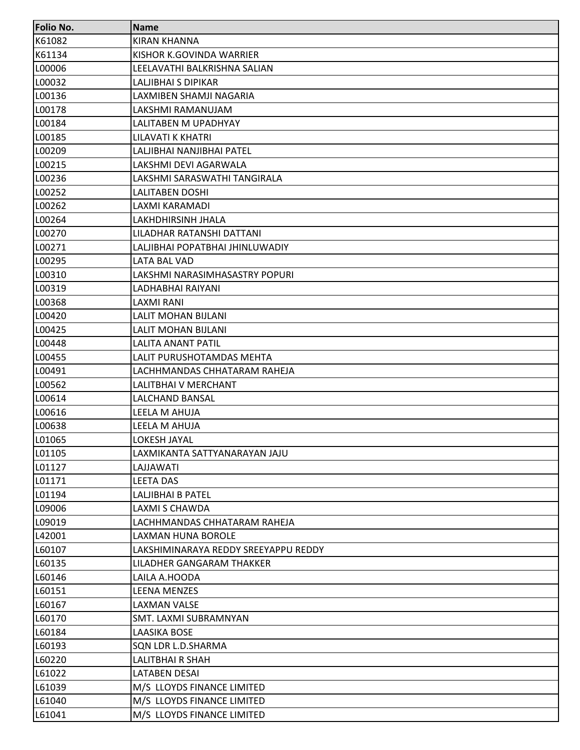| Folio No. | Name |
|---|---|
| K61082 | KIRAN KHANNA |
| K61134 | KISHOR K.GOVINDA WARRIER |
| L00006 | LEELAVATHI BALKRISHNA SALIAN |
| L00032 | LALJIBHAI S DIPIKAR |
| L00136 | LAXMIBEN SHAMJI NAGARIA |
| L00178 | LAKSHMI RAMANUJAM |
| L00184 | LALITABEN M UPADHYAY |
| L00185 | LILAVATI K KHATRI |
| L00209 | LALJIBHAI NANJIBHAI PATEL |
| L00215 | LAKSHMI DEVI AGARWALA |
| L00236 | LAKSHMI SARASWATHI TANGIRALA |
| L00252 | LALITABEN DOSHI |
| L00262 | LAXMI KARAMADI |
| L00264 | LAKHDHIRSINH JHALA |
| L00270 | LILADHAR RATANSHI DATTANI |
| L00271 | LALJIBHAI POPATBHAI JHINLUWADIY |
| L00295 | LATA BAL VAD |
| L00310 | LAKSHMI NARASIMHASASTRY POPURI |
| L00319 | LADHABHAI RAIYANI |
| L00368 | LAXMI RANI |
| L00420 | LALIT MOHAN BIJLANI |
| L00425 | LALIT MOHAN BIJLANI |
| L00448 | LALITA ANANT PATIL |
| L00455 | LALIT PURUSHOTAMDAS MEHTA |
| L00491 | LACHHMANDAS CHHATARAM RAHEJA |
| L00562 | LALITBHAI V MERCHANT |
| L00614 | LALCHAND BANSAL |
| L00616 | LEELA M AHUJA |
| L00638 | LEELA M AHUJA |
| L01065 | LOKESH JAYAL |
| L01105 | LAXMIKANTA SATTYANARAYAN JAJU |
| L01127 | LAJJAWATI |
| L01171 | LEETA DAS |
| L01194 | LALJIBHAI B PATEL |
| L09006 | LAXMI S CHAWDA |
| L09019 | LACHHMANDAS CHHATARAM RAHEJA |
| L42001 | LAXMAN HUNA BOROLE |
| L60107 | LAKSHIMINARAYA REDDY SREEYAPPU REDDY |
| L60135 | LILADHER GANGARAM THAKKER |
| L60146 | LAILA A.HOODA |
| L60151 | LEENA MENZES |
| L60167 | LAXMAN VALSE |
| L60170 | SMT. LAXMI SUBRAMNYAN |
| L60184 | LAASIKA BOSE |
| L60193 | SQN LDR L.D.SHARMA |
| L60220 | LALITBHAI R SHAH |
| L61022 | LATABEN DESAI |
| L61039 | M/S LLOYDS FINANCE LIMITED |
| L61040 | M/S LLOYDS FINANCE LIMITED |
| L61041 | M/S LLOYDS FINANCE LIMITED |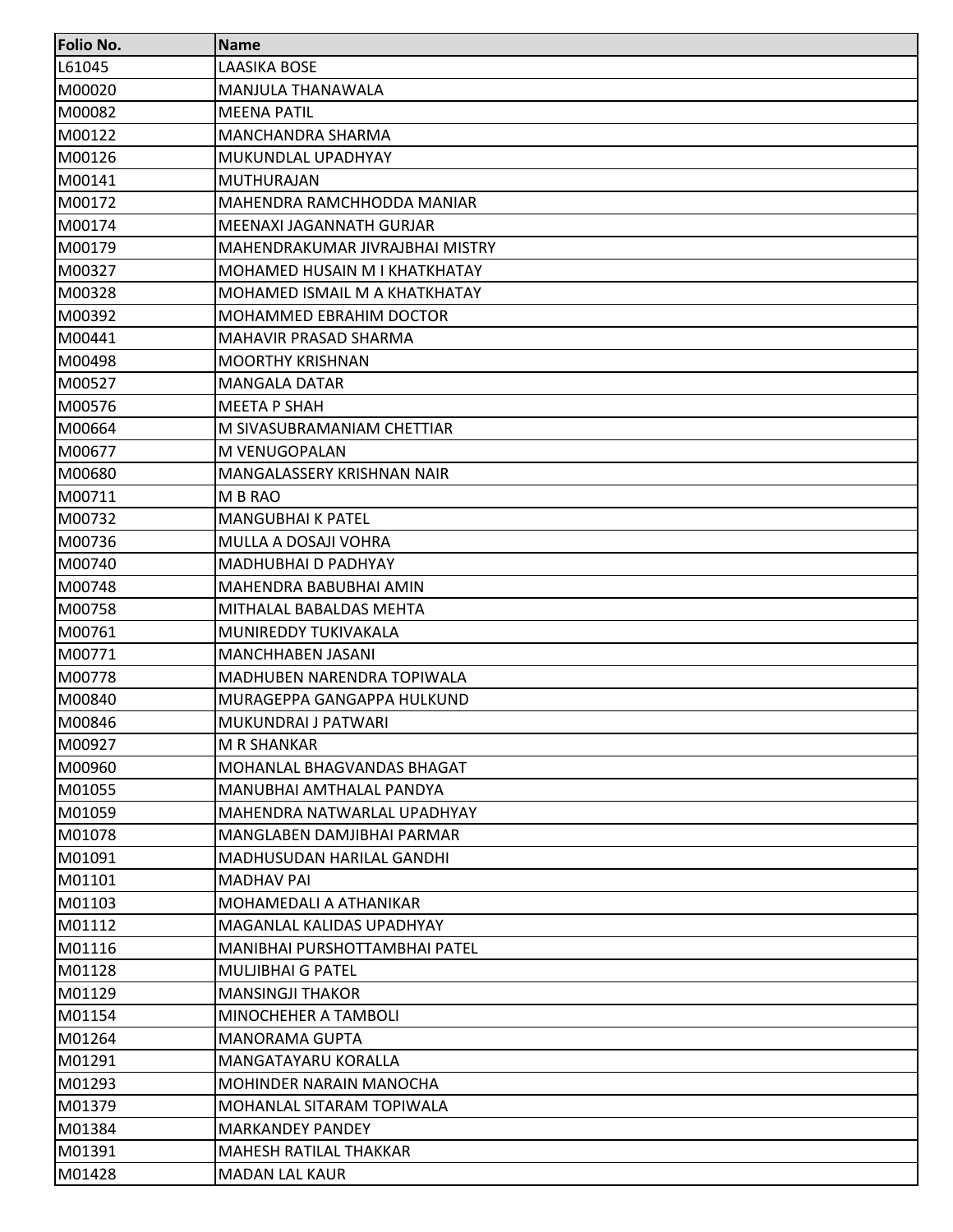| Folio No. | Name |
|---|---|
| L61045 | LAASIKA BOSE |
| M00020 | MANJULA THANAWALA |
| M00082 | MEENA PATIL |
| M00122 | MANCHANDRA SHARMA |
| M00126 | MUKUNDLAL UPADHYAY |
| M00141 | MUTHURAJAN |
| M00172 | MAHENDRA RAMCHHODDA MANIAR |
| M00174 | MEENAXI JAGANNATH GURJAR |
| M00179 | MAHENDRAKUMAR JIVRAJBHAI MISTRY |
| M00327 | MOHAMED HUSAIN M I KHATKHATAY |
| M00328 | MOHAMED ISMAIL M A KHATKHATAY |
| M00392 | MOHAMMED EBRAHIM DOCTOR |
| M00441 | MAHAVIR PRASAD SHARMA |
| M00498 | MOORTHY KRISHNAN |
| M00527 | MANGALA DATAR |
| M00576 | MEETA P SHAH |
| M00664 | M SIVASUBRAMANIAM CHETTIAR |
| M00677 | M VENUGOPALAN |
| M00680 | MANGALASSERY KRISHNAN NAIR |
| M00711 | M B RAO |
| M00732 | MANGUBHAI K PATEL |
| M00736 | MULLA A DOSAJI VOHRA |
| M00740 | MADHUBHAI D PADHYAY |
| M00748 | MAHENDRA BABUBHAI AMIN |
| M00758 | MITHALAL BABALDAS MEHTA |
| M00761 | MUNIREDDY TUKIVAKALA |
| M00771 | MANCHHABEN JASANI |
| M00778 | MADHUBEN NARENDRA TOPIWALA |
| M00840 | MURAGEPPA GANGAPPA HULKUND |
| M00846 | MUKUNDRAI J PATWARI |
| M00927 | M R SHANKAR |
| M00960 | MOHANLAL BHAGVANDAS BHAGAT |
| M01055 | MANUBHAI AMTHALAL PANDYA |
| M01059 | MAHENDRA NATWARLAL UPADHYAY |
| M01078 | MANGLABEN DAMJIBHAI PARMAR |
| M01091 | MADHUSUDAN HARILAL GANDHI |
| M01101 | MADHAV PAI |
| M01103 | MOHAMEDALI A ATHANIKAR |
| M01112 | MAGANLAL KALIDAS UPADHYAY |
| M01116 | MANIBHAI PURSHOTTAMBHAI PATEL |
| M01128 | MULJIBHAI G PATEL |
| M01129 | MANSINGJI THAKOR |
| M01154 | MINOCHEHER A TAMBOLI |
| M01264 | MANORAMA GUPTA |
| M01291 | MANGATAYARU KORALLA |
| M01293 | MOHINDER NARAIN MANOCHA |
| M01379 | MOHANLAL SITARAM TOPIWALA |
| M01384 | MARKANDEY PANDEY |
| M01391 | MAHESH RATILAL THAKKAR |
| M01428 | MADAN LAL KAUR |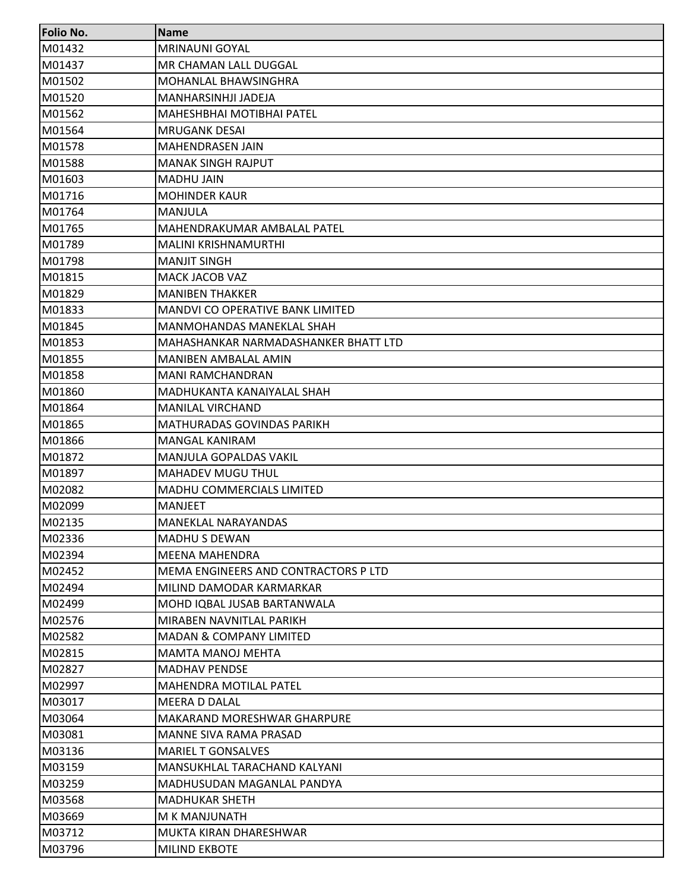| Folio No. | Name |
|---|---|
| M01432 | MRINAUNI GOYAL |
| M01437 | MR CHAMAN LALL DUGGAL |
| M01502 | MOHANLAL BHAWSINGHRA |
| M01520 | MANHARSINHJI JADEJA |
| M01562 | MAHESHBHAI MOTIBHAI PATEL |
| M01564 | MRUGANK DESAI |
| M01578 | MAHENDRASEN JAIN |
| M01588 | MANAK SINGH RAJPUT |
| M01603 | MADHU JAIN |
| M01716 | MOHINDER KAUR |
| M01764 | MANJULA |
| M01765 | MAHENDRAKUMAR AMBALAL PATEL |
| M01789 | MALINI KRISHNAMURTHI |
| M01798 | MANJIT SINGH |
| M01815 | MACK JACOB VAZ |
| M01829 | MANIBEN THAKKER |
| M01833 | MANDVI CO OPERATIVE BANK LIMITED |
| M01845 | MANMOHANDAS MANEKLAL SHAH |
| M01853 | MAHASHANKAR NARMADASHANKER BHATT LTD |
| M01855 | MANIBEN AMBALAL AMIN |
| M01858 | MANI RAMCHANDRAN |
| M01860 | MADHUKANTA KANAIYALAL SHAH |
| M01864 | MANILAL VIRCHAND |
| M01865 | MATHURADAS GOVINDAS PARIKH |
| M01866 | MANGAL KANIRAM |
| M01872 | MANJULA GOPALDAS VAKIL |
| M01897 | MAHADEV MUGU THUL |
| M02082 | MADHU COMMERCIALS LIMITED |
| M02099 | MANJEET |
| M02135 | MANEKLAL NARAYANDAS |
| M02336 | MADHU S DEWAN |
| M02394 | MEENA MAHENDRA |
| M02452 | MEMA ENGINEERS AND CONTRACTORS P LTD |
| M02494 | MILIND DAMODAR KARMARKAR |
| M02499 | MOHD IQBAL JUSAB BARTANWALA |
| M02576 | MIRABEN NAVNITLAL PARIKH |
| M02582 | MADAN & COMPANY LIMITED |
| M02815 | MAMTA MANOJ MEHTA |
| M02827 | MADHAV PENDSE |
| M02997 | MAHENDRA MOTILAL PATEL |
| M03017 | MEERA D DALAL |
| M03064 | MAKARAND MORESHWAR GHARPURE |
| M03081 | MANNE SIVA RAMA PRASAD |
| M03136 | MARIEL T GONSALVES |
| M03159 | MANSUKHLAL TARACHAND KALYANI |
| M03259 | MADHUSUDAN MAGANLAL PANDYA |
| M03568 | MADHUKAR SHETH |
| M03669 | M K MANJUNATH |
| M03712 | MUKTA KIRAN DHARESHWAR |
| M03796 | MILIND EKBOTE |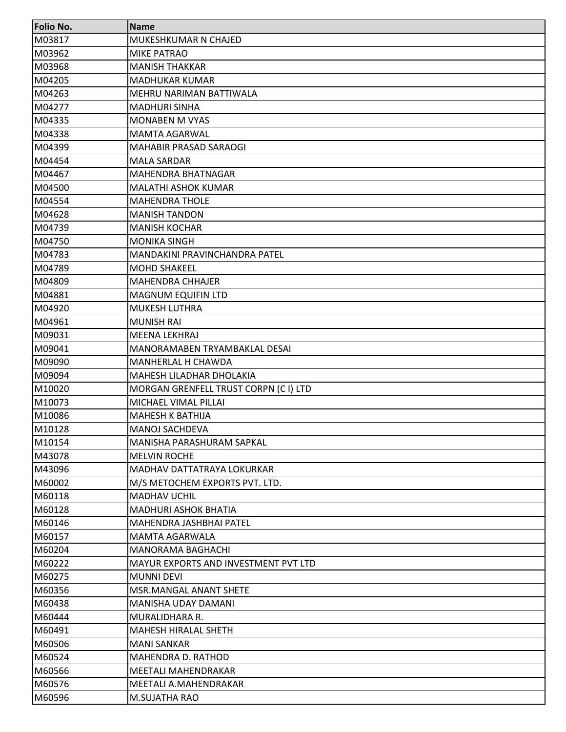| Folio No. | Name |
| --- | --- |
| M03817 | MUKESHKUMAR N CHAJED |
| M03962 | MIKE PATRAO |
| M03968 | MANISH THAKKAR |
| M04205 | MADHUKAR KUMAR |
| M04263 | MEHRU NARIMAN BATTIWALA |
| M04277 | MADHURI SINHA |
| M04335 | MONABEN M VYAS |
| M04338 | MAMTA AGARWAL |
| M04399 | MAHABIR PRASAD SARAOGI |
| M04454 | MALA SARDAR |
| M04467 | MAHENDRA BHATNAGAR |
| M04500 | MALATHI ASHOK KUMAR |
| M04554 | MAHENDRA THOLE |
| M04628 | MANISH TANDON |
| M04739 | MANISH KOCHAR |
| M04750 | MONIKA SINGH |
| M04783 | MANDAKINI PRAVINCHANDRA PATEL |
| M04789 | MOHD SHAKEEL |
| M04809 | MAHENDRA CHHAJER |
| M04881 | MAGNUM EQUIFIN LTD |
| M04920 | MUKESH LUTHRA |
| M04961 | MUNISH RAI |
| M09031 | MEENA LEKHRAJ |
| M09041 | MANORAMABEN TRYAMBAKLAL DESAI |
| M09090 | MANHERLAL H CHAWDA |
| M09094 | MAHESH LILADHAR DHOLAKIA |
| M10020 | MORGAN GRENFELL TRUST CORPN (C I) LTD |
| M10073 | MICHAEL VIMAL PILLAI |
| M10086 | MAHESH K BATHIJA |
| M10128 | MANOJ SACHDEVA |
| M10154 | MANISHA PARASHURAM SAPKAL |
| M43078 | MELVIN ROCHE |
| M43096 | MADHAV DATTATRAYA LOKURKAR |
| M60002 | M/S METOCHEM EXPORTS PVT. LTD. |
| M60118 | MADHAV UCHIL |
| M60128 | MADHURI ASHOK BHATIA |
| M60146 | MAHENDRA JASHBHAI PATEL |
| M60157 | MAMTA AGARWALA |
| M60204 | MANORAMA BAGHACHI |
| M60222 | MAYUR EXPORTS AND INVESTMENT PVT LTD |
| M60275 | MUNNI DEVI |
| M60356 | MSR.MANGAL ANANT SHETE |
| M60438 | MANISHA UDAY DAMANI |
| M60444 | MURALIDHARA R. |
| M60491 | MAHESH HIRALAL SHETH |
| M60506 | MANI SANKAR |
| M60524 | MAHENDRA D. RATHOD |
| M60566 | MEETALI MAHENDRAKAR |
| M60576 | MEETALI A.MAHENDRAKAR |
| M60596 | M.SUJATHA RAO |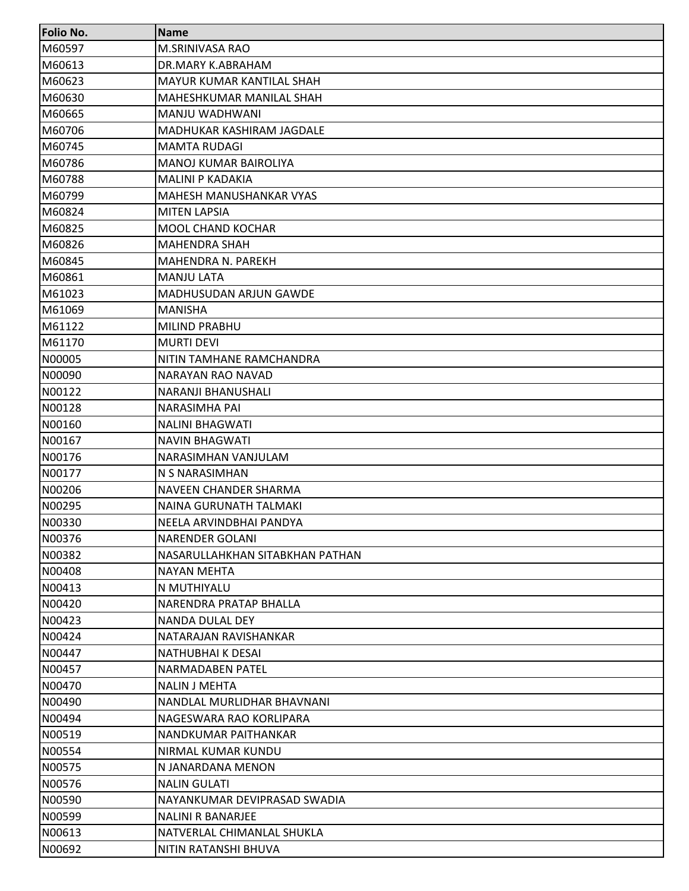| Folio No. | Name |
|---|---|
| M60597 | M.SRINIVASA RAO |
| M60613 | DR.MARY K.ABRAHAM |
| M60623 | MAYUR KUMAR KANTILAL SHAH |
| M60630 | MAHESHKUMAR MANILAL SHAH |
| M60665 | MANJU WADHWANI |
| M60706 | MADHUKAR KASHIRAM JAGDALE |
| M60745 | MAMTA RUDAGI |
| M60786 | MANOJ KUMAR BAIROLIYA |
| M60788 | MALINI P KADAKIA |
| M60799 | MAHESH MANUSHANKAR VYAS |
| M60824 | MITEN LAPSIA |
| M60825 | MOOL CHAND KOCHAR |
| M60826 | MAHENDRA SHAH |
| M60845 | MAHENDRA N. PAREKH |
| M60861 | MANJU LATA |
| M61023 | MADHUSUDAN ARJUN GAWDE |
| M61069 | MANISHA |
| M61122 | MILIND PRABHU |
| M61170 | MURTI DEVI |
| N00005 | NITIN TAMHANE RAMCHANDRA |
| N00090 | NARAYAN RAO NAVAD |
| N00122 | NARANJI BHANUSHALI |
| N00128 | NARASIMHA PAI |
| N00160 | NALINI BHAGWATI |
| N00167 | NAVIN BHAGWATI |
| N00176 | NARASIMHAN VANJULAM |
| N00177 | N S NARASIMHAN |
| N00206 | NAVEEN CHANDER SHARMA |
| N00295 | NAINA GURUNATH TALMAKI |
| N00330 | NEELA ARVINDBHAI PANDYA |
| N00376 | NARENDER GOLANI |
| N00382 | NASARULLAHKHAN SITABKHAN PATHAN |
| N00408 | NAYAN MEHTA |
| N00413 | N MUTHIYALU |
| N00420 | NARENDRA PRATAP BHALLA |
| N00423 | NANDA DULAL DEY |
| N00424 | NATARAJAN RAVISHANKAR |
| N00447 | NATHUBHAI K DESAI |
| N00457 | NARMADABEN PATEL |
| N00470 | NALIN J MEHTA |
| N00490 | NANDLAL MURLIDHAR BHAVNANI |
| N00494 | NAGESWARA RAO KORLIPARA |
| N00519 | NANDKUMAR PAITHANKAR |
| N00554 | NIRMAL KUMAR KUNDU |
| N00575 | N JANARDANA MENON |
| N00576 | NALIN GULATI |
| N00590 | NAYANKUMAR DEVIPRASAD SWADIA |
| N00599 | NALINI R BANARJEE |
| N00613 | NATVERLAL CHIMANLAL SHUKLA |
| N00692 | NITIN RATANSHI BHUVA |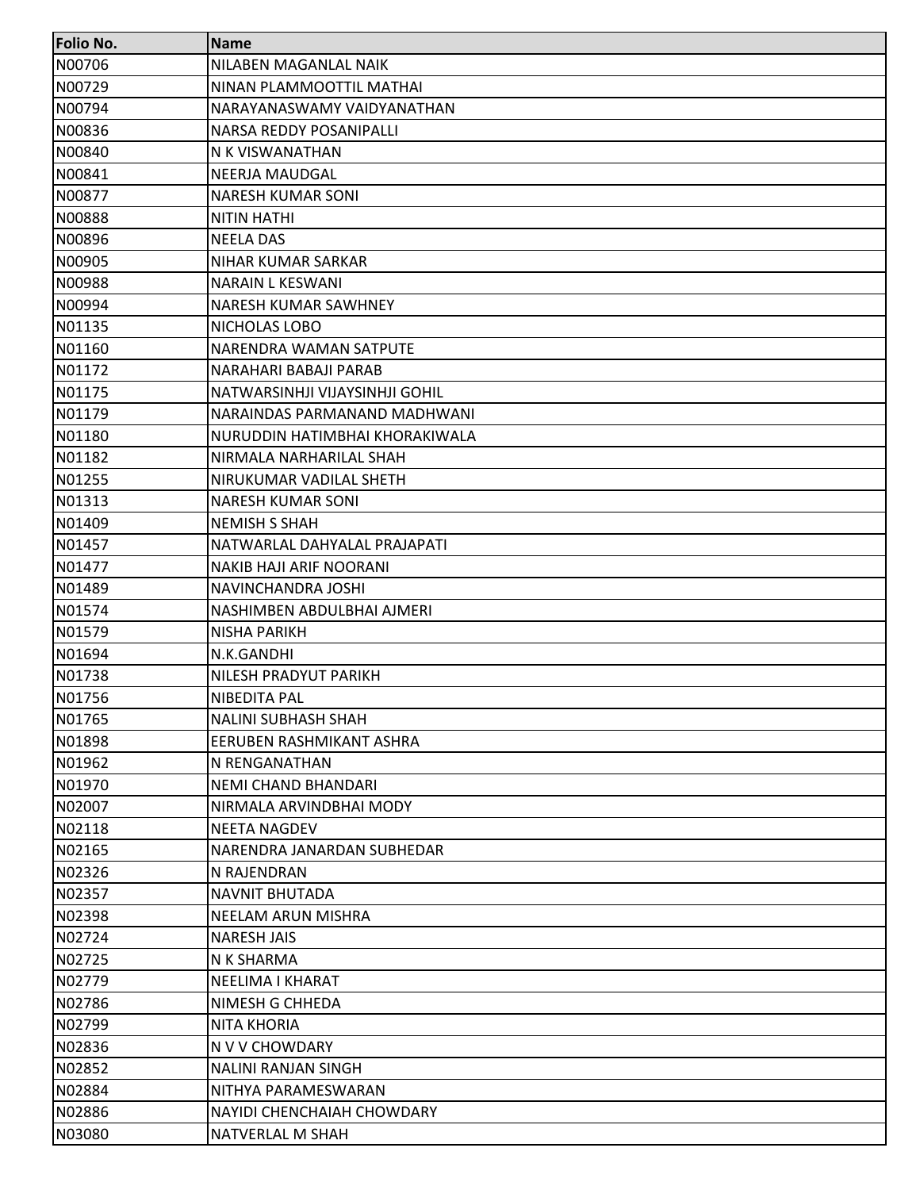| Folio No. | Name |
|---|---|
| N00706 | NILABEN MAGANLAL NAIK |
| N00729 | NINAN PLAMMOOTTIL MATHAI |
| N00794 | NARAYANASWAMY VAIDYANATHAN |
| N00836 | NARSA REDDY POSANIPALLI |
| N00840 | N K VISWANATHAN |
| N00841 | NEERJA MAUDGAL |
| N00877 | NARESH KUMAR SONI |
| N00888 | NITIN HATHI |
| N00896 | NEELA DAS |
| N00905 | NIHAR KUMAR SARKAR |
| N00988 | NARAIN L KESWANI |
| N00994 | NARESH KUMAR SAWHNEY |
| N01135 | NICHOLAS LOBO |
| N01160 | NARENDRA WAMAN SATPUTE |
| N01172 | NARAHARI BABAJI PARAB |
| N01175 | NATWARSINHJI VIJAYSINHJI GOHIL |
| N01179 | NARAINDAS PARMANAND MADHWANI |
| N01180 | NURUDDIN HATIMBHAI KHORAKIWALA |
| N01182 | NIRMALA NARHARILAL SHAH |
| N01255 | NIRUKUMAR VADILAL SHETH |
| N01313 | NARESH KUMAR SONI |
| N01409 | NEMISH S SHAH |
| N01457 | NATWARLAL DAHYALAL PRAJAPATI |
| N01477 | NAKIB HAJI ARIF NOORANI |
| N01489 | NAVINCHANDRA JOSHI |
| N01574 | NASHIMBEN ABDULBHAI AJMERI |
| N01579 | NISHA PARIKH |
| N01694 | N.K.GANDHI |
| N01738 | NILESH PRADYUT PARIKH |
| N01756 | NIBEDITA PAL |
| N01765 | NALINI SUBHASH SHAH |
| N01898 | EERUBEN RASHMIKANT ASHRA |
| N01962 | N RENGANATHAN |
| N01970 | NEMI CHAND BHANDARI |
| N02007 | NIRMALA ARVINDBHAI MODY |
| N02118 | NEETA NAGDEV |
| N02165 | NARENDRA JANARDAN SUBHEDAR |
| N02326 | N RAJENDRAN |
| N02357 | NAVNIT BHUTADA |
| N02398 | NEELAM ARUN MISHRA |
| N02724 | NARESH JAIS |
| N02725 | N K SHARMA |
| N02779 | NEELIMA I KHARAT |
| N02786 | NIMESH G CHHEDA |
| N02799 | NITA KHORIA |
| N02836 | N V V CHOWDARY |
| N02852 | NALINI RANJAN SINGH |
| N02884 | NITHYA PARAMESWARAN |
| N02886 | NAYIDI CHENCHAIAH CHOWDARY |
| N03080 | NATVERLAL M SHAH |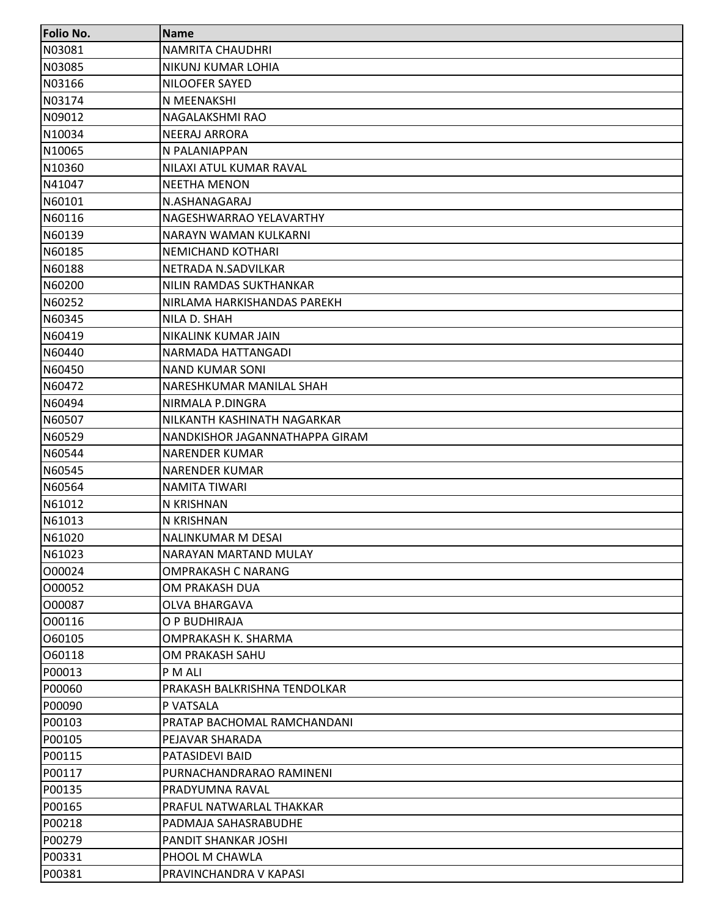| Folio No. | Name |
|---|---|
| N03081 | NAMRITA CHAUDHRI |
| N03085 | NIKUNJ KUMAR LOHIA |
| N03166 | NILOOFER SAYED |
| N03174 | N MEENAKSHI |
| N09012 | NAGALAKSHMI RAO |
| N10034 | NEERAJ ARRORA |
| N10065 | N PALANIAPPAN |
| N10360 | NILAXI ATUL KUMAR RAVAL |
| N41047 | NEETHA MENON |
| N60101 | N.ASHANAGARAJ |
| N60116 | NAGESHWARRAO YELAVARTHY |
| N60139 | NARAYN WAMAN KULKARNI |
| N60185 | NEMICHAND KOTHARI |
| N60188 | NETRADA N.SADVILKAR |
| N60200 | NILIN RAMDAS SUKTHANKAR |
| N60252 | NIRLAMA HARKISHANDAS PAREKH |
| N60345 | NILA D. SHAH |
| N60419 | NIKALINK KUMAR JAIN |
| N60440 | NARMADA HATTANGADI |
| N60450 | NAND KUMAR SONI |
| N60472 | NARESHKUMAR MANILAL SHAH |
| N60494 | NIRMALA P.DINGRA |
| N60507 | NILKANTH KASHINATH NAGARKAR |
| N60529 | NANDKISHOR JAGANNATHAPPA GIRAM |
| N60544 | NARENDER KUMAR |
| N60545 | NARENDER KUMAR |
| N60564 | NAMITA TIWARI |
| N61012 | N KRISHNAN |
| N61013 | N KRISHNAN |
| N61020 | NALINKUMAR M DESAI |
| N61023 | NARAYAN MARTAND MULAY |
| O00024 | OMPRAKASH C NARANG |
| O00052 | OM PRAKASH DUA |
| O00087 | OLVA BHARGAVA |
| O00116 | O P BUDHIRAJA |
| O60105 | OMPRAKASH K. SHARMA |
| O60118 | OM PRAKASH SAHU |
| P00013 | P M ALI |
| P00060 | PRAKASH BALKRISHNA TENDOLKAR |
| P00090 | P VATSALA |
| P00103 | PRATAP BACHOMAL RAMCHANDANI |
| P00105 | PEJAVAR SHARADA |
| P00115 | PATASIDEVI BAID |
| P00117 | PURNACHANDRARAO RAMINENI |
| P00135 | PRADYUMNA RAVAL |
| P00165 | PRAFUL NATWARLAL THAKKAR |
| P00218 | PADMAJA SAHASRABUDHE |
| P00279 | PANDIT SHANKAR JOSHI |
| P00331 | PHOOL M CHAWLA |
| P00381 | PRAVINCHANDRA V KAPASI |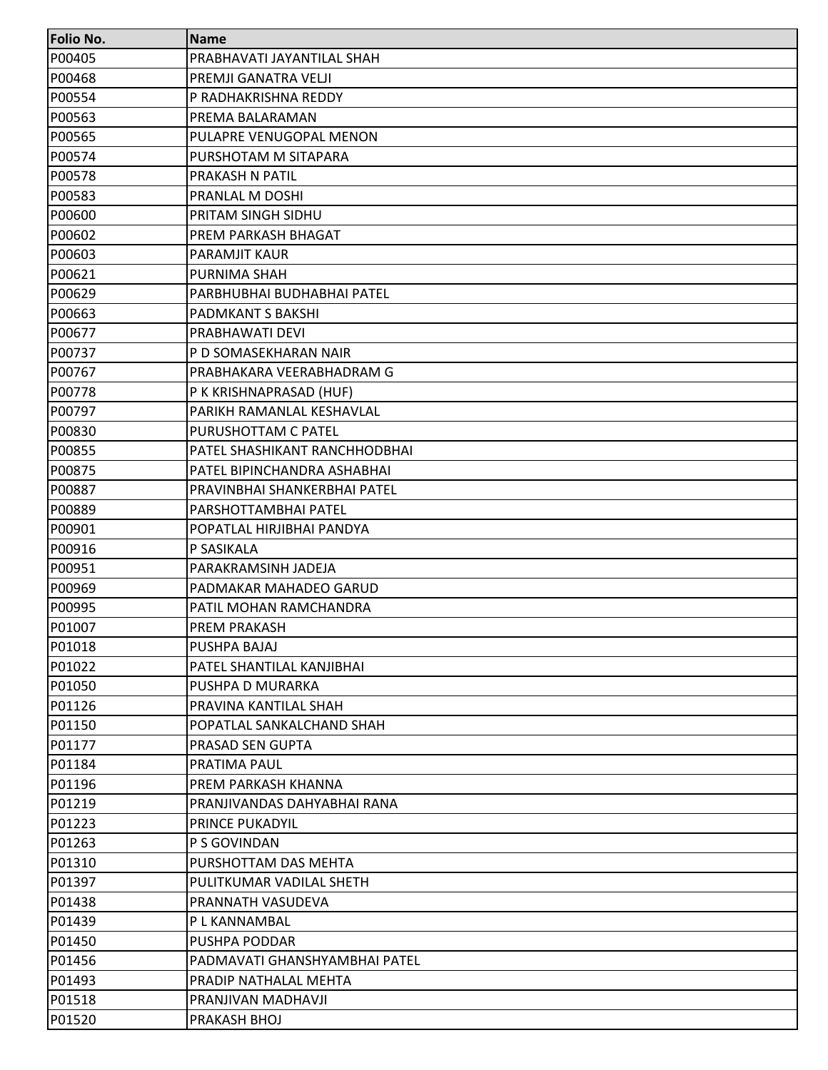| Folio No. | Name |
|---|---|
| P00405 | PRABHAVATI JAYANTILAL SHAH |
| P00468 | PREMJI GANATRA VELJI |
| P00554 | P RADHAKRISHNA REDDY |
| P00563 | PREMA BALARAMAN |
| P00565 | PULAPRE VENUGOPAL MENON |
| P00574 | PURSHOTAM M SITAPARA |
| P00578 | PRAKASH N PATIL |
| P00583 | PRANLAL M DOSHI |
| P00600 | PRITAM SINGH SIDHU |
| P00602 | PREM PARKASH BHAGAT |
| P00603 | PARAMJIT KAUR |
| P00621 | PURNIMA SHAH |
| P00629 | PARBHUBHAI BUDHABHAI PATEL |
| P00663 | PADMKANT S BAKSHI |
| P00677 | PRABHAWATI DEVI |
| P00737 | P D SOMASEKHARAN NAIR |
| P00767 | PRABHAKARA VEERABHADRAM G |
| P00778 | P K KRISHNAPRASAD (HUF) |
| P00797 | PARIKH RAMANLAL KESHAVLAL |
| P00830 | PURUSHOTTAM C PATEL |
| P00855 | PATEL SHASHIKANT RANCHHODBHAI |
| P00875 | PATEL BIPINCHANDRA ASHABHAI |
| P00887 | PRAVINBHAI SHANKERBHAI PATEL |
| P00889 | PARSHOTTAMBHAI PATEL |
| P00901 | POPATLAL HIRJIBHAI PANDYA |
| P00916 | P SASIKALA |
| P00951 | PARAKRAMSINH JADEJA |
| P00969 | PADMAKAR MAHADEO GARUD |
| P00995 | PATIL MOHAN RAMCHANDRA |
| P01007 | PREM PRAKASH |
| P01018 | PUSHPA BAJAJ |
| P01022 | PATEL SHANTILAL KANJIBHAI |
| P01050 | PUSHPA D MURARKA |
| P01126 | PRAVINA KANTILAL SHAH |
| P01150 | POPATLAL SANKALCHAND SHAH |
| P01177 | PRASAD SEN GUPTA |
| P01184 | PRATIMA PAUL |
| P01196 | PREM PARKASH KHANNA |
| P01219 | PRANJIVANDAS DAHYABHAI RANA |
| P01223 | PRINCE PUKADYIL |
| P01263 | P S GOVINDAN |
| P01310 | PURSHOTTAM DAS MEHTA |
| P01397 | PULITKUMAR VADILAL SHETH |
| P01438 | PRANNATH VASUDEVA |
| P01439 | P L KANNAMBAL |
| P01450 | PUSHPA PODDAR |
| P01456 | PADMAVATI GHANSHYAMBHAI PATEL |
| P01493 | PRADIP NATHALAL MEHTA |
| P01518 | PRANJIVAN MADHAVJI |
| P01520 | PRAKASH BHOJ |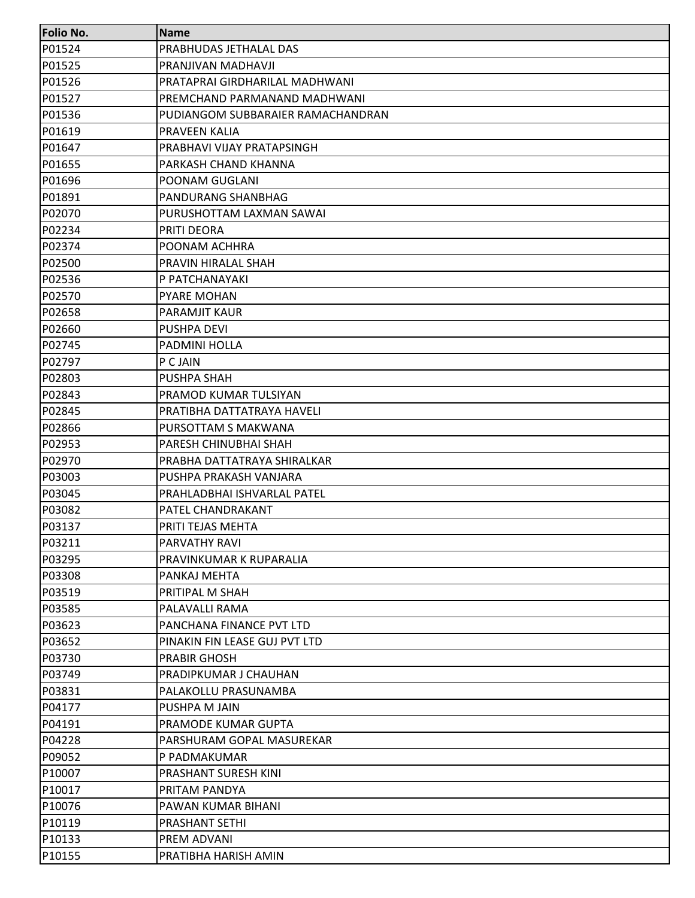| Folio No. | Name |
|---|---|
| P01524 | PRABHUDAS JETHALAL DAS |
| P01525 | PRANJIVAN MADHAVJI |
| P01526 | PRATAPRAI GIRDHARILAL MADHWANI |
| P01527 | PREMCHAND PARMANAND MADHWANI |
| P01536 | PUDIANGOM SUBBARAIER RAMACHANDRAN |
| P01619 | PRAVEEN KALIA |
| P01647 | PRABHAVI VIJAY PRATAPSINGH |
| P01655 | PARKASH CHAND KHANNA |
| P01696 | POONAM GUGLANI |
| P01891 | PANDURANG SHANBHAG |
| P02070 | PURUSHOTTAM LAXMAN SAWAI |
| P02234 | PRITI DEORA |
| P02374 | POONAM ACHHRA |
| P02500 | PRAVIN HIRALAL SHAH |
| P02536 | P PATCHANAYAKI |
| P02570 | PYARE MOHAN |
| P02658 | PARAMJIT KAUR |
| P02660 | PUSHPA DEVI |
| P02745 | PADMINI HOLLA |
| P02797 | P C JAIN |
| P02803 | PUSHPA SHAH |
| P02843 | PRAMOD KUMAR TULSIYAN |
| P02845 | PRATIBHA DATTATRAYA HAVELI |
| P02866 | PURSOTTAM S MAKWANA |
| P02953 | PARESH CHINUBHAI SHAH |
| P02970 | PRABHA DATTATRAYA SHIRALKAR |
| P03003 | PUSHPA PRAKASH VANJARA |
| P03045 | PRAHLADBHAI ISHVARLAL PATEL |
| P03082 | PATEL CHANDRAKANT |
| P03137 | PRITI TEJAS MEHTA |
| P03211 | PARVATHY RAVI |
| P03295 | PRAVINKUMAR K RUPARALIA |
| P03308 | PANKAJ MEHTA |
| P03519 | PRITIPAL M SHAH |
| P03585 | PALAVALLI RAMA |
| P03623 | PANCHANA FINANCE PVT LTD |
| P03652 | PINAKIN FIN LEASE GUJ PVT LTD |
| P03730 | PRABIR GHOSH |
| P03749 | PRADIPKUMAR J CHAUHAN |
| P03831 | PALAKOLLU PRASUNAMBA |
| P04177 | PUSHPA M JAIN |
| P04191 | PRAMODE KUMAR GUPTA |
| P04228 | PARSHURAM GOPAL MASUREKAR |
| P09052 | P PADMAKUMAR |
| P10007 | PRASHANT SURESH KINI |
| P10017 | PRITAM PANDYA |
| P10076 | PAWAN KUMAR BIHANI |
| P10119 | PRASHANT SETHI |
| P10133 | PREM ADVANI |
| P10155 | PRATIBHA HARISH AMIN |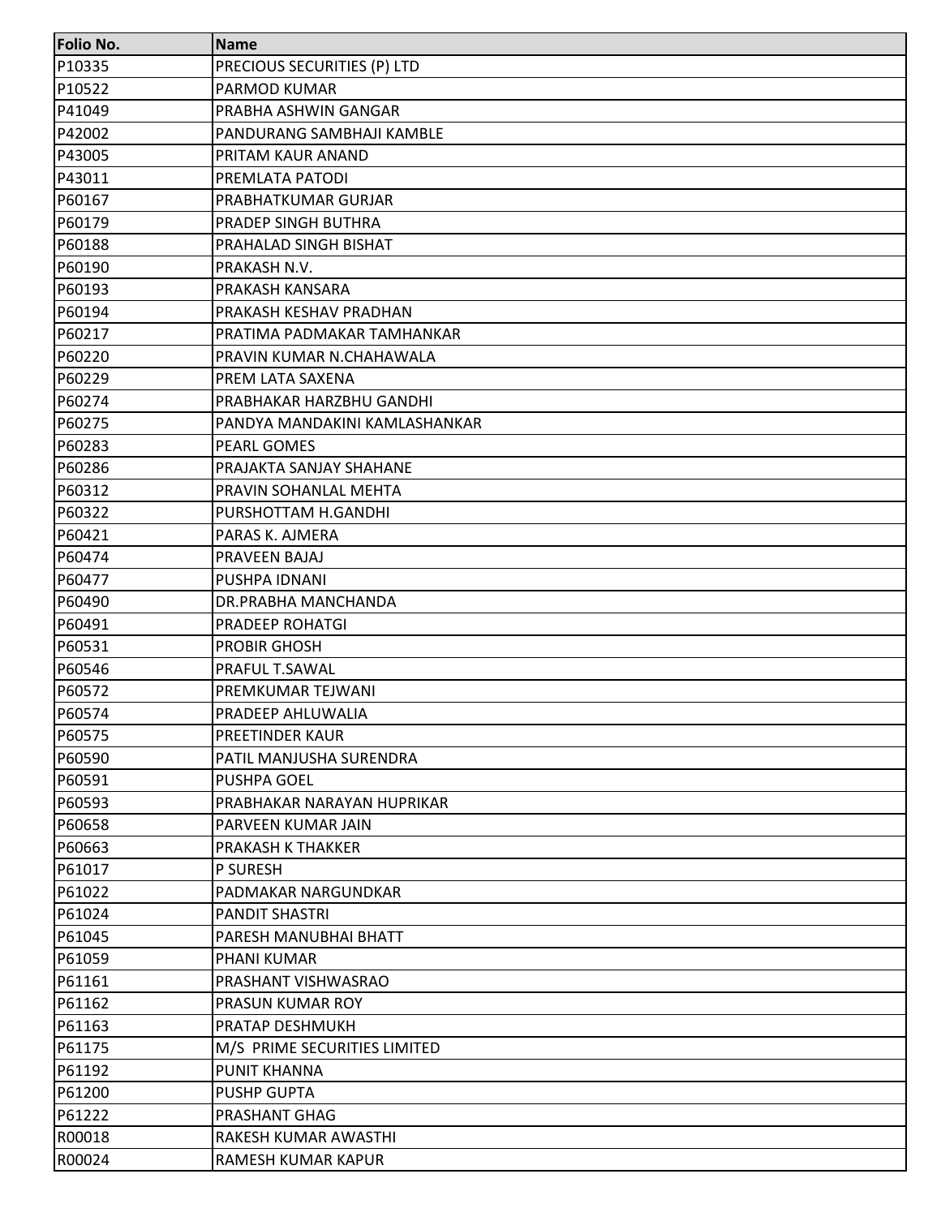| Folio No. | Name |
|---|---|
| P10335 | PRECIOUS SECURITIES (P) LTD |
| P10522 | PARMOD KUMAR |
| P41049 | PRABHA ASHWIN GANGAR |
| P42002 | PANDURANG SAMBHAJI KAMBLE |
| P43005 | PRITAM KAUR ANAND |
| P43011 | PREMLATA PATODI |
| P60167 | PRABHATKUMAR GURJAR |
| P60179 | PRADEP SINGH BUTHRA |
| P60188 | PRAHALAD SINGH BISHAT |
| P60190 | PRAKASH N.V. |
| P60193 | PRAKASH KANSARA |
| P60194 | PRAKASH KESHAV PRADHAN |
| P60217 | PRATIMA PADMAKAR TAMHANKAR |
| P60220 | PRAVIN KUMAR N.CHAHAWALA |
| P60229 | PREM LATA SAXENA |
| P60274 | PRABHAKAR HARZBHU GANDHI |
| P60275 | PANDYA MANDAKINI KAMLASHANKAR |
| P60283 | PEARL GOMES |
| P60286 | PRAJAKTA SANJAY SHAHANE |
| P60312 | PRAVIN SOHANLAL MEHTA |
| P60322 | PURSHOTTAM H.GANDHI |
| P60421 | PARAS K. AJMERA |
| P60474 | PRAVEEN BAJAJ |
| P60477 | PUSHPA IDNANI |
| P60490 | DR.PRABHA MANCHANDA |
| P60491 | PRADEEP ROHATGI |
| P60531 | PROBIR GHOSH |
| P60546 | PRAFUL T.SAWAL |
| P60572 | PREMKUMAR TEJWANI |
| P60574 | PRADEEP AHLUWALIA |
| P60575 | PREETINDER KAUR |
| P60590 | PATIL MANJUSHA SURENDRA |
| P60591 | PUSHPA GOEL |
| P60593 | PRABHAKAR NARAYAN HUPRIKAR |
| P60658 | PARVEEN KUMAR JAIN |
| P60663 | PRAKASH K THAKKER |
| P61017 | P SURESH |
| P61022 | PADMAKAR NARGUNDKAR |
| P61024 | PANDIT SHASTRI |
| P61045 | PARESH MANUBHAI BHATT |
| P61059 | PHANI KUMAR |
| P61161 | PRASHANT VISHWASRAO |
| P61162 | PRASUN KUMAR ROY |
| P61163 | PRATAP DESHMUKH |
| P61175 | M/S PRIME SECURITIES LIMITED |
| P61192 | PUNIT KHANNA |
| P61200 | PUSHP GUPTA |
| P61222 | PRASHANT GHAG |
| R00018 | RAKESH KUMAR AWASTHI |
| R00024 | RAMESH KUMAR KAPUR |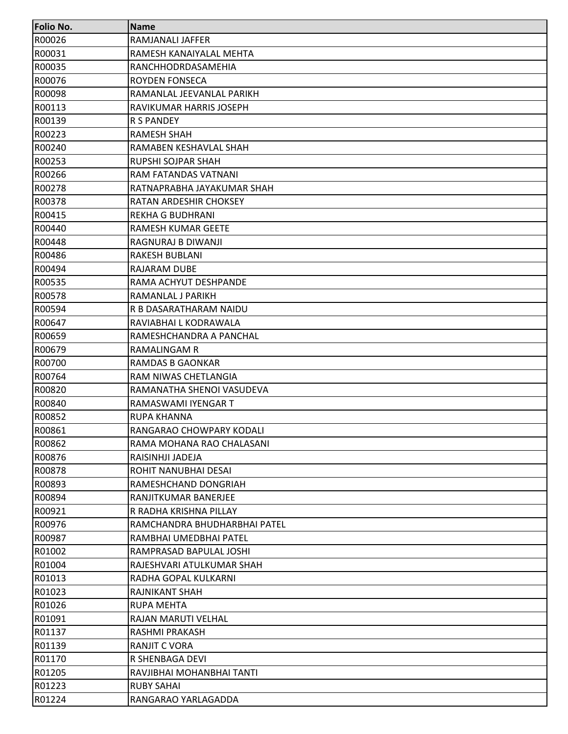| Folio No. | Name |
|---|---|
| R00026 | RAMJANALI JAFFER |
| R00031 | RAMESH KANAIYALAL MEHTA |
| R00035 | RANCHHODRDASAMEHIA |
| R00076 | ROYDEN FONSECA |
| R00098 | RAMANLAL JEEVANLAL PARIKH |
| R00113 | RAVIKUMAR HARRIS JOSEPH |
| R00139 | R S PANDEY |
| R00223 | RAMESH SHAH |
| R00240 | RAMABEN KESHAVLAL SHAH |
| R00253 | RUPSHI SOJPAR SHAH |
| R00266 | RAM FATANDAS VATNANI |
| R00278 | RATNAPRABHA JAYAKUMAR SHAH |
| R00378 | RATAN ARDESHIR CHOKSEY |
| R00415 | REKHA G BUDHRANI |
| R00440 | RAMESH KUMAR GEETE |
| R00448 | RAGNURAJ B DIWANJI |
| R00486 | RAKESH BUBLANI |
| R00494 | RAJARAM DUBE |
| R00535 | RAMA ACHYUT DESHPANDE |
| R00578 | RAMANLAL J PARIKH |
| R00594 | R B DASARATHARAM NAIDU |
| R00647 | RAVIABHAI L KODRAWALA |
| R00659 | RAMESHCHANDRA A PANCHAL |
| R00679 | RAMALINGAM R |
| R00700 | RAMDAS B GAONKAR |
| R00764 | RAM NIWAS CHETLANGIA |
| R00820 | RAMANATHA SHENOI VASUDEVA |
| R00840 | RAMASWAMI IYENGAR T |
| R00852 | RUPA KHANNA |
| R00861 | RANGARAO CHOWPARY KODALI |
| R00862 | RAMA MOHANA RAO CHALASANI |
| R00876 | RAISINHJI JADEJA |
| R00878 | ROHIT NANUBHAI DESAI |
| R00893 | RAMESHCHAND DONGRIAH |
| R00894 | RANJITKUMAR BANERJEE |
| R00921 | R RADHA KRISHNA PILLAY |
| R00976 | RAMCHANDRA BHUDHARBHAI PATEL |
| R00987 | RAMBHAI UMEDBHAI PATEL |
| R01002 | RAMPRASAD BAPULAL JOSHI |
| R01004 | RAJESHVARI ATULKUMAR SHAH |
| R01013 | RADHA GOPAL KULKARNI |
| R01023 | RAJNIKANT SHAH |
| R01026 | RUPA MEHTA |
| R01091 | RAJAN MARUTI VELHAL |
| R01137 | RASHMI PRAKASH |
| R01139 | RANJIT C VORA |
| R01170 | R SHENBAGA DEVI |
| R01205 | RAVJIBHAI MOHANBHAI TANTI |
| R01223 | RUBY SAHAI |
| R01224 | RANGARAO YARLAGADDA |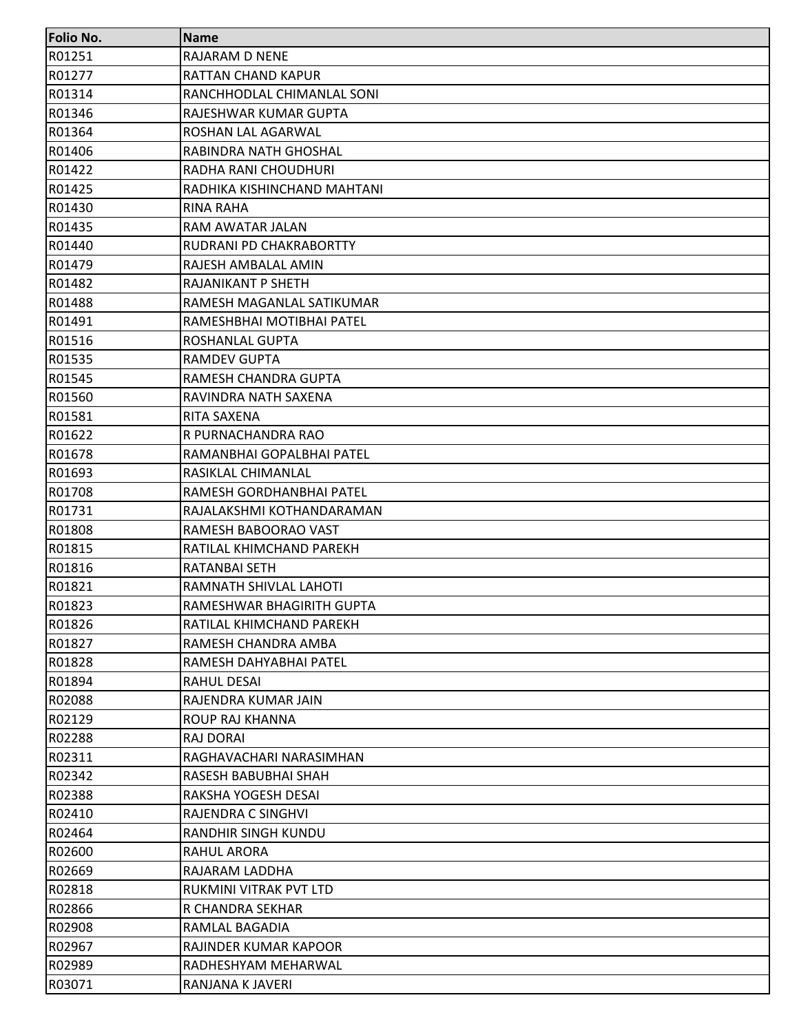| Folio No. | Name |
|---|---|
| R01251 | RAJARAM D NENE |
| R01277 | RATTAN CHAND KAPUR |
| R01314 | RANCHHODLAL CHIMANLAL SONI |
| R01346 | RAJESHWAR KUMAR GUPTA |
| R01364 | ROSHAN LAL AGARWAL |
| R01406 | RABINDRA NATH GHOSHAL |
| R01422 | RADHA RANI CHOUDHURI |
| R01425 | RADHIKA KISHINCHAND MAHTANI |
| R01430 | RINA RAHA |
| R01435 | RAM AWATAR JALAN |
| R01440 | RUDRANI PD CHAKRABORTTY |
| R01479 | RAJESH AMBALAL AMIN |
| R01482 | RAJANIKANT P SHETH |
| R01488 | RAMESH MAGANLAL SATIKUMAR |
| R01491 | RAMESHBHAI MOTIBHAI PATEL |
| R01516 | ROSHANLAL GUPTA |
| R01535 | RAMDEV GUPTA |
| R01545 | RAMESH CHANDRA GUPTA |
| R01560 | RAVINDRA NATH SAXENA |
| R01581 | RITA SAXENA |
| R01622 | R PURNACHANDRA RAO |
| R01678 | RAMANBHAI GOPALBHAI PATEL |
| R01693 | RASIKLAL CHIMANLAL |
| R01708 | RAMESH GORDHANBHAI PATEL |
| R01731 | RAJALAKSHMI KOTHANDARAMAN |
| R01808 | RAMESH BABOORAO VAST |
| R01815 | RATILAL KHIMCHAND PAREKH |
| R01816 | RATANBAI SETH |
| R01821 | RAMNATH SHIVLAL LAHOTI |
| R01823 | RAMESHWAR BHAGIRITH GUPTA |
| R01826 | RATILAL KHIMCHAND PAREKH |
| R01827 | RAMESH CHANDRA AMBA |
| R01828 | RAMESH DAHYABHAI PATEL |
| R01894 | RAHUL DESAI |
| R02088 | RAJENDRA KUMAR JAIN |
| R02129 | ROUP RAJ KHANNA |
| R02288 | RAJ DORAI |
| R02311 | RAGHAVACHARI NARASIMHAN |
| R02342 | RASESH BABUBHAI SHAH |
| R02388 | RAKSHA YOGESH DESAI |
| R02410 | RAJENDRA C SINGHVI |
| R02464 | RANDHIR SINGH KUNDU |
| R02600 | RAHUL ARORA |
| R02669 | RAJARAM LADDHA |
| R02818 | RUKMINI VITRAK PVT LTD |
| R02866 | R CHANDRA SEKHAR |
| R02908 | RAMLAL BAGADIA |
| R02967 | RAJINDER KUMAR KAPOOR |
| R02989 | RADHESHYAM MEHARWAL |
| R03071 | RANJANA K JAVERI |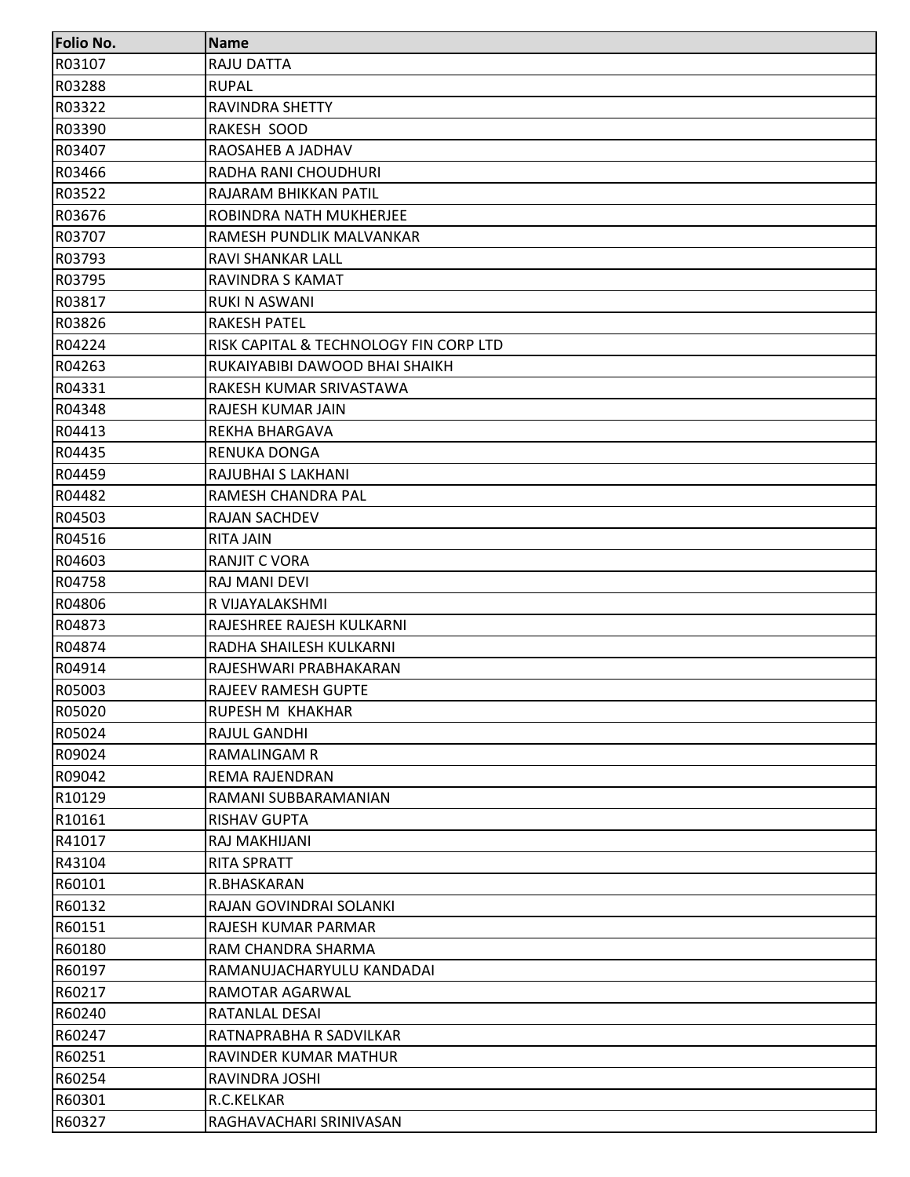| Folio No. | Name |
|---|---|
| R03107 | RAJU DATTA |
| R03288 | RUPAL |
| R03322 | RAVINDRA SHETTY |
| R03390 | RAKESH  SOOD |
| R03407 | RAOSAHEB A JADHAV |
| R03466 | RADHA RANI CHOUDHURI |
| R03522 | RAJARAM BHIKKAN PATIL |
| R03676 | ROBINDRA NATH MUKHERJEE |
| R03707 | RAMESH PUNDLIK MALVANKAR |
| R03793 | RAVI SHANKAR LALL |
| R03795 | RAVINDRA S KAMAT |
| R03817 | RUKI N ASWANI |
| R03826 | RAKESH PATEL |
| R04224 | RISK CAPITAL & TECHNOLOGY FIN CORP LTD |
| R04263 | RUKAIYABIBI DAWOOD BHAI SHAIKH |
| R04331 | RAKESH KUMAR SRIVASTAWA |
| R04348 | RAJESH KUMAR JAIN |
| R04413 | REKHA BHARGAVA |
| R04435 | RENUKA DONGA |
| R04459 | RAJUBHAI S LAKHANI |
| R04482 | RAMESH CHANDRA PAL |
| R04503 | RAJAN SACHDEV |
| R04516 | RITA JAIN |
| R04603 | RANJIT C VORA |
| R04758 | RAJ MANI DEVI |
| R04806 | R VIJAYALAKSHMI |
| R04873 | RAJESHREE RAJESH KULKARNI |
| R04874 | RADHA SHAILESH KULKARNI |
| R04914 | RAJESHWARI PRABHAKARAN |
| R05003 | RAJEEV RAMESH GUPTE |
| R05020 | RUPESH M  KHAKHAR |
| R05024 | RAJUL GANDHI |
| R09024 | RAMALINGAM R |
| R09042 | REMA RAJENDRAN |
| R10129 | RAMANI SUBBARAMANIAN |
| R10161 | RISHAV GUPTA |
| R41017 | RAJ MAKHIJANI |
| R43104 | RITA SPRATT |
| R60101 | R.BHASKARAN |
| R60132 | RAJAN GOVINDRAI SOLANKI |
| R60151 | RAJESH KUMAR PARMAR |
| R60180 | RAM CHANDRA SHARMA |
| R60197 | RAMANUJACHARYULU KANDADAI |
| R60217 | RAMOTAR AGARWAL |
| R60240 | RATANLAL DESAI |
| R60247 | RATNAPRABHA R SADVILKAR |
| R60251 | RAVINDER KUMAR MATHUR |
| R60254 | RAVINDRA JOSHI |
| R60301 | R.C.KELKAR |
| R60327 | RAGHAVACHARI SRINIVASAN |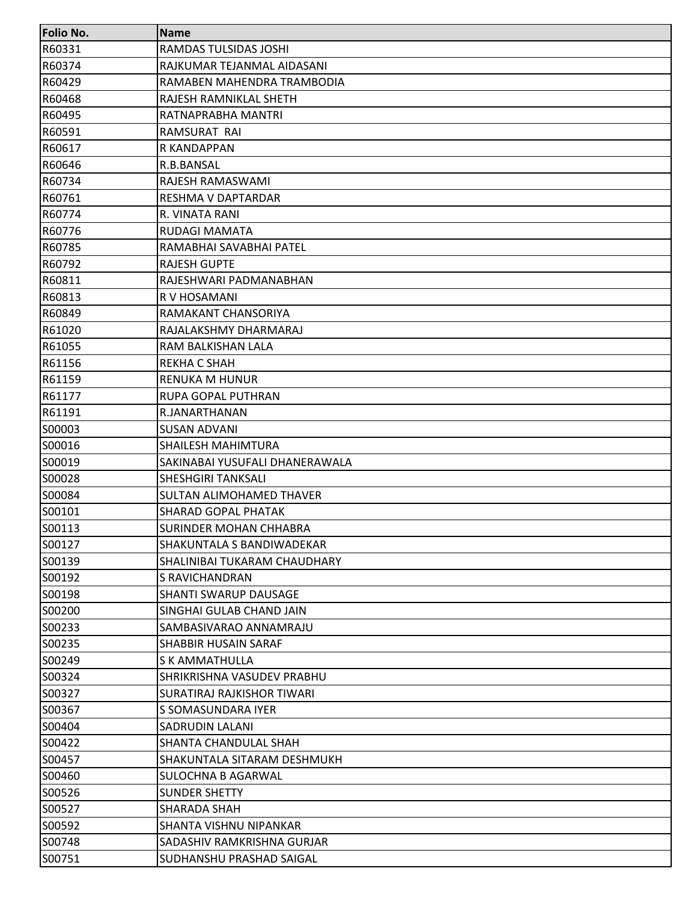| Folio No. | Name |
|---|---|
| R60331 | RAMDAS TULSIDAS JOSHI |
| R60374 | RAJKUMAR TEJANMAL AIDASANI |
| R60429 | RAMABEN MAHENDRA TRAMBODIA |
| R60468 | RAJESH RAMNIKLAL SHETH |
| R60495 | RATNAPRABHA MANTRI |
| R60591 | RAMSURAT  RAI |
| R60617 | R KANDAPPAN |
| R60646 | R.B.BANSAL |
| R60734 | RAJESH RAMASWAMI |
| R60761 | RESHMA V DAPTARDAR |
| R60774 | R. VINATA RANI |
| R60776 | RUDAGI MAMATA |
| R60785 | RAMABHAI SAVABHAI PATEL |
| R60792 | RAJESH GUPTE |
| R60811 | RAJESHWARI PADMANABHAN |
| R60813 | R V HOSAMANI |
| R60849 | RAMAKANT CHANSORIYA |
| R61020 | RAJALAKSHMY DHARMARAJ |
| R61055 | RAM BALKISHAN LALA |
| R61156 | REKHA C SHAH |
| R61159 | RENUKA M HUNUR |
| R61177 | RUPA GOPAL PUTHRAN |
| R61191 | R.JANARTHANAN |
| S00003 | SUSAN ADVANI |
| S00016 | SHAILESH MAHIMTURA |
| S00019 | SAKINABAI YUSUFALI DHANERAWALA |
| S00028 | SHESHGIRI TANKSALI |
| S00084 | SULTAN ALIMOHAMED THAVER |
| S00101 | SHARAD GOPAL PHATAK |
| S00113 | SURINDER MOHAN CHHABRA |
| S00127 | SHAKUNTALA S BANDIWADEKAR |
| S00139 | SHALINIBAI TUKARAM CHAUDHARY |
| S00192 | S RAVICHANDRAN |
| S00198 | SHANTI SWARUP DAUSAGE |
| S00200 | SINGHAI GULAB CHAND JAIN |
| S00233 | SAMBASIVARAO ANNAMRAJU |
| S00235 | SHABBIR HUSAIN SARAF |
| S00249 | S K AMMATHULLA |
| S00324 | SHRIKRISHNA VASUDEV PRABHU |
| S00327 | SURATIRAJ RAJKISHOR TIWARI |
| S00367 | S SOMASUNDARA IYER |
| S00404 | SADRUDIN LALANI |
| S00422 | SHANTA CHANDULAL SHAH |
| S00457 | SHAKUNTALA SITARAM DESHMUKH |
| S00460 | SULOCHNA B AGARWAL |
| S00526 | SUNDER SHETTY |
| S00527 | SHARADA SHAH |
| S00592 | SHANTA VISHNU NIPANKAR |
| S00748 | SADASHIV RAMKRISHNA GURJAR |
| S00751 | SUDHANSHU PRASHAD SAIGAL |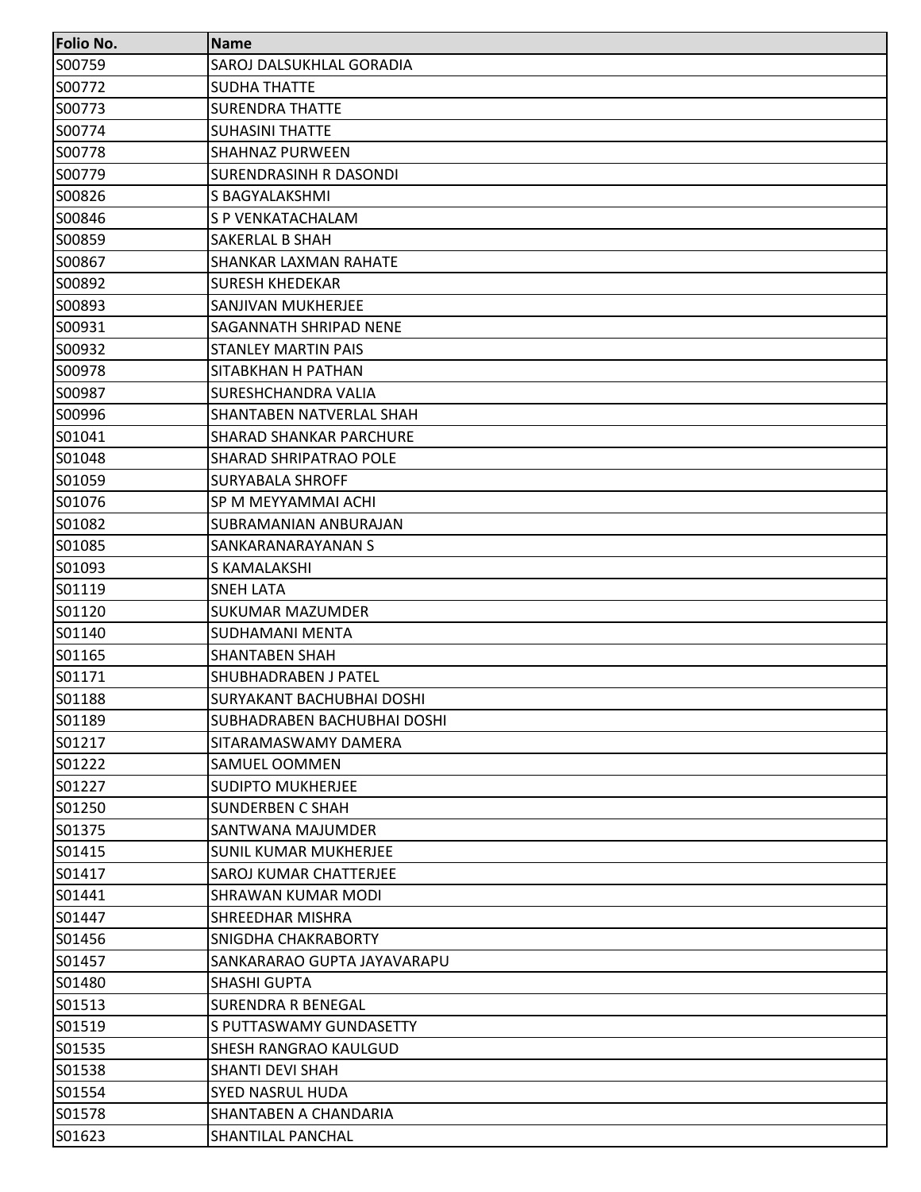| Folio No. | Name |
|---|---|
| S00759 | SAROJ DALSUKHLAL GORADIA |
| S00772 | SUDHA THATTE |
| S00773 | SURENDRA THATTE |
| S00774 | SUHASINI THATTE |
| S00778 | SHAHNAZ PURWEEN |
| S00779 | SURENDRASINH R DASONDI |
| S00826 | S BAGYALAKSHMI |
| S00846 | S P VENKATACHALAM |
| S00859 | SAKERLAL B SHAH |
| S00867 | SHANKAR LAXMAN RAHATE |
| S00892 | SURESH KHEDEKAR |
| S00893 | SANJIVAN MUKHERJEE |
| S00931 | SAGANNATH SHRIPAD NENE |
| S00932 | STANLEY MARTIN PAIS |
| S00978 | SITABKHAN H PATHAN |
| S00987 | SURESHCHANDRA VALIA |
| S00996 | SHANTABEN NATVERLAL SHAH |
| S01041 | SHARAD SHANKAR PARCHURE |
| S01048 | SHARAD SHRIPATRAO POLE |
| S01059 | SURYABALA SHROFF |
| S01076 | SP M MEYYAMMAI ACHI |
| S01082 | SUBRAMANIAN ANBURAJAN |
| S01085 | SANKARANARAYANAN S |
| S01093 | S KAMALAKSHI |
| S01119 | SNEH LATA |
| S01120 | SUKUMAR MAZUMDER |
| S01140 | SUDHAMANI MENTA |
| S01165 | SHANTABEN SHAH |
| S01171 | SHUBHADRABEN J PATEL |
| S01188 | SURYAKANT BACHUBHAI DOSHI |
| S01189 | SUBHADRABEN BACHUBHAI DOSHI |
| S01217 | SITARAMASWAMY DAMERA |
| S01222 | SAMUEL OOMMEN |
| S01227 | SUDIPTO MUKHERJEE |
| S01250 | SUNDERBEN C SHAH |
| S01375 | SANTWANA MAJUMDER |
| S01415 | SUNIL KUMAR MUKHERJEE |
| S01417 | SAROJ KUMAR CHATTERJEE |
| S01441 | SHRAWAN KUMAR MODI |
| S01447 | SHREEDHAR MISHRA |
| S01456 | SNIGDHA CHAKRABORTY |
| S01457 | SANKARARAO GUPTA JAYAVARAPU |
| S01480 | SHASHI GUPTA |
| S01513 | SURENDRA R BENEGAL |
| S01519 | S PUTTASWAMY GUNDASETTY |
| S01535 | SHESH RANGRAO KAULGUD |
| S01538 | SHANTI DEVI SHAH |
| S01554 | SYED NASRUL HUDA |
| S01578 | SHANTABEN A CHANDARIA |
| S01623 | SHANTILAL PANCHAL |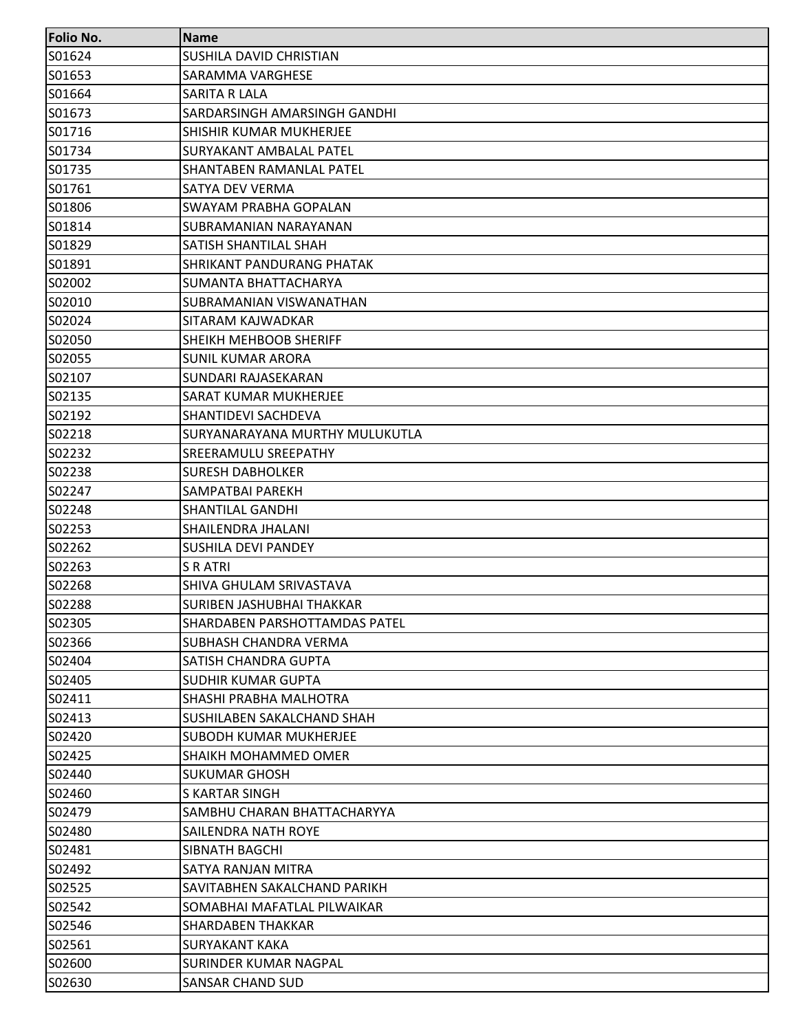| Folio No. | Name |
|---|---|
| S01624 | SUSHILA DAVID CHRISTIAN |
| S01653 | SARAMMA VARGHESE |
| S01664 | SARITA R LALA |
| S01673 | SARDARSINGH AMARSINGH GANDHI |
| S01716 | SHISHIR KUMAR MUKHERJEE |
| S01734 | SURYAKANT AMBALAL PATEL |
| S01735 | SHANTABEN RAMANLAL PATEL |
| S01761 | SATYA DEV VERMA |
| S01806 | SWAYAM PRABHA GOPALAN |
| S01814 | SUBRAMANIAN NARAYANAN |
| S01829 | SATISH SHANTILAL SHAH |
| S01891 | SHRIKANT PANDURANG PHATAK |
| S02002 | SUMANTA BHATTACHARYA |
| S02010 | SUBRAMANIAN VISWANATHAN |
| S02024 | SITARAM KAJWADKAR |
| S02050 | SHEIKH MEHBOOB SHERIFF |
| S02055 | SUNIL KUMAR ARORA |
| S02107 | SUNDARI RAJASEKARAN |
| S02135 | SARAT KUMAR MUKHERJEE |
| S02192 | SHANTIDEVI SACHDEVA |
| S02218 | SURYANARAYANA MURTHY MULUKUTLA |
| S02232 | SREERAMULU SREEPATHY |
| S02238 | SURESH DABHOLKER |
| S02247 | SAMPATBAI PAREKH |
| S02248 | SHANTILAL GANDHI |
| S02253 | SHAILENDRA JHALANI |
| S02262 | SUSHILA DEVI PANDEY |
| S02263 | S R ATRI |
| S02268 | SHIVA GHULAM SRIVASTAVA |
| S02288 | SURIBEN JASHUBHAI THAKKAR |
| S02305 | SHARDABEN PARSHOTTAMDAS PATEL |
| S02366 | SUBHASH CHANDRA VERMA |
| S02404 | SATISH CHANDRA GUPTA |
| S02405 | SUDHIR KUMAR GUPTA |
| S02411 | SHASHI PRABHA MALHOTRA |
| S02413 | SUSHILABEN SAKALCHAND SHAH |
| S02420 | SUBODH KUMAR MUKHERJEE |
| S02425 | SHAIKH MOHAMMED OMER |
| S02440 | SUKUMAR GHOSH |
| S02460 | S KARTAR SINGH |
| S02479 | SAMBHU CHARAN BHATTACHARYYA |
| S02480 | SAILENDRA NATH ROYE |
| S02481 | SIBNATH BAGCHI |
| S02492 | SATYA RANJAN MITRA |
| S02525 | SAVITABHEN SAKALCHAND PARIKH |
| S02542 | SOMABHAI MAFATLAL PILWAIKAR |
| S02546 | SHARDABEN THAKKAR |
| S02561 | SURYAKANT KAKA |
| S02600 | SURINDER KUMAR NAGPAL |
| S02630 | SANSAR CHAND SUD |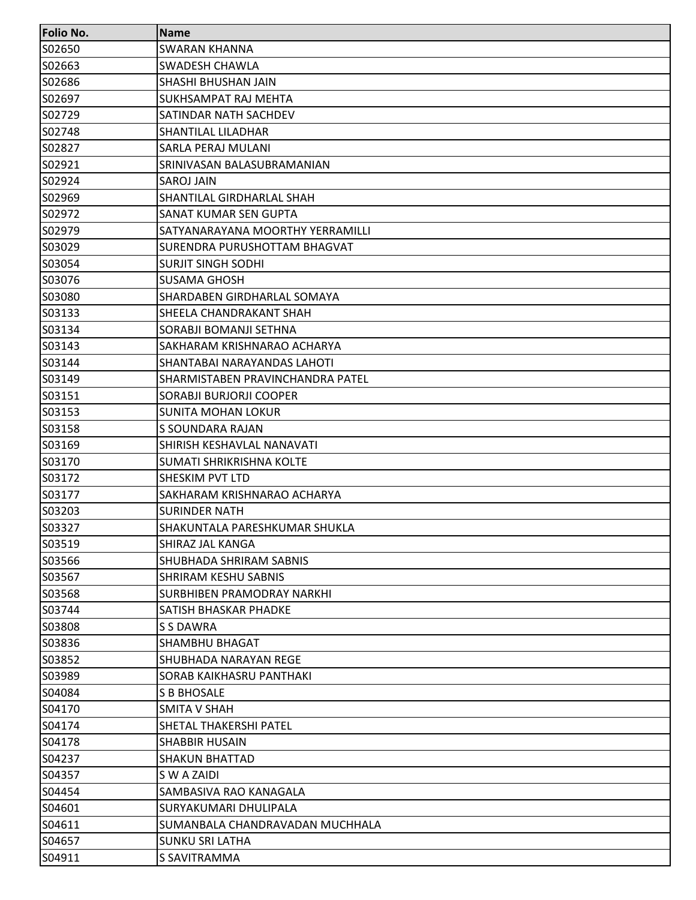| Folio No. | Name |
|---|---|
| S02650 | SWARAN KHANNA |
| S02663 | SWADESH CHAWLA |
| S02686 | SHASHI BHUSHAN JAIN |
| S02697 | SUKHSAMPAT RAJ MEHTA |
| S02729 | SATINDAR NATH SACHDEV |
| S02748 | SHANTILAL LILADHAR |
| S02827 | SARLA PERAJ MULANI |
| S02921 | SRINIVASAN BALASUBRAMANIAN |
| S02924 | SAROJ JAIN |
| S02969 | SHANTILAL GIRDHARLAL SHAH |
| S02972 | SANAT KUMAR SEN GUPTA |
| S02979 | SATYANARAYANA MOORTHY YERRAMILLI |
| S03029 | SURENDRA PURUSHOTTAM BHAGVAT |
| S03054 | SURJIT SINGH SODHI |
| S03076 | SUSAMA GHOSH |
| S03080 | SHARDABEN GIRDHARLAL SOMAYA |
| S03133 | SHEELA CHANDRAKANT SHAH |
| S03134 | SORABJI BOMANJI SETHNA |
| S03143 | SAKHARAM KRISHNARAO ACHARYA |
| S03144 | SHANTABAI NARAYANDAS LAHOTI |
| S03149 | SHARMISTABEN PRAVINCHANDRA PATEL |
| S03151 | SORABJI BURJORJI COOPER |
| S03153 | SUNITA MOHAN LOKUR |
| S03158 | S SOUNDARA RAJAN |
| S03169 | SHIRISH KESHAVLAL NANAVATI |
| S03170 | SUMATI SHRIKRISHNA KOLTE |
| S03172 | SHESKIM PVT LTD |
| S03177 | SAKHARAM KRISHNARAO ACHARYA |
| S03203 | SURINDER NATH |
| S03327 | SHAKUNTALA PARESHKUMAR SHUKLA |
| S03519 | SHIRAZ JAL KANGA |
| S03566 | SHUBHADA SHRIRAM SABNIS |
| S03567 | SHRIRAM KESHU SABNIS |
| S03568 | SURBHIBEN PRAMODRAY NARKHI |
| S03744 | SATISH BHASKAR PHADKE |
| S03808 | S S DAWRA |
| S03836 | SHAMBHU BHAGAT |
| S03852 | SHUBHADA NARAYAN REGE |
| S03989 | SORAB KAIKHASRU PANTHAKI |
| S04084 | S B BHOSALE |
| S04170 | SMITA V SHAH |
| S04174 | SHETAL THAKERSHI PATEL |
| S04178 | SHABBIR HUSAIN |
| S04237 | SHAKUN BHATTAD |
| S04357 | S W A ZAIDI |
| S04454 | SAMBASIVA RAO KANAGALA |
| S04601 | SURYAKUMARI DHULIPALA |
| S04611 | SUMANBALA CHANDRAVADAN MUCHHALA |
| S04657 | SUNKU SRI LATHA |
| S04911 | S SAVITRAMMA |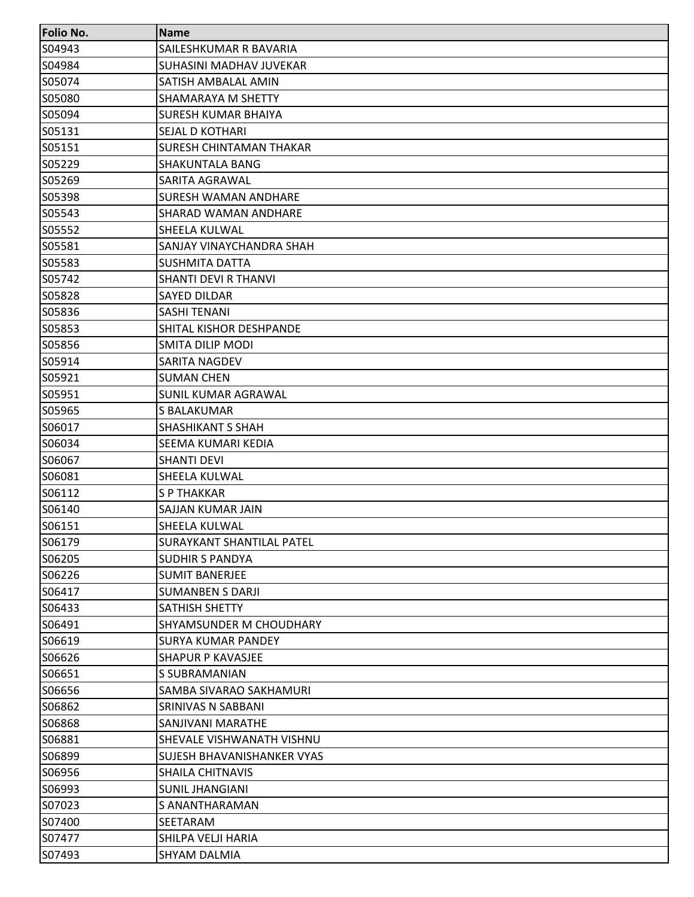| Folio No. | Name |
| --- | --- |
| S04943 | SAILESHKUMAR R BAVARIA |
| S04984 | SUHASINI MADHAV JUVEKAR |
| S05074 | SATISH AMBALAL AMIN |
| S05080 | SHAMARAYA M SHETTY |
| S05094 | SURESH KUMAR BHAIYA |
| S05131 | SEJAL D KOTHARI |
| S05151 | SURESH CHINTAMAN THAKAR |
| S05229 | SHAKUNTALA BANG |
| S05269 | SARITA AGRAWAL |
| S05398 | SURESH WAMAN ANDHARE |
| S05543 | SHARAD WAMAN ANDHARE |
| S05552 | SHEELA KULWAL |
| S05581 | SANJAY VINAYCHANDRA SHAH |
| S05583 | SUSHMITA DATTA |
| S05742 | SHANTI DEVI R THANVI |
| S05828 | SAYED DILDAR |
| S05836 | SASHI TENANI |
| S05853 | SHITAL KISHOR DESHPANDE |
| S05856 | SMITA DILIP MODI |
| S05914 | SARITA NAGDEV |
| S05921 | SUMAN CHEN |
| S05951 | SUNIL KUMAR AGRAWAL |
| S05965 | S BALAKUMAR |
| S06017 | SHASHIKANT S SHAH |
| S06034 | SEEMA KUMARI KEDIA |
| S06067 | SHANTI DEVI |
| S06081 | SHEELA KULWAL |
| S06112 | S P THAKKAR |
| S06140 | SAJJAN KUMAR JAIN |
| S06151 | SHEELA KULWAL |
| S06179 | SURAYKANT SHANTILAL PATEL |
| S06205 | SUDHIR S PANDYA |
| S06226 | SUMIT BANERJEE |
| S06417 | SUMANBEN S DARJI |
| S06433 | SATHISH SHETTY |
| S06491 | SHYAMSUNDER M CHOUDHARY |
| S06619 | SURYA KUMAR PANDEY |
| S06626 | SHAPUR P KAVASJEE |
| S06651 | S SUBRAMANIAN |
| S06656 | SAMBA SIVARAO SAKHAMURI |
| S06862 | SRINIVAS N SABBANI |
| S06868 | SANJIVANI MARATHE |
| S06881 | SHEVALE VISHWANATH VISHNU |
| S06899 | SUJESH BHAVANISHANKER VYAS |
| S06956 | SHAILA CHITNAVIS |
| S06993 | SUNIL JHANGIANI |
| S07023 | S ANANTHARAMAN |
| S07400 | SEETARAM |
| S07477 | SHILPA VELJI HARIA |
| S07493 | SHYAM DALMIA |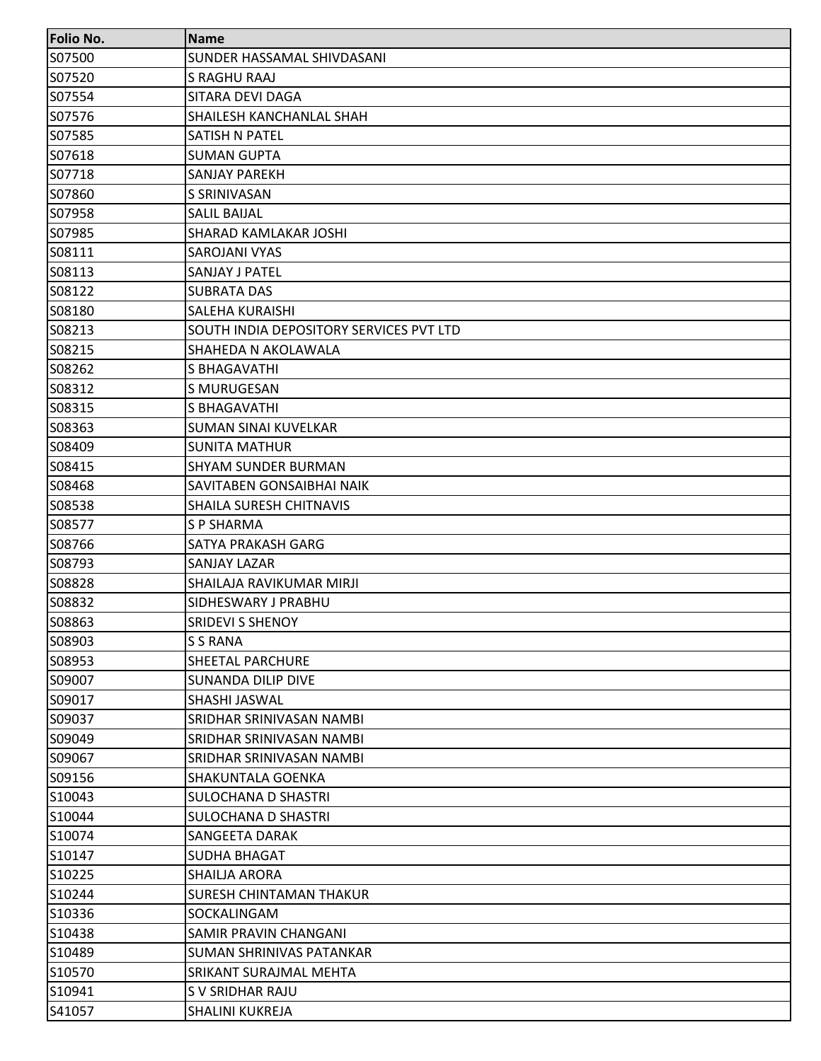| Folio No. | Name |
|---|---|
| S07500 | SUNDER HASSAMAL SHIVDASANI |
| S07520 | S RAGHU RAAJ |
| S07554 | SITARA DEVI DAGA |
| S07576 | SHAILESH KANCHANLAL SHAH |
| S07585 | SATISH N PATEL |
| S07618 | SUMAN GUPTA |
| S07718 | SANJAY PAREKH |
| S07860 | S SRINIVASAN |
| S07958 | SALIL BAIJAL |
| S07985 | SHARAD KAMLAKAR JOSHI |
| S08111 | SAROJANI VYAS |
| S08113 | SANJAY J PATEL |
| S08122 | SUBRATA DAS |
| S08180 | SALEHA KURAISHI |
| S08213 | SOUTH INDIA DEPOSITORY SERVICES PVT LTD |
| S08215 | SHAHEDA N AKOLAWALA |
| S08262 | S BHAGAVATHI |
| S08312 | S MURUGESAN |
| S08315 | S BHAGAVATHI |
| S08363 | SUMAN SINAI KUVELKAR |
| S08409 | SUNITA MATHUR |
| S08415 | SHYAM SUNDER BURMAN |
| S08468 | SAVITABEN GONSAIBHAI NAIK |
| S08538 | SHAILA SURESH CHITNAVIS |
| S08577 | S P SHARMA |
| S08766 | SATYA PRAKASH GARG |
| S08793 | SANJAY LAZAR |
| S08828 | SHAILAJA RAVIKUMAR MIRJI |
| S08832 | SIDHESWARY J PRABHU |
| S08863 | SRIDEVI S SHENOY |
| S08903 | S S RANA |
| S08953 | SHEETAL PARCHURE |
| S09007 | SUNANDA DILIP DIVE |
| S09017 | SHASHI JASWAL |
| S09037 | SRIDHAR SRINIVASAN NAMBI |
| S09049 | SRIDHAR SRINIVASAN NAMBI |
| S09067 | SRIDHAR SRINIVASAN NAMBI |
| S09156 | SHAKUNTALA GOENKA |
| S10043 | SULOCHANA D SHASTRI |
| S10044 | SULOCHANA D SHASTRI |
| S10074 | SANGEETA DARAK |
| S10147 | SUDHA BHAGAT |
| S10225 | SHAILJA ARORA |
| S10244 | SURESH CHINTAMAN THAKUR |
| S10336 | SOCKALINGAM |
| S10438 | SAMIR PRAVIN CHANGANI |
| S10489 | SUMAN SHRINIVAS PATANKAR |
| S10570 | SRIKANT SURAJMAL MEHTA |
| S10941 | S V SRIDHAR RAJU |
| S41057 | SHALINI KUKREJA |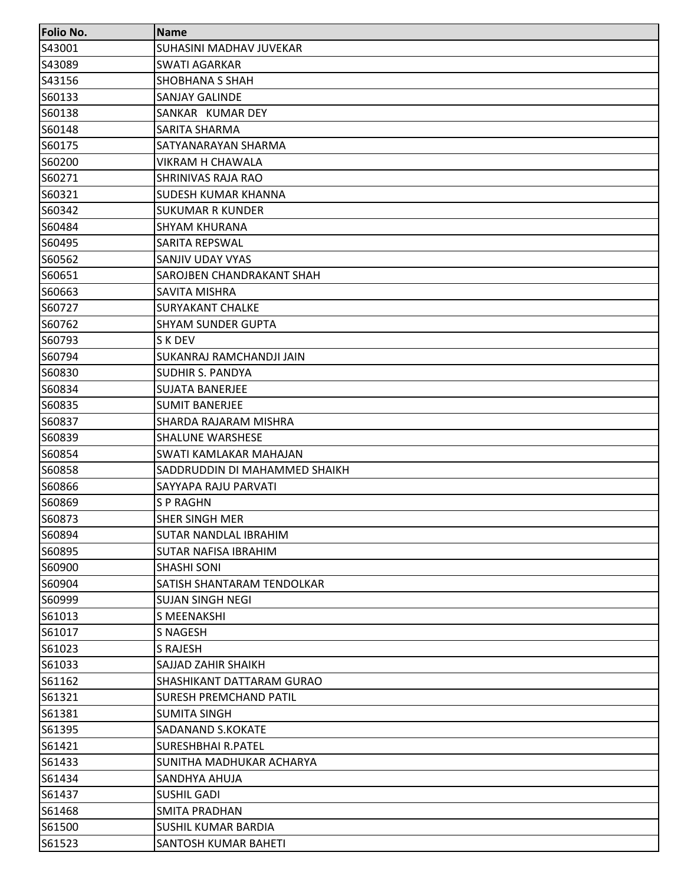| Folio No. | Name |
|---|---|
| S43001 | SUHASINI MADHAV JUVEKAR |
| S43089 | SWATI AGARKAR |
| S43156 | SHOBHANA S SHAH |
| S60133 | SANJAY GALINDE |
| S60138 | SANKAR KUMAR DEY |
| S60148 | SARITA SHARMA |
| S60175 | SATYANARAYAN SHARMA |
| S60200 | VIKRAM H CHAWALA |
| S60271 | SHRINIVAS RAJA RAO |
| S60321 | SUDESH KUMAR KHANNA |
| S60342 | SUKUMAR R KUNDER |
| S60484 | SHYAM KHURANA |
| S60495 | SARITA REPSWAL |
| S60562 | SANJIV UDAY VYAS |
| S60651 | SAROJBEN CHANDRAKANT SHAH |
| S60663 | SAVITA MISHRA |
| S60727 | SURYAKANT CHALKE |
| S60762 | SHYAM SUNDER GUPTA |
| S60793 | S K DEV |
| S60794 | SUKANRAJ RAMCHANDJI JAIN |
| S60830 | SUDHIR S. PANDYA |
| S60834 | SUJATA BANERJEE |
| S60835 | SUMIT BANERJEE |
| S60837 | SHARDA RAJARAM MISHRA |
| S60839 | SHALUNE WARSHESE |
| S60854 | SWATI KAMLAKAR MAHAJAN |
| S60858 | SADDRUDDIN DI MAHAMMED SHAIKH |
| S60866 | SAYYAPA RAJU PARVATI |
| S60869 | S P RAGHN |
| S60873 | SHER SINGH MER |
| S60894 | SUTAR NANDLAL IBRAHIM |
| S60895 | SUTAR NAFISA IBRAHIM |
| S60900 | SHASHI SONI |
| S60904 | SATISH SHANTARAM TENDOLKAR |
| S60999 | SUJAN SINGH NEGI |
| S61013 | S MEENAKSHI |
| S61017 | S NAGESH |
| S61023 | S RAJESH |
| S61033 | SAJJAD ZAHIR SHAIKH |
| S61162 | SHASHIKANT DATTARAM GURAO |
| S61321 | SURESH PREMCHAND PATIL |
| S61381 | SUMITA SINGH |
| S61395 | SADANAND S.KOKATE |
| S61421 | SURESHBHAI R.PATEL |
| S61433 | SUNITHA MADHUKAR ACHARYA |
| S61434 | SANDHYA AHUJA |
| S61437 | SUSHIL GADI |
| S61468 | SMITA PRADHAN |
| S61500 | SUSHIL KUMAR BARDIA |
| S61523 | SANTOSH KUMAR BAHETI |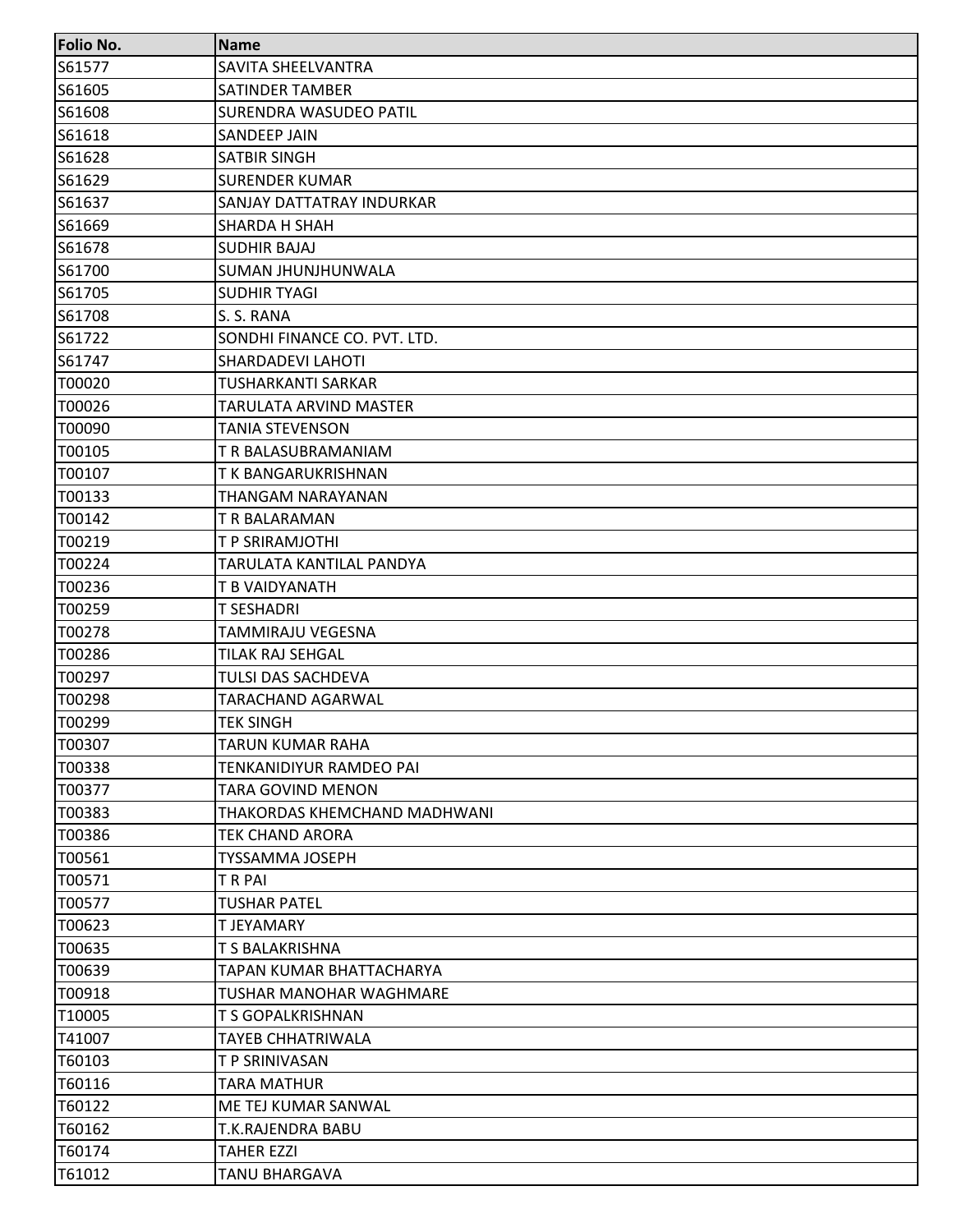| Folio No. | Name |
|---|---|
| S61577 | SAVITA SHEELVANTRA |
| S61605 | SATINDER TAMBER |
| S61608 | SURENDRA WASUDEO PATIL |
| S61618 | SANDEEP JAIN |
| S61628 | SATBIR SINGH |
| S61629 | SURENDER KUMAR |
| S61637 | SANJAY DATTATRAY INDURKAR |
| S61669 | SHARDA H SHAH |
| S61678 | SUDHIR BAJAJ |
| S61700 | SUMAN JHUNJHUNWALA |
| S61705 | SUDHIR TYAGI |
| S61708 | S. S. RANA |
| S61722 | SONDHI FINANCE CO. PVT. LTD. |
| S61747 | SHARDADEVI LAHOTI |
| T00020 | TUSHARKANTI SARKAR |
| T00026 | TARULATA ARVIND MASTER |
| T00090 | TANIA STEVENSON |
| T00105 | T R BALASUBRAMANIAM |
| T00107 | T K BANGARUKRISHNAN |
| T00133 | THANGAM NARAYANAN |
| T00142 | T R BALARAMAN |
| T00219 | T P SRIRAMJOTHI |
| T00224 | TARULATA KANTILAL PANDYA |
| T00236 | T B VAIDYANATH |
| T00259 | T SESHADRI |
| T00278 | TAMMIRAJU VEGESNA |
| T00286 | TILAK RAJ SEHGAL |
| T00297 | TULSI DAS SACHDEVA |
| T00298 | TARACHAND AGARWAL |
| T00299 | TEK SINGH |
| T00307 | TARUN KUMAR RAHA |
| T00338 | TENKANIDIYUR RAMDEO PAI |
| T00377 | TARA GOVIND MENON |
| T00383 | THAKORDAS KHEMCHAND MADHWANI |
| T00386 | TEK CHAND ARORA |
| T00561 | TYSSAMMA JOSEPH |
| T00571 | T R PAI |
| T00577 | TUSHAR PATEL |
| T00623 | T JEYAMARY |
| T00635 | T S BALAKRISHNA |
| T00639 | TAPAN KUMAR BHATTACHARYA |
| T00918 | TUSHAR MANOHAR WAGHMARE |
| T10005 | T S GOPALKRISHNAN |
| T41007 | TAYEB CHHATRIWALA |
| T60103 | T P SRINIVASAN |
| T60116 | TARA MATHUR |
| T60122 | ME TEJ KUMAR SANWAL |
| T60162 | T.K.RAJENDRA BABU |
| T60174 | TAHER EZZI |
| T61012 | TANU BHARGAVA |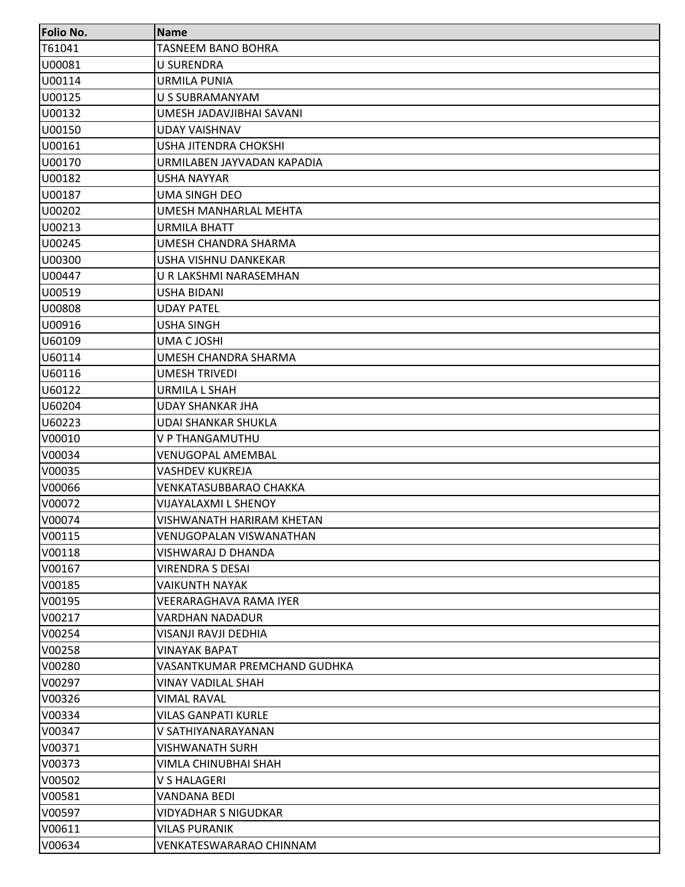| Folio No. | Name |
|---|---|
| T61041 | TASNEEM BANO BOHRA |
| U00081 | U SURENDRA |
| U00114 | URMILA PUNIA |
| U00125 | U S SUBRAMANYAM |
| U00132 | UMESH JADAVJIBHAI SAVANI |
| U00150 | UDAY VAISHNAV |
| U00161 | USHA JITENDRA CHOKSHI |
| U00170 | URMILABEN JAYVADAN KAPADIA |
| U00182 | USHA NAYYAR |
| U00187 | UMA SINGH DEO |
| U00202 | UMESH MANHARLAL MEHTA |
| U00213 | URMILA BHATT |
| U00245 | UMESH CHANDRA SHARMA |
| U00300 | USHA VISHNU DANKEKAR |
| U00447 | U R LAKSHMI NARASEMHAN |
| U00519 | USHA BIDANI |
| U00808 | UDAY PATEL |
| U00916 | USHA SINGH |
| U60109 | UMA C JOSHI |
| U60114 | UMESH CHANDRA SHARMA |
| U60116 | UMESH TRIVEDI |
| U60122 | URMILA L SHAH |
| U60204 | UDAY SHANKAR JHA |
| U60223 | UDAI SHANKAR SHUKLA |
| V00010 | V P THANGAMUTHU |
| V00034 | VENUGOPAL AMEMBAL |
| V00035 | VASHDEV KUKREJA |
| V00066 | VENKATASUBBARAO CHAKKA |
| V00072 | VIJAYALAXMI L SHENOY |
| V00074 | VISHWANATH HARIRAM KHETAN |
| V00115 | VENUGOPALAN VISWANATHAN |
| V00118 | VISHWARAJ D DHANDA |
| V00167 | VIRENDRA S DESAI |
| V00185 | VAIKUNTH NAYAK |
| V00195 | VEERARAGHAVA RAMA IYER |
| V00217 | VARDHAN NADADUR |
| V00254 | VISANJI RAVJI DEDHIA |
| V00258 | VINAYAK BAPAT |
| V00280 | VASANTKUMAR PREMCHAND GUDHKA |
| V00297 | VINAY VADILAL SHAH |
| V00326 | VIMAL RAVAL |
| V00334 | VILAS GANPATI KURLE |
| V00347 | V SATHIYANARAYANAN |
| V00371 | VISHWANATH SURH |
| V00373 | VIMLA CHINUBHAI SHAH |
| V00502 | V S HALAGERI |
| V00581 | VANDANA BEDI |
| V00597 | VIDYADHAR S NIGUDKAR |
| V00611 | VILAS PURANIK |
| V00634 | VENKATESWARARAO CHINNAM |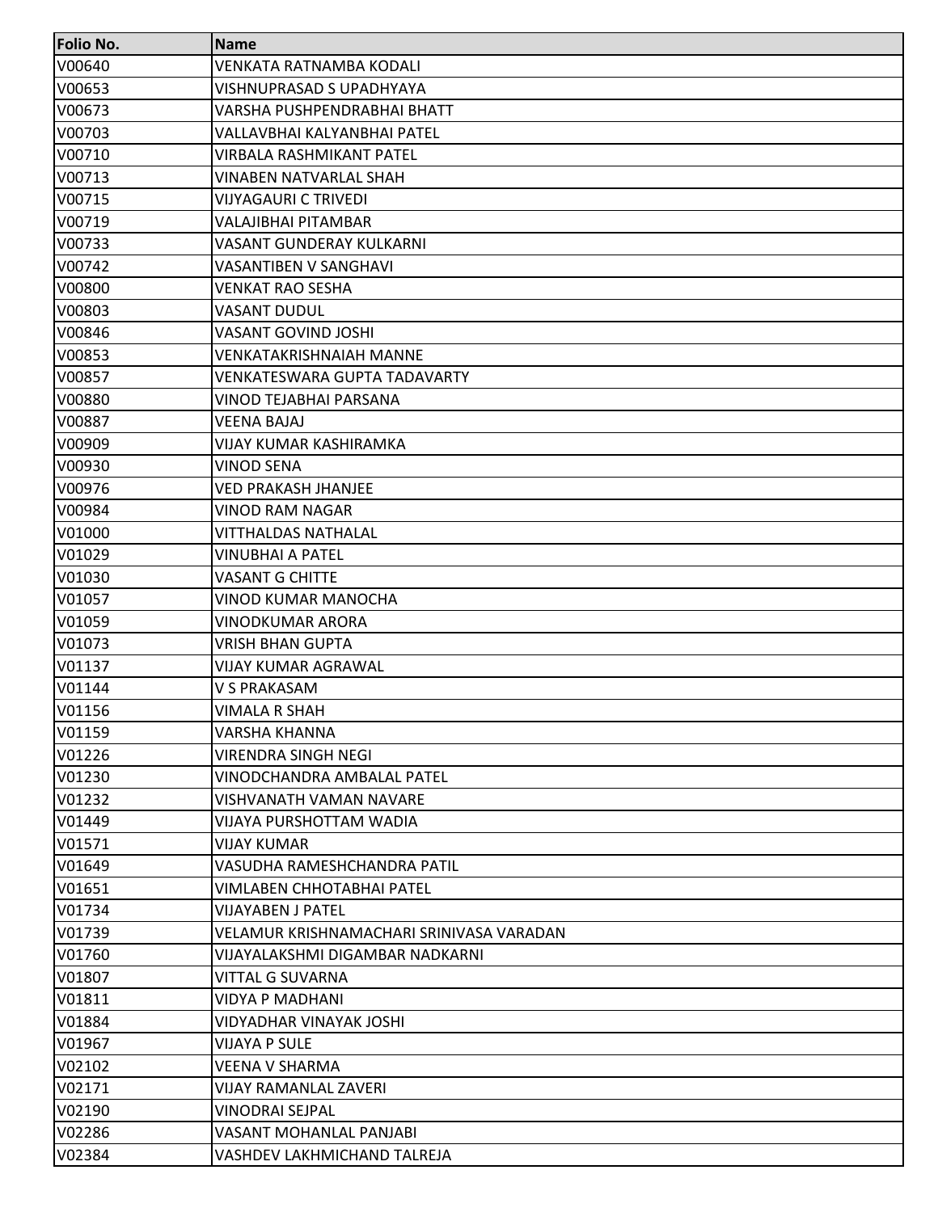| Folio No. | Name |
|---|---|
| V00640 | VENKATA RATNAMBA KODALI |
| V00653 | VISHNUPRASAD S UPADHYAYA |
| V00673 | VARSHA PUSHPENDRABHAI BHATT |
| V00703 | VALLAVBHAI KALYANBHAI PATEL |
| V00710 | VIRBALA RASHMIKANT PATEL |
| V00713 | VINABEN NATVARLAL SHAH |
| V00715 | VIJYAGAURI C TRIVEDI |
| V00719 | VALAJIBHAI PITAMBAR |
| V00733 | VASANT GUNDERAY KULKARNI |
| V00742 | VASANTIBEN V SANGHAVI |
| V00800 | VENKAT RAO SESHA |
| V00803 | VASANT DUDUL |
| V00846 | VASANT GOVIND JOSHI |
| V00853 | VENKATAKRISHNAIAH MANNE |
| V00857 | VENKATESWARA GUPTA TADAVARTY |
| V00880 | VINOD TEJABHAI PARSANA |
| V00887 | VEENA BAJAJ |
| V00909 | VIJAY KUMAR KASHIRAMKA |
| V00930 | VINOD SENA |
| V00976 | VED PRAKASH JHANJEE |
| V00984 | VINOD RAM NAGAR |
| V01000 | VITTHALDAS NATHALAL |
| V01029 | VINUBHAI A PATEL |
| V01030 | VASANT G CHITTE |
| V01057 | VINOD KUMAR MANOCHA |
| V01059 | VINODKUMAR ARORA |
| V01073 | VRISH BHAN GUPTA |
| V01137 | VIJAY KUMAR AGRAWAL |
| V01144 | V S PRAKASAM |
| V01156 | VIMALA R SHAH |
| V01159 | VARSHA KHANNA |
| V01226 | VIRENDRA SINGH NEGI |
| V01230 | VINODCHANDRA AMBALAL PATEL |
| V01232 | VISHVANATH VAMAN NAVARE |
| V01449 | VIJAYA PURSHOTTAM WADIA |
| V01571 | VIJAY KUMAR |
| V01649 | VASUDHA RAMESHCHANDRA PATIL |
| V01651 | VIMLABEN CHHOTABHAI PATEL |
| V01734 | VIJAYABEN J PATEL |
| V01739 | VELAMUR KRISHNAMACHARI SRINIVASA VARADAN |
| V01760 | VIJAYALAKSHMI DIGAMBAR NADKARNI |
| V01807 | VITTAL G SUVARNA |
| V01811 | VIDYA P MADHANI |
| V01884 | VIDYADHAR VINAYAK JOSHI |
| V01967 | VIJAYA P SULE |
| V02102 | VEENA V SHARMA |
| V02171 | VIJAY RAMANLAL ZAVERI |
| V02190 | VINODRAI SEJPAL |
| V02286 | VASANT MOHANLAL PANJABI |
| V02384 | VASHDEV LAKHMICHAND TALREJA |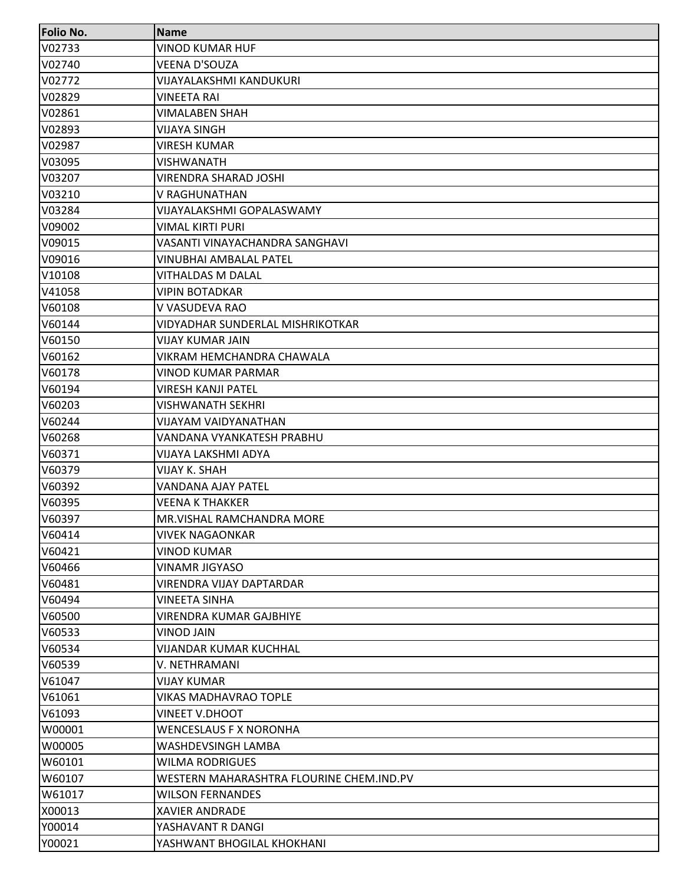| Folio No. | Name |
|---|---|
| V02733 | VINOD KUMAR HUF |
| V02740 | VEENA D'SOUZA |
| V02772 | VIJAYALAKSHMI KANDUKURI |
| V02829 | VINEETA RAI |
| V02861 | VIMALABEN SHAH |
| V02893 | VIJAYA SINGH |
| V02987 | VIRESH KUMAR |
| V03095 | VISHWANATH |
| V03207 | VIRENDRA SHARAD JOSHI |
| V03210 | V RAGHUNATHAN |
| V03284 | VIJAYALAKSHMI GOPALASWAMY |
| V09002 | VIMAL KIRTI PURI |
| V09015 | VASANTI VINAYACHANDRA SANGHAVI |
| V09016 | VINUBHAI AMBALAL PATEL |
| V10108 | VITHALDAS M DALAL |
| V41058 | VIPIN BOTADKAR |
| V60108 | V VASUDEVA RAO |
| V60144 | VIDYADHAR SUNDERLAL MISHRIKOTKAR |
| V60150 | VIJAY KUMAR JAIN |
| V60162 | VIKRAM HEMCHANDRA CHAWALA |
| V60178 | VINOD KUMAR PARMAR |
| V60194 | VIRESH KANJI PATEL |
| V60203 | VISHWANATH SEKHRI |
| V60244 | VIJAYAM VAIDYANATHAN |
| V60268 | VANDANA VYANKATESH PRABHU |
| V60371 | VIJAYA LAKSHMI ADYA |
| V60379 | VIJAY K. SHAH |
| V60392 | VANDANA AJAY PATEL |
| V60395 | VEENA K THAKKER |
| V60397 | MR.VISHAL RAMCHANDRA MORE |
| V60414 | VIVEK NAGAONKAR |
| V60421 | VINOD KUMAR |
| V60466 | VINAMR JIGYASO |
| V60481 | VIRENDRA VIJAY DAPTARDAR |
| V60494 | VINEETA SINHA |
| V60500 | VIRENDRA KUMAR GAJBHIYE |
| V60533 | VINOD JAIN |
| V60534 | VIJANDAR KUMAR KUCHHAL |
| V60539 | V. NETHRAMANI |
| V61047 | VIJAY KUMAR |
| V61061 | VIKAS MADHAVRAO TOPLE |
| V61093 | VINEET V.DHOOT |
| W00001 | WENCESLAUS F X NORONHA |
| W00005 | WASHDEVSINGH LAMBA |
| W60101 | WILMA RODRIGUES |
| W60107 | WESTERN MAHARASHTRA FLOURINE CHEM.IND.PV |
| W61017 | WILSON FERNANDES |
| X00013 | XAVIER ANDRADE |
| Y00014 | YASHAVANT R DANGI |
| Y00021 | YASHWANT BHOGILAL KHOKHANI |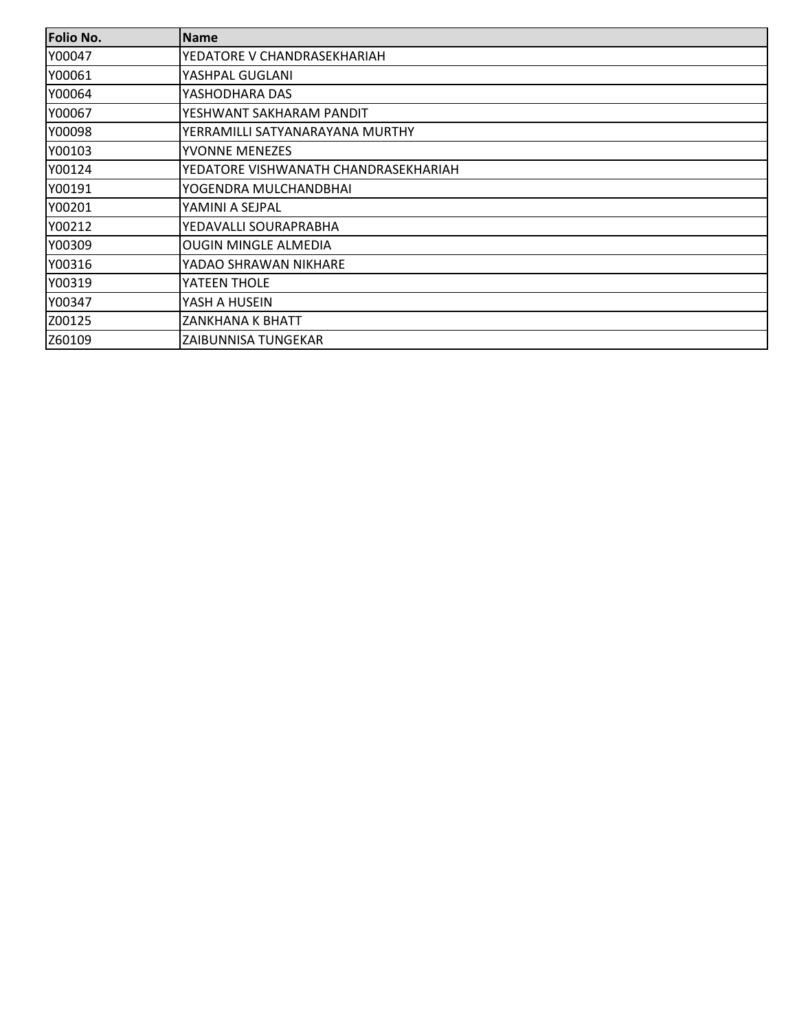| Folio No. | Name |
|---|---|
| Y00047 | YEDATORE V CHANDRASEKHARIAH |
| Y00061 | YASHPAL GUGLANI |
| Y00064 | YASHODHARA DAS |
| Y00067 | YESHWANT SAKHARAM PANDIT |
| Y00098 | YERRAMILLI SATYANARAYANA MURTHY |
| Y00103 | YVONNE MENEZES |
| Y00124 | YEDATORE VISHWANATH CHANDRASEKHARIAH |
| Y00191 | YOGENDRA MULCHANDBHAI |
| Y00201 | YAMINI A SEJPAL |
| Y00212 | YEDAVALLI SOURAPRABHA |
| Y00309 | OUGIN MINGLE ALMEDIA |
| Y00316 | YADAO SHRAWAN NIKHARE |
| Y00319 | YATEEN THOLE |
| Y00347 | YASH A HUSEIN |
| Z00125 | ZANKHANA K BHATT |
| Z60109 | ZAIBUNNISA TUNGEKAR |